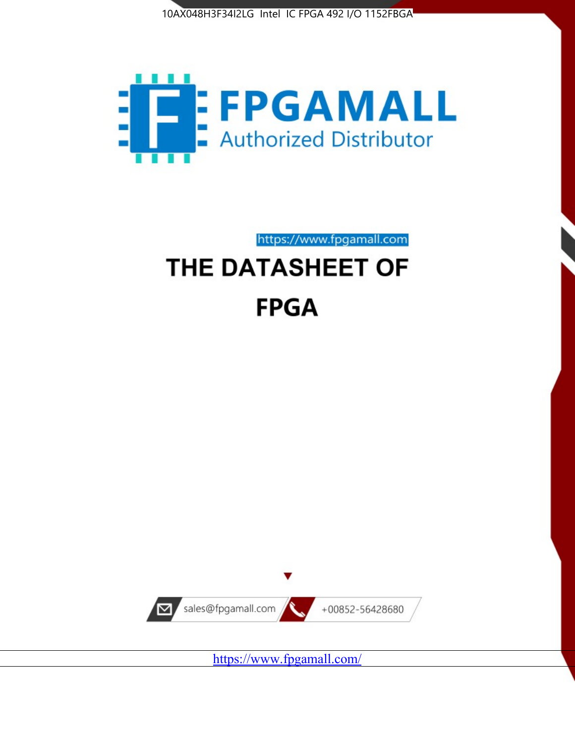10AX048H3F34I2LG Intel IC FPGA 492 I/O 1152FBGA

FPGAMALL
Authorized Distributor

https://www.fpgamall.com

# THE DATASHEET OF

# FPGA

sales@fpgamall.com

+00852-56428680

https://www.fpgamall.com/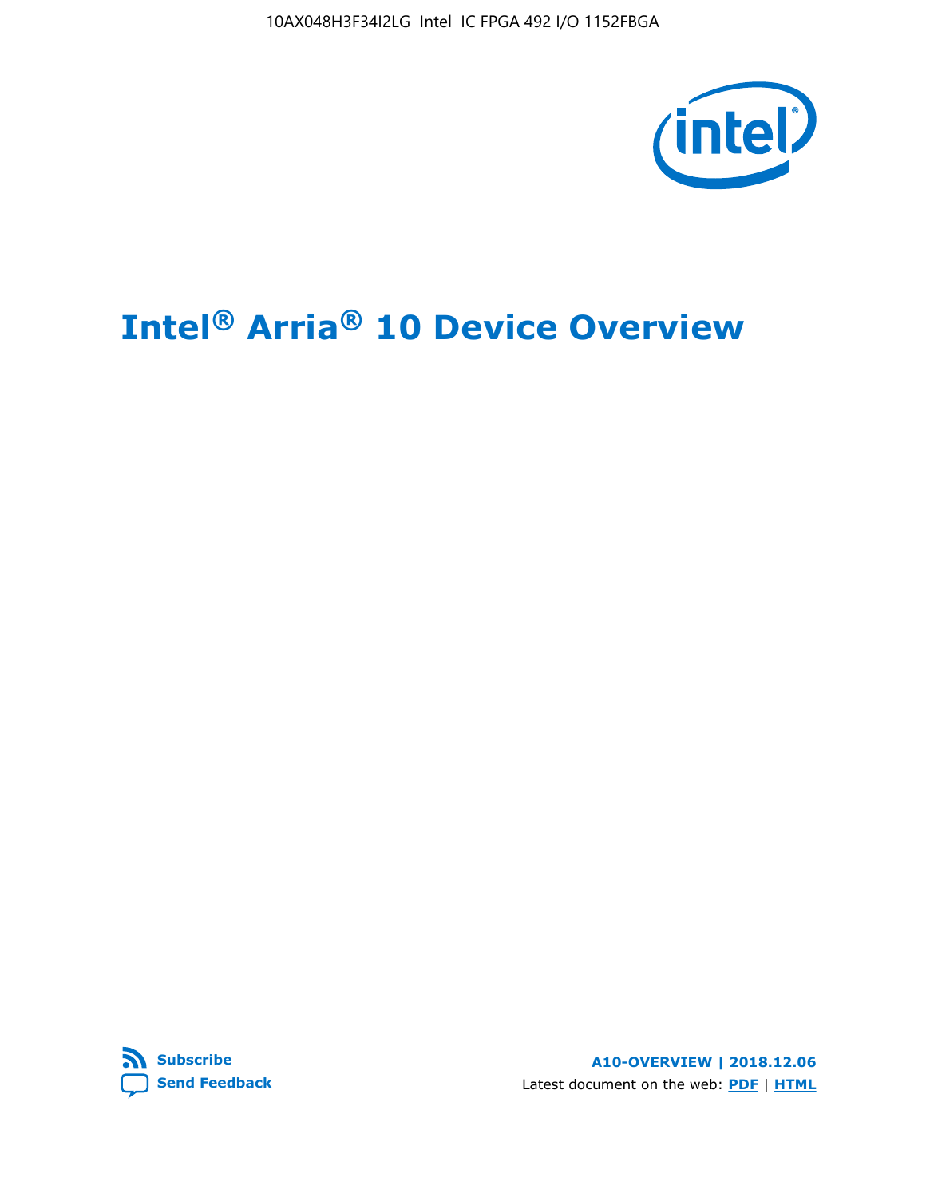10AX048H3F34I2LG Intel IC FPGA 492 I/O 1152FBGA

# Intel® Arria® 10 Device Overview

Subscribe

Send Feedback

**A10-OVERVIEW | 2018.12.06**

Latest document on the web: **PDF** | **HTML**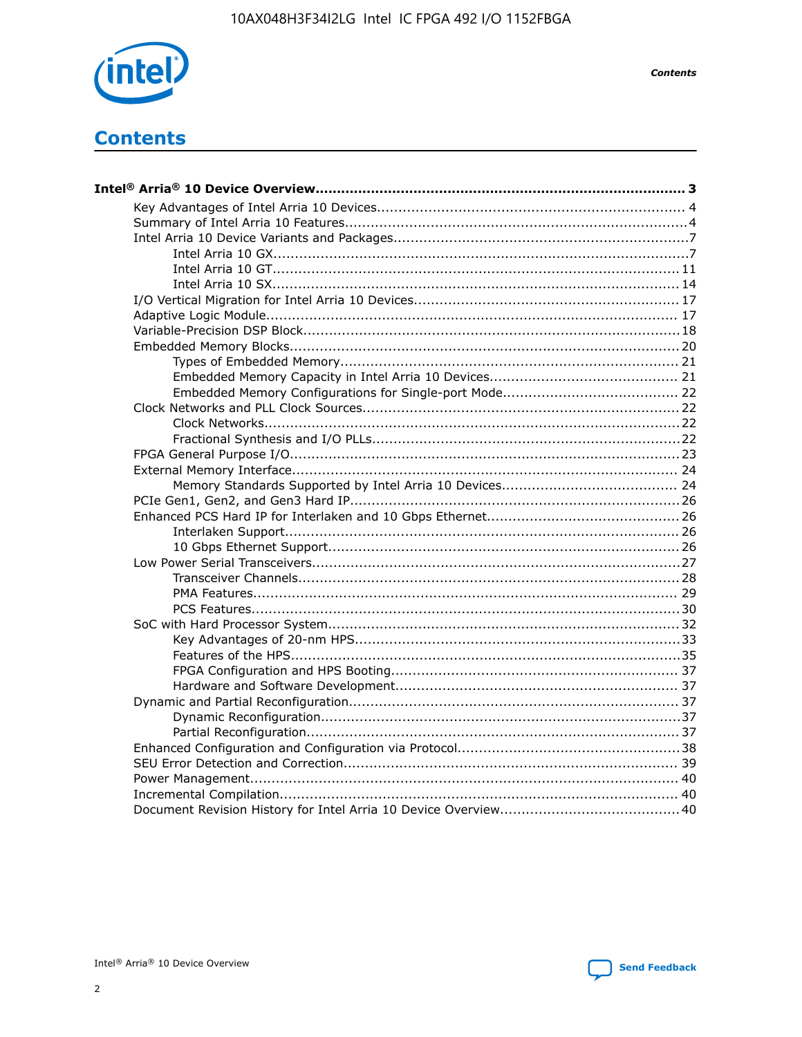# Contents

**Intel® Arria® 10 Device Overview....................................................................................... 3**

- Key Advantages of Intel Arria 10 Devices........................................................................ 4
- Summary of Intel Arria 10 Features................................................................................4
- Intel Arria 10 Device Variants and Packages.....................................................................7
    - Intel Arria 10 GX.................................................................................................7
    - Intel Arria 10 GT............................................................................................... 11
    - Intel Arria 10 SX............................................................................................... 14
- I/O Vertical Migration for Intel Arria 10 Devices.............................................................. 17
- Adaptive Logic Module................................................................................................ 17
- Variable-Precision DSP Block.......................................................................................18
- Embedded Memory Blocks...........................................................................................20
    - Types of Embedded Memory............................................................................... 21
    - Embedded Memory Capacity in Intel Arria 10 Devices............................................ 21
    - Embedded Memory Configurations for Single-port Mode......................................... 22
- Clock Networks and PLL Clock Sources.........................................................................22
    - Clock Networks.................................................................................................22
    - Fractional Synthesis and I/O PLLs........................................................................22
- FPGA General Purpose I/O..........................................................................................23
- External Memory Interface.......................................................................................... 24
    - Memory Standards Supported by Intel Arria 10 Devices......................................... 24
- PCIe Gen1, Gen2, and Gen3 Hard IP.............................................................................26
- Enhanced PCS Hard IP for Interlaken and 10 Gbps Ethernet.............................................26
    - Interlaken Support............................................................................................ 26
    - 10 Gbps Ethernet Support.................................................................................. 26
- Low Power Serial Transceivers.....................................................................................27
    - Transceiver Channels.........................................................................................28
    - PMA Features................................................................................................... 29
    - PCS Features....................................................................................................30
- SoC with Hard Processor System.................................................................................. 32
    - Key Advantages of 20-nm HPS............................................................................33
    - Features of the HPS...........................................................................................35
    - FPGA Configuration and HPS Booting................................................................... 37
    - Hardware and Software Development.................................................................. 37
- Dynamic and Partial Reconfiguration............................................................................. 37
    - Dynamic Reconfiguration....................................................................................37
    - Partial Reconfiguration.......................................................................................37
- Enhanced Configuration and Configuration via Protocol....................................................38
- SEU Error Detection and Correction.............................................................................. 39
- Power Management.................................................................................................... 40
- Incremental Compilation............................................................................................. 40
- Document Revision History for Intel Arria 10 Device Overview..........................................40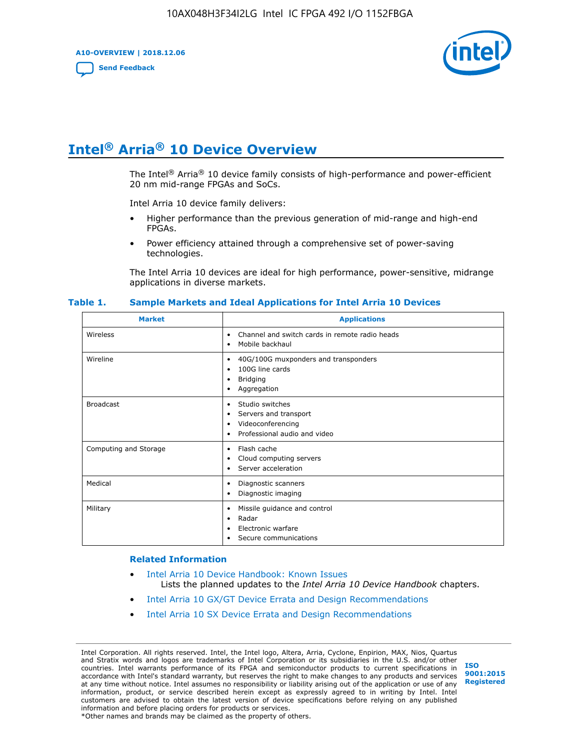# Intel® Arria® 10 Device Overview

The Intel® Arria® 10 device family consists of high-performance and power-efficient 20 nm mid-range FPGAs and SoCs.

Intel Arria 10 device family delivers:

- Higher performance than the previous generation of mid-range and high-end FPGAs.
- Power efficiency attained through a comprehensive set of power-saving technologies.

The Intel Arria 10 devices are ideal for high performance, power-sensitive, midrange applications in diverse markets.

**Table 1. Sample Markets and Ideal Applications for Intel Arria 10 Devices**

| Market | Applications |
|---|---|
| Wireless | • Channel and switch cards in remote radio heads<br>• Mobile backhaul |
| Wireline | • 40G/100G muxponders and transponders<br>• 100G line cards<br>• Bridging<br>• Aggregation |
| Broadcast | • Studio switches<br>• Servers and transport<br>• Videoconferencing<br>• Professional audio and video |
| Computing and Storage | • Flash cache<br>• Cloud computing servers<br>• Server acceleration |
| Medical | • Diagnostic scanners<br>• Diagnostic imaging |
| Military | • Missile guidance and control<br>• Radar<br>• Electronic warfare<br>• Secure communications |

### Related Information

- Intel Arria 10 Device Handbook: Known Issues
  Lists the planned updates to the *Intel Arria 10 Device Handbook* chapters.
- Intel Arria 10 GX/GT Device Errata and Design Recommendations
- Intel Arria 10 SX Device Errata and Design Recommendations

Intel Corporation. All rights reserved. Intel, the Intel logo, Altera, Arria, Cyclone, Enpirion, MAX, Nios, Quartus and Stratix words and logos are trademarks of Intel Corporation or its subsidiaries in the U.S. and/or other countries. Intel warrants performance of its FPGA and semiconductor products to current specifications in accordance with Intel's standard warranty, but reserves the right to make changes to any products and services at any time without notice. Intel assumes no responsibility or liability arising out of the application or use of any information, product, or service described herein except as expressly agreed to in writing by Intel. Intel customers are advised to obtain the latest version of device specifications before relying on any published information and before placing orders for products or services.
*Other names and brands may be claimed as the property of others.

ISO 9001:2015 Registered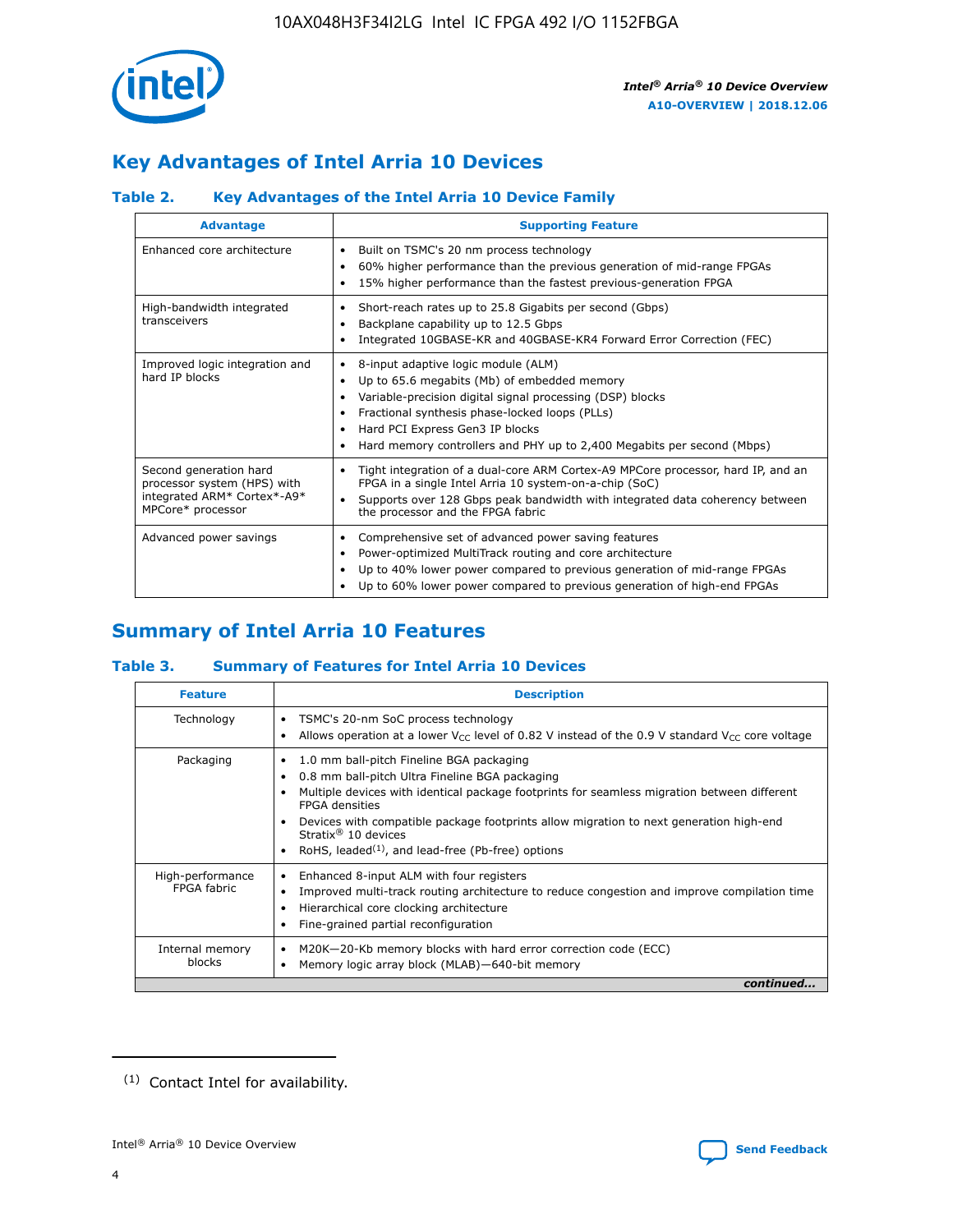## Key Advantages of Intel Arria 10 Devices

### Table 2. Key Advantages of the Intel Arria 10 Device Family

| Advantage | Supporting Feature |
|---|---|
| Enhanced core architecture | • Built on TSMC's 20 nm process technology<br>• 60% higher performance than the previous generation of mid-range FPGAs<br>• 15% higher performance than the fastest previous-generation FPGA |
| High-bandwidth integrated transceivers | • Short-reach rates up to 25.8 Gigabits per second (Gbps)<br>• Backplane capability up to 12.5 Gbps<br>• Integrated 10GBASE-KR and 40GBASE-KR4 Forward Error Correction (FEC) |
| Improved logic integration and hard IP blocks | • 8-input adaptive logic module (ALM)<br>• Up to 65.6 megabits (Mb) of embedded memory<br>• Variable-precision digital signal processing (DSP) blocks<br>• Fractional synthesis phase-locked loops (PLLs)<br>• Hard PCI Express Gen3 IP blocks<br>• Hard memory controllers and PHY up to 2,400 Megabits per second (Mbps) |
| Second generation hard processor system (HPS) with integrated ARM* Cortex*-A9* MPCore* processor | • Tight integration of a dual-core ARM Cortex-A9 MPCore processor, hard IP, and an FPGA in a single Intel Arria 10 system-on-a-chip (SoC)<br>• Supports over 128 Gbps peak bandwidth with integrated data coherency between the processor and the FPGA fabric |
| Advanced power savings | • Comprehensive set of advanced power saving features<br>• Power-optimized MultiTrack routing and core architecture<br>• Up to 40% lower power compared to previous generation of mid-range FPGAs<br>• Up to 60% lower power compared to previous generation of high-end FPGAs |

## Summary of Intel Arria 10 Features

### Table 3. Summary of Features for Intel Arria 10 Devices

| Feature | Description |
|---|---|
| Technology | • TSMC's 20-nm SoC process technology<br>• Allows operation at a lower $V_{CC}$ level of 0.82 V instead of the 0.9 V standard $V_{CC}$ core voltage |
| Packaging | • 1.0 mm ball-pitch Fineline BGA packaging<br>• 0.8 mm ball-pitch Ultra Fineline BGA packaging<br>• Multiple devices with identical package footprints for seamless migration between different FPGA densities<br>• Devices with compatible package footprints allow migration to next generation high-end Stratix® 10 devices<br>• RoHS, leaded[(1)], and lead-free (Pb-free) options |
| High-performance FPGA fabric | • Enhanced 8-input ALM with four registers<br>• Improved multi-track routing architecture to reduce congestion and improve compilation time<br>• Hierarchical core clocking architecture<br>• Fine-grained partial reconfiguration |
| Internal memory blocks | • M20K—20-Kb memory blocks with hard error correction code (ECC)<br>• Memory logic array block (MLAB)—640-bit memory |

*continued...*

(1) Contact Intel for availability.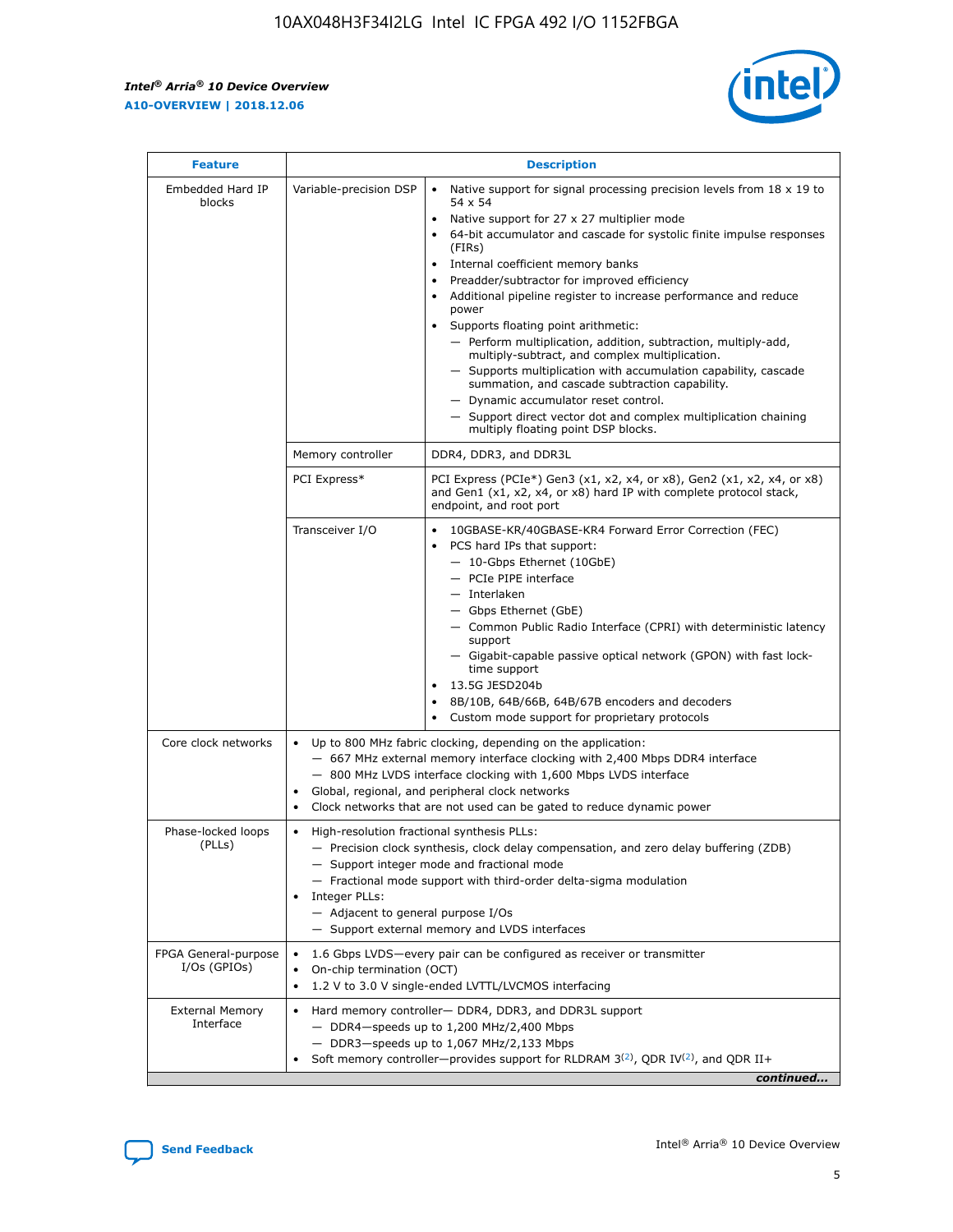| Feature | Description | |
|---|---|---|
| Embedded Hard IP blocks | Variable-precision DSP | • Native support for signal processing precision levels from 18 x 19 to 54 x 54<br>• Native support for 27 x 27 multiplier mode<br>• 64-bit accumulator and cascade for systolic finite impulse responses (FIRs)<br>• Internal coefficient memory banks<br>• Preadder/subtractor for improved efficiency<br>• Additional pipeline register to increase performance and reduce power<br>• Supports floating point arithmetic:<br>— Perform multiplication, addition, subtraction, multiply-add, multiply-subtract, and complex multiplication.<br>— Supports multiplication with accumulation capability, cascade summation, and cascade subtraction capability.<br>— Dynamic accumulator reset control.<br>— Support direct vector dot and complex multiplication chaining multiply floating point DSP blocks. |
| | Memory controller | DDR4, DDR3, and DDR3L |
| | PCI Express* | PCI Express (PCIe*) Gen3 (x1, x2, x4, or x8), Gen2 (x1, x2, x4, or x8) and Gen1 (x1, x2, x4, or x8) hard IP with complete protocol stack, endpoint, and root port |
| | Transceiver I/O | • 10GBASE-KR/40GBASE-KR4 Forward Error Correction (FEC)<br>• PCS hard IPs that support:<br>— 10-Gbps Ethernet (10GbE)<br>— PCIe PIPE interface<br>— Interlaken<br>— Gbps Ethernet (GbE)<br>— Common Public Radio Interface (CPRI) with deterministic latency support<br>— Gigabit-capable passive optical network (GPON) with fast lock-time support<br>• 13.5G JESD204b<br>• 8B/10B, 64B/66B, 64B/67B encoders and decoders<br>• Custom mode support for proprietary protocols |
| Core clock networks | • Up to 800 MHz fabric clocking, depending on the application:<br>— 667 MHz external memory interface clocking with 2,400 Mbps DDR4 interface<br>— 800 MHz LVDS interface clocking with 1,600 Mbps LVDS interface<br>• Global, regional, and peripheral clock networks<br>• Clock networks that are not used can be gated to reduce dynamic power | |
| Phase-locked loops (PLLs) | • High-resolution fractional synthesis PLLs:<br>— Precision clock synthesis, clock delay compensation, and zero delay buffering (ZDB)<br>— Support integer mode and fractional mode<br>— Fractional mode support with third-order delta-sigma modulation<br>• Integer PLLs:<br>— Adjacent to general purpose I/Os<br>— Support external memory and LVDS interfaces | |
| FPGA General-purpose I/Os (GPIOs) | • 1.6 Gbps LVDS—every pair can be configured as receiver or transmitter<br>• On-chip termination (OCT)<br>• 1.2 V to 3.0 V single-ended LVTTL/LVCMOS interfacing | |
| External Memory Interface | • Hard memory controller— DDR4, DDR3, and DDR3L support<br>— DDR4—speeds up to 1,200 MHz/2,400 Mbps<br>— DDR3—speeds up to 1,067 MHz/2,133 Mbps<br>• Soft memory controller—provides support for RLDRAM 3[(2)], QDR IV[(2)], and QDR II+ | |

*continued...*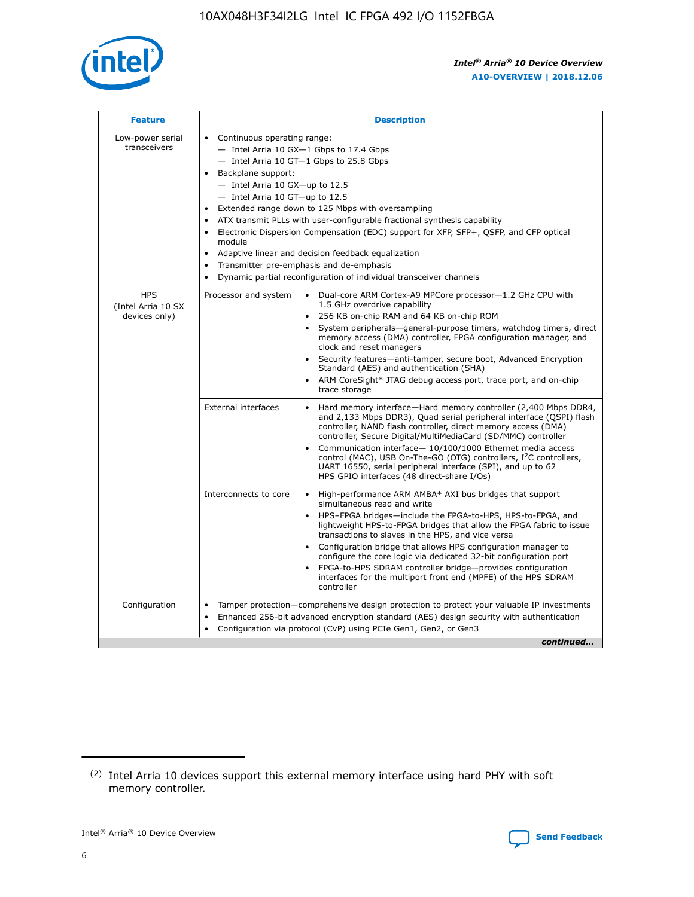| Feature | Description | |
|---|---|---|
| Low-power serial transceivers | • Continuous operating range:<br>— Intel Arria 10 GX—1 Gbps to 17.4 Gbps<br>— Intel Arria 10 GT—1 Gbps to 25.8 Gbps<br>• Backplane support:<br>— Intel Arria 10 GX—up to 12.5<br>— Intel Arria 10 GT—up to 12.5<br>• Extended range down to 125 Mbps with oversampling<br>• ATX transmit PLLs with user-configurable fractional synthesis capability<br>• Electronic Dispersion Compensation (EDC) support for XFP, SFP+, QSFP, and CFP optical module<br>• Adaptive linear and decision feedback equalization<br>• Transmitter pre-emphasis and de-emphasis<br>• Dynamic partial reconfiguration of individual transceiver channels | |
| HPS (Intel Arria 10 SX devices only) | Processor and system | • Dual-core ARM Cortex-A9 MPCore processor—1.2 GHz CPU with 1.5 GHz overdrive capability<br>• 256 KB on-chip RAM and 64 KB on-chip ROM<br>• System peripherals—general-purpose timers, watchdog timers, direct memory access (DMA) controller, FPGA configuration manager, and clock and reset managers<br>• Security features—anti-tamper, secure boot, Advanced Encryption Standard (AES) and authentication (SHA)<br>• ARM CoreSight* JTAG debug access port, trace port, and on-chip trace storage |
| | External interfaces | • Hard memory interface—Hard memory controller (2,400 Mbps DDR4, and 2,133 Mbps DDR3), Quad serial peripheral interface (QSPI) flash controller, NAND flash controller, direct memory access (DMA) controller, Secure Digital/MultiMediaCard (SD/MMC) controller<br>• Communication interface— 10/100/1000 Ethernet media access control (MAC), USB On-The-GO (OTG) controllers, I²C controllers, UART 16550, serial peripheral interface (SPI), and up to 62 HPS GPIO interfaces (48 direct-share I/Os) |
| | Interconnects to core | • High-performance ARM AMBA* AXI bus bridges that support simultaneous read and write<br>• HPS–FPGA bridges—include the FPGA-to-HPS, HPS-to-FPGA, and lightweight HPS-to-FPGA bridges that allow the FPGA fabric to issue transactions to slaves in the HPS, and vice versa<br>• Configuration bridge that allows HPS configuration manager to configure the core logic via dedicated 32-bit configuration port<br>• FPGA-to-HPS SDRAM controller bridge—provides configuration interfaces for the multiport front end (MPFE) of the HPS SDRAM controller |
| Configuration | • Tamper protection—comprehensive design protection to protect your valuable IP investments<br>• Enhanced 256-bit advanced encryption standard (AES) design security with authentication<br>• Configuration via protocol (CvP) using PCIe Gen1, Gen2, or Gen3 | |

*continued...*

(2) Intel Arria 10 devices support this external memory interface using hard PHY with soft memory controller.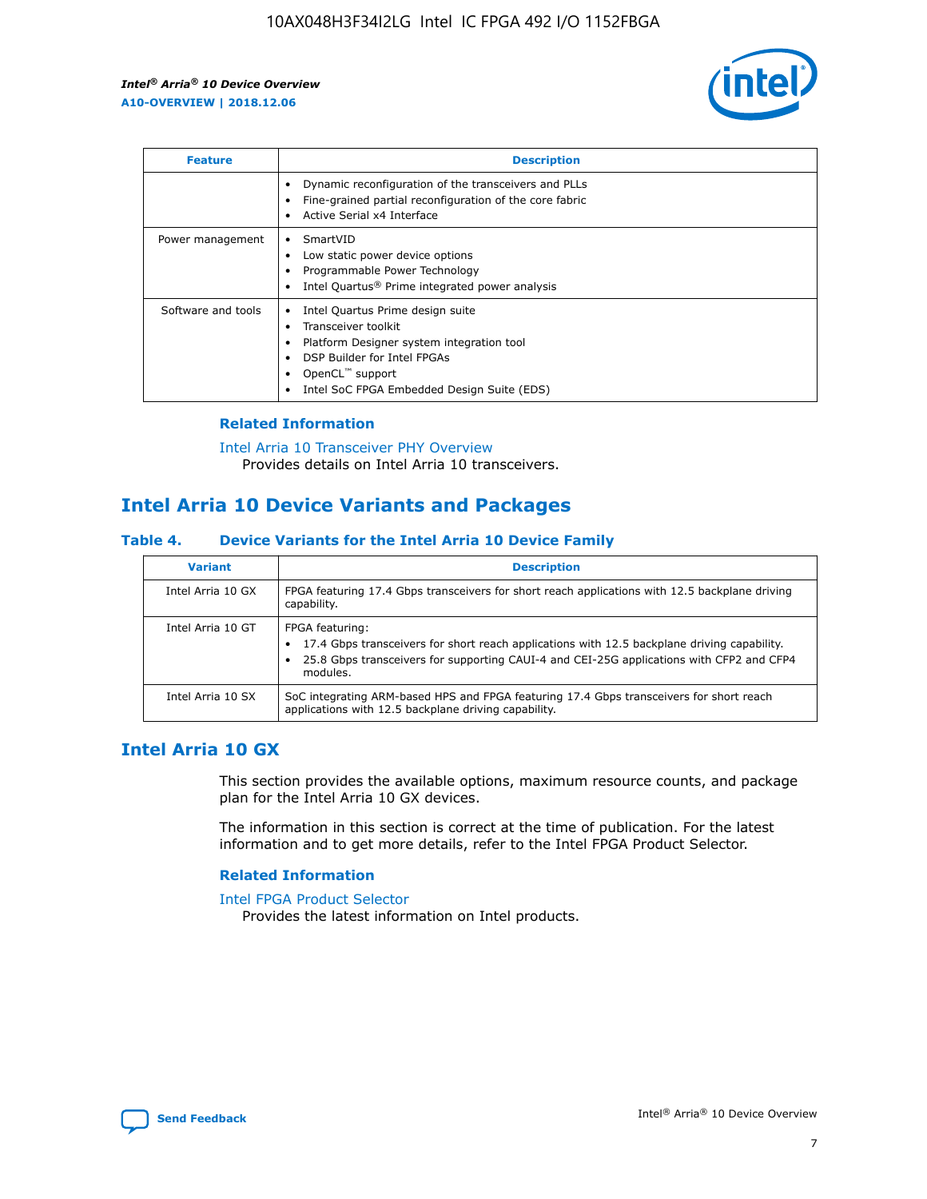| Feature | Description |
| --- | --- |
| | • Dynamic reconfiguration of the transceivers and PLLs<br>• Fine-grained partial reconfiguration of the core fabric<br>• Active Serial x4 Interface |
| Power management | • SmartVID<br>• Low static power device options<br>• Programmable Power Technology<br>• Intel Quartus® Prime integrated power analysis |
| Software and tools | • Intel Quartus Prime design suite<br>• Transceiver toolkit<br>• Platform Designer system integration tool<br>• DSP Builder for Intel FPGAs<br>• OpenCL™ support<br>• Intel SoC FPGA Embedded Design Suite (EDS) |

### Related Information

Intel Arria 10 Transceiver PHY Overview
Provides details on Intel Arria 10 transceivers.

## Intel Arria 10 Device Variants and Packages

### Table 4. Device Variants for the Intel Arria 10 Device Family

| Variant | Description |
| --- | --- |
| Intel Arria 10 GX | FPGA featuring 17.4 Gbps transceivers for short reach applications with 12.5 backplane driving capability. |
| Intel Arria 10 GT | FPGA featuring:<br>• 17.4 Gbps transceivers for short reach applications with 12.5 backplane driving capability.<br>• 25.8 Gbps transceivers for supporting CAUI-4 and CEI-25G applications with CFP2 and CFP4 modules. |
| Intel Arria 10 SX | SoC integrating ARM-based HPS and FPGA featuring 17.4 Gbps transceivers for short reach applications with 12.5 backplane driving capability. |

## Intel Arria 10 GX

This section provides the available options, maximum resource counts, and package plan for the Intel Arria 10 GX devices.

The information in this section is correct at the time of publication. For the latest information and to get more details, refer to the Intel FPGA Product Selector.

### Related Information

Intel FPGA Product Selector
Provides the latest information on Intel products.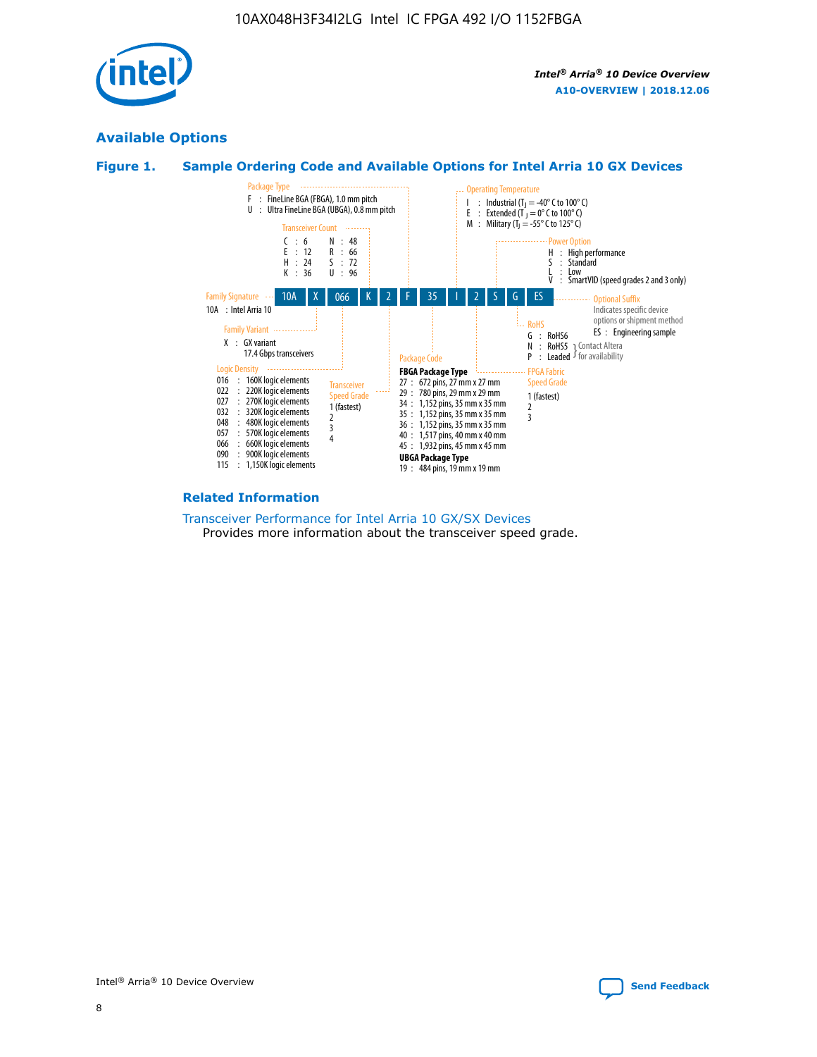## Available Options

### Figure 1. Sample Ordering Code and Available Options for Intel Arria 10 GX Devices

10A X 066 K 2 F 35 I 2 S G ES

**Family Signature**
10A : Intel Arria 10

**Family Variant**
X : GX variant
17.4 Gbps transceivers

**Logic Density**
016 : 160K logic elements
022 : 220K logic elements
027 : 270K logic elements
032 : 320K logic elements
048 : 480K logic elements
057 : 570K logic elements
066 : 660K logic elements
090 : 900K logic elements
115 : 1,150K logic elements

**Transceiver Count**
C : 6
E : 12
H : 24
K : 36
N : 48
R : 66
S : 72
U : 96

**Transceiver Speed Grade**
1 (fastest)
2
3
4

**Package Type**
F : FineLine BGA (FBGA), 1.0 mm pitch
U : Ultra FineLine BGA (UBGA), 0.8 mm pitch

**Package Code**

**FBGA Package Type**
27 : 672 pins, 27 mm x 27 mm
29 : 780 pins, 29 mm x 29 mm
34 : 1,152 pins, 35 mm x 35 mm
35 : 1,152 pins, 35 mm x 35 mm
36 : 1,152 pins, 35 mm x 35 mm
40 : 1,517 pins, 40 mm x 40 mm
45 : 1,932 pins, 45 mm x 45 mm

**UBGA Package Type**
19 : 484 pins, 19 mm x 19 mm

**Operating Temperature**
I : Industrial ($T_J$ = -40° C to 100° C)
E : Extended ($T_J$ = 0° C to 100° C)
M : Military ($T_J$ = -55° C to 125° C)

**FPGA Fabric Speed Grade**
1 (fastest)
2
3

**Power Option**
H : High performance
S : Standard
L : Low
V : SmartVID (speed grades 2 and 3 only)

**RoHS**
G : RoHS6
N : RoHS5
P : Leaded
(N, P: Contact Altera for availability)

**Optional Suffix**
Indicates specific device options or shipment method
ES : Engineering sample

### Related Information

Transceiver Performance for Intel Arria 10 GX/SX Devices
Provides more information about the transceiver speed grade.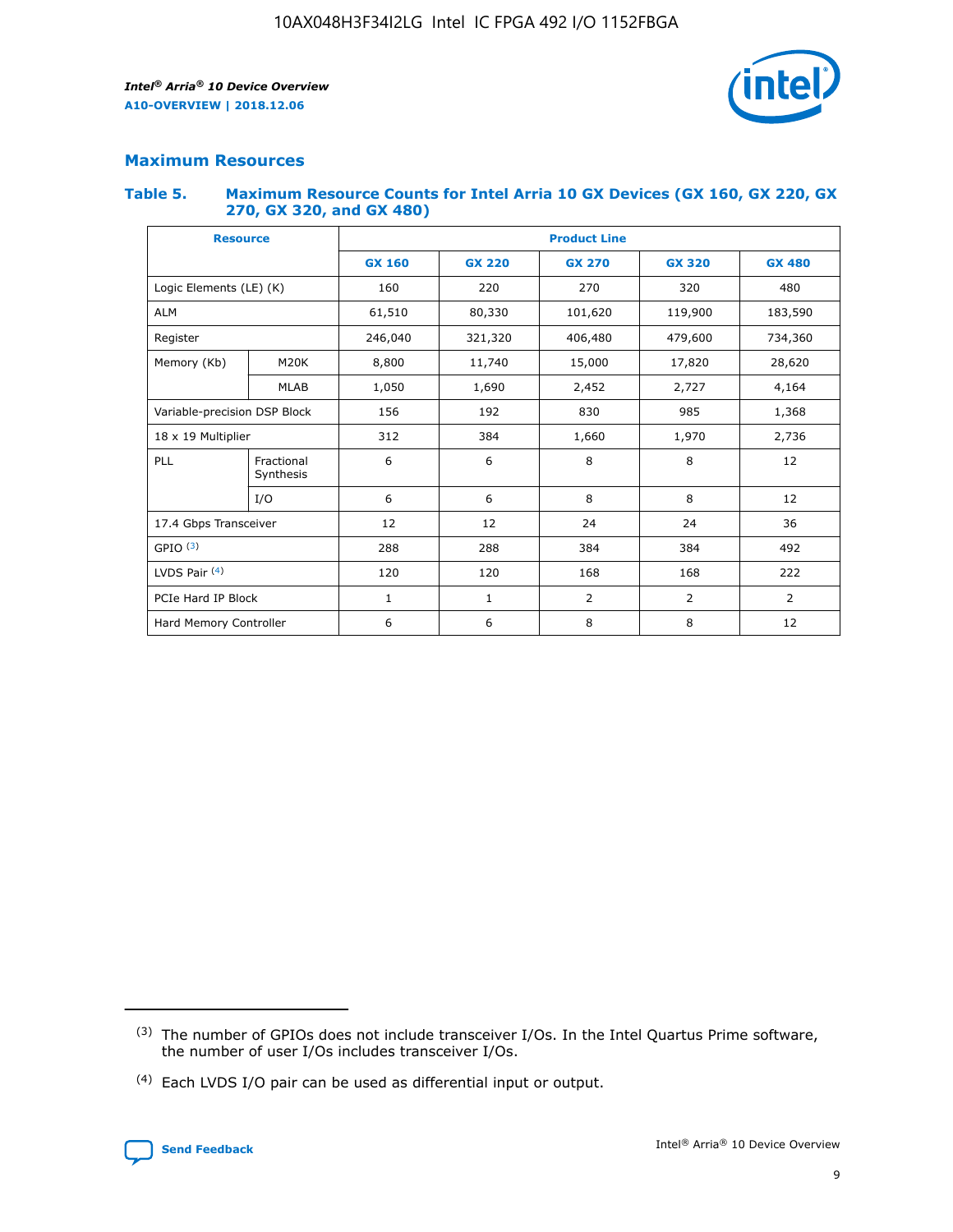## Maximum Resources

### Table 5. Maximum Resource Counts for Intel Arria 10 GX Devices (GX 160, GX 220, GX 270, GX 320, and GX 480)

| Resource | | Product Line | | | | |
|---|---|---|---|---|---|---|
| | | GX 160 | GX 220 | GX 270 | GX 320 | GX 480 |
| Logic Elements (LE) (K) | | 160 | 220 | 270 | 320 | 480 |
| ALM | | 61,510 | 80,330 | 101,620 | 119,900 | 183,590 |
| Register | | 246,040 | 321,320 | 406,480 | 479,600 | 734,360 |
| Memory (Kb) | M20K | 8,800 | 11,740 | 15,000 | 17,820 | 28,620 |
| | MLAB | 1,050 | 1,690 | 2,452 | 2,727 | 4,164 |
| Variable-precision DSP Block | | 156 | 192 | 830 | 985 | 1,368 |
| 18 x 19 Multiplier | | 312 | 384 | 1,660 | 1,970 | 2,736 |
| PLL | Fractional Synthesis | 6 | 6 | 8 | 8 | 12 |
| | I/O | 6 | 6 | 8 | 8 | 12 |
| 17.4 Gbps Transceiver | | 12 | 12 | 24 | 24 | 36 |
| GPIO [3] | | 288 | 288 | 384 | 384 | 492 |
| LVDS Pair [4] | | 120 | 120 | 168 | 168 | 222 |
| PCIe Hard IP Block | | 1 | 1 | 2 | 2 | 2 |
| Hard Memory Controller | | 6 | 6 | 8 | 8 | 12 |

[3] The number of GPIOs does not include transceiver I/Os. In the Intel Quartus Prime software, the number of user I/Os includes transceiver I/Os.

[4] Each LVDS I/O pair can be used as differential input or output.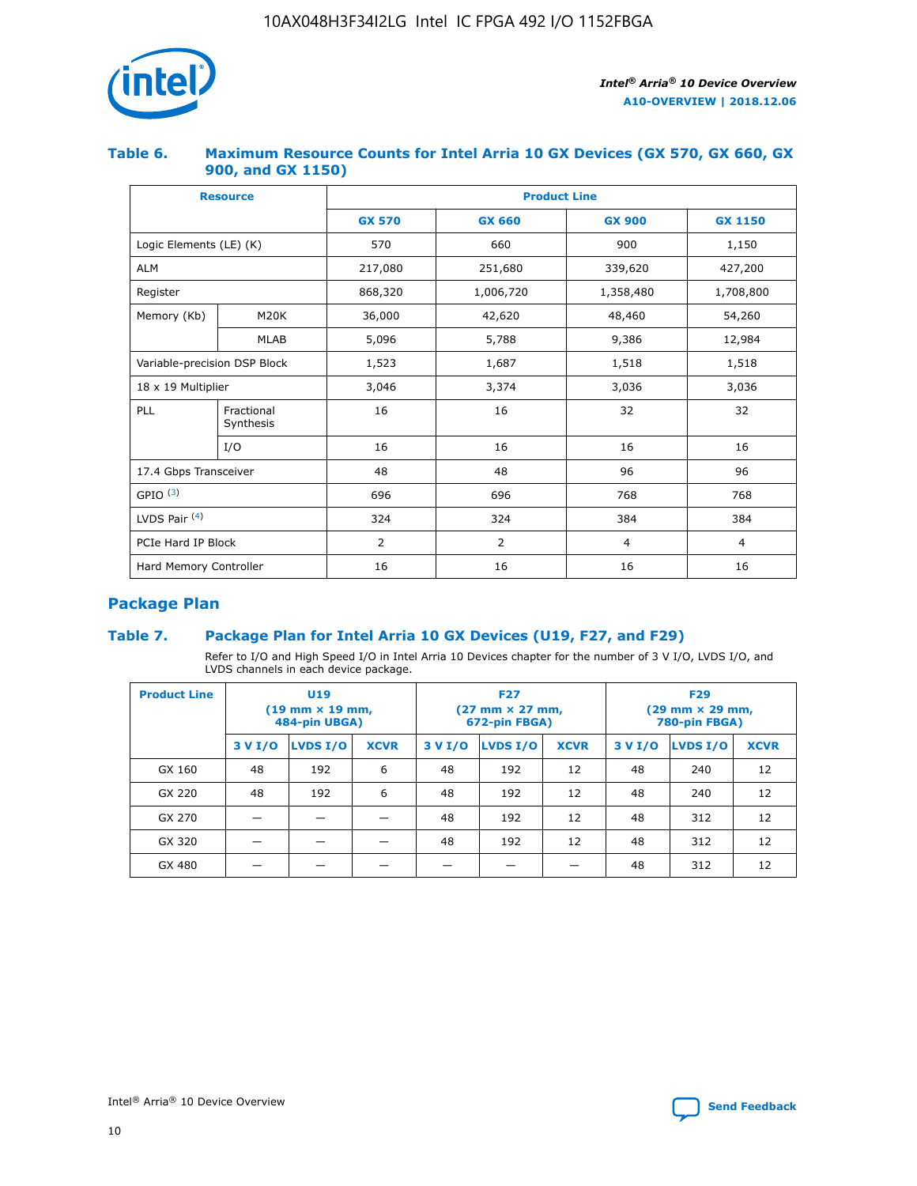### Table 6. Maximum Resource Counts for Intel Arria 10 GX Devices (GX 570, GX 660, GX 900, and GX 1150)

| Resource | | Product Line | | | |
|---|---|---|---|---|---|
| | | GX 570 | GX 660 | GX 900 | GX 1150 |
| Logic Elements (LE) (K) | | 570 | 660 | 900 | 1,150 |
| ALM | | 217,080 | 251,680 | 339,620 | 427,200 |
| Register | | 868,320 | 1,006,720 | 1,358,480 | 1,708,800 |
| Memory (Kb) | M20K | 36,000 | 42,620 | 48,460 | 54,260 |
| | MLAB | 5,096 | 5,788 | 9,386 | 12,984 |
| Variable-precision DSP Block | | 1,523 | 1,687 | 1,518 | 1,518 |
| 18 x 19 Multiplier | | 3,046 | 3,374 | 3,036 | 3,036 |
| PLL | Fractional Synthesis | 16 | 16 | 32 | 32 |
| | I/O | 16 | 16 | 16 | 16 |
| 17.4 Gbps Transceiver | | 48 | 48 | 96 | 96 |
| GPIO [(3)] | | 696 | 696 | 768 | 768 |
| LVDS Pair [(4)] | | 324 | 324 | 384 | 384 |
| PCIe Hard IP Block | | 2 | 2 | 4 | 4 |
| Hard Memory Controller | | 16 | 16 | 16 | 16 |

## Package Plan

### Table 7. Package Plan for Intel Arria 10 GX Devices (U19, F27, and F29)

Refer to I/O and High Speed I/O in Intel Arria 10 Devices chapter for the number of 3 V I/O, LVDS I/O, and LVDS channels in each device package.

| Product Line | U19 (19 mm × 19 mm, 484-pin UBGA) | | | F27 (27 mm × 27 mm, 672-pin FBGA) | | | F29 (29 mm × 29 mm, 780-pin FBGA) | | |
|---|---|---|---|---|---|---|---|---|---|
| | 3 V I/O | LVDS I/O | XCVR | 3 V I/O | LVDS I/O | XCVR | 3 V I/O | LVDS I/O | XCVR |
| GX 160 | 48 | 192 | 6 | 48 | 192 | 12 | 48 | 240 | 12 |
| GX 220 | 48 | 192 | 6 | 48 | 192 | 12 | 48 | 240 | 12 |
| GX 270 | — | — | — | 48 | 192 | 12 | 48 | 312 | 12 |
| GX 320 | — | — | — | 48 | 192 | 12 | 48 | 312 | 12 |
| GX 480 | — | — | — | — | — | — | 48 | 312 | 12 |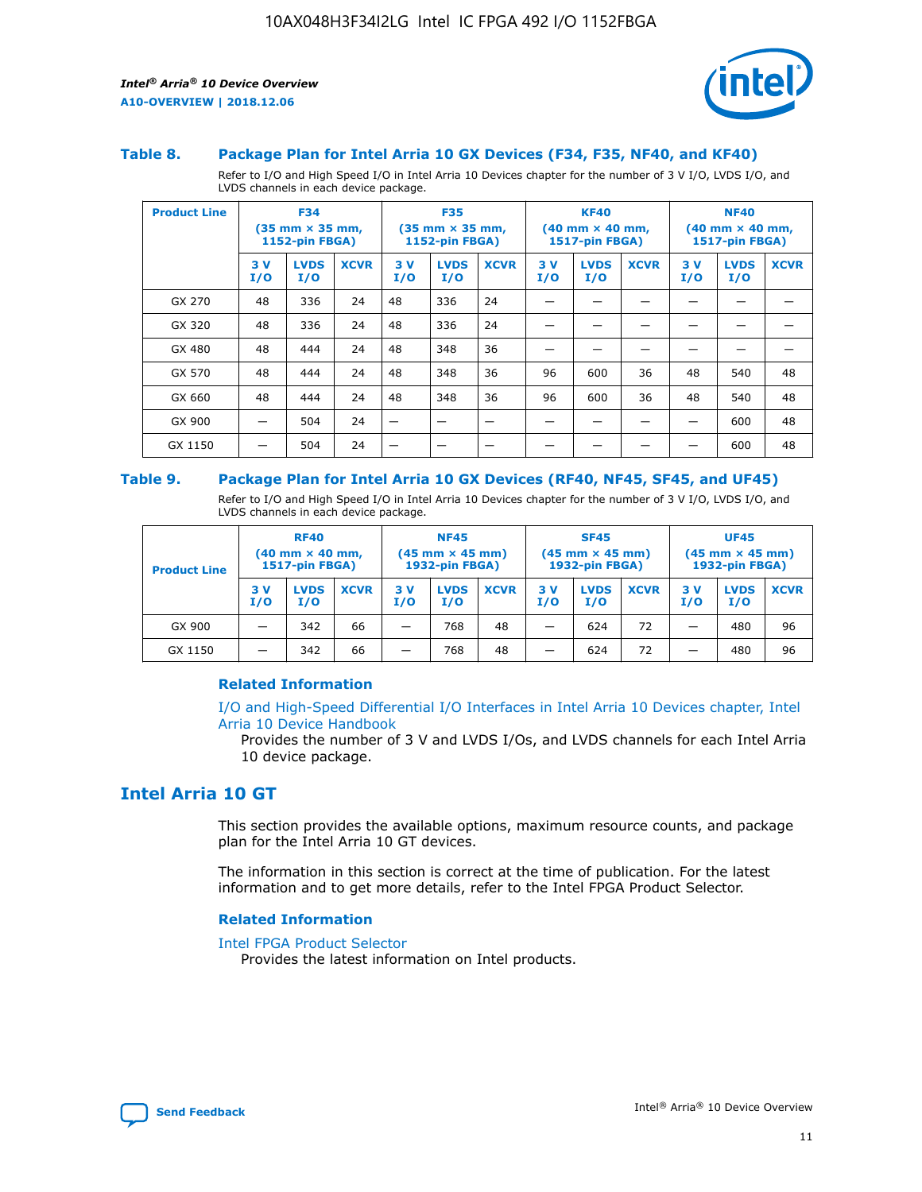### Table 8. Package Plan for Intel Arria 10 GX Devices (F34, F35, NF40, and KF40)

Refer to I/O and High Speed I/O in Intel Arria 10 Devices chapter for the number of 3 V I/O, LVDS I/O, and LVDS channels in each device package.

| Product Line | F34 (35 mm × 35 mm, 1152-pin FBGA) | | | F35 (35 mm × 35 mm, 1152-pin FBGA) | | | KF40 (40 mm × 40 mm, 1517-pin FBGA) | | | NF40 (40 mm × 40 mm, 1517-pin FBGA) | | |
|---|---|---|---|---|---|---|---|---|---|---|---|---|
| | 3 V I/O | LVDS I/O | XCVR | 3 V I/O | LVDS I/O | XCVR | 3 V I/O | LVDS I/O | XCVR | 3 V I/O | LVDS I/O | XCVR |
| GX 270 | 48 | 336 | 24 | 48 | 336 | 24 | — | — | — | — | — | — |
| GX 320 | 48 | 336 | 24 | 48 | 336 | 24 | — | — | — | — | — | — |
| GX 480 | 48 | 444 | 24 | 48 | 348 | 36 | — | — | — | — | — | — |
| GX 570 | 48 | 444 | 24 | 48 | 348 | 36 | 96 | 600 | 36 | 48 | 540 | 48 |
| GX 660 | 48 | 444 | 24 | 48 | 348 | 36 | 96 | 600 | 36 | 48 | 540 | 48 |
| GX 900 | — | 504 | 24 | — | — | — | — | — | — | — | 600 | 48 |
| GX 1150 | — | 504 | 24 | — | — | — | — | — | — | — | 600 | 48 |

### Table 9. Package Plan for Intel Arria 10 GX Devices (RF40, NF45, SF45, and UF45)

Refer to I/O and High Speed I/O in Intel Arria 10 Devices chapter for the number of 3 V I/O, LVDS I/O, and LVDS channels in each device package.

| Product Line | RF40 (40 mm × 40 mm, 1517-pin FBGA) | | | NF45 (45 mm × 45 mm) 1932-pin FBGA) | | | SF45 (45 mm × 45 mm) 1932-pin FBGA) | | | UF45 (45 mm × 45 mm) 1932-pin FBGA) | | |
|---|---|---|---|---|---|---|---|---|---|---|---|---|
| | 3 V I/O | LVDS I/O | XCVR | 3 V I/O | LVDS I/O | XCVR | 3 V I/O | LVDS I/O | XCVR | 3 V I/O | LVDS I/O | XCVR |
| GX 900 | — | 342 | 66 | — | 768 | 48 | — | 624 | 72 | — | 480 | 96 |
| GX 1150 | — | 342 | 66 | — | 768 | 48 | — | 624 | 72 | — | 480 | 96 |

#### Related Information

I/O and High-Speed Differential I/O Interfaces in Intel Arria 10 Devices chapter, Intel Arria 10 Device Handbook

Provides the number of 3 V and LVDS I/Os, and LVDS channels for each Intel Arria 10 device package.

## Intel Arria 10 GT

This section provides the available options, maximum resource counts, and package plan for the Intel Arria 10 GT devices.

The information in this section is correct at the time of publication. For the latest information and to get more details, refer to the Intel FPGA Product Selector.

#### Related Information

Intel FPGA Product Selector

Provides the latest information on Intel products.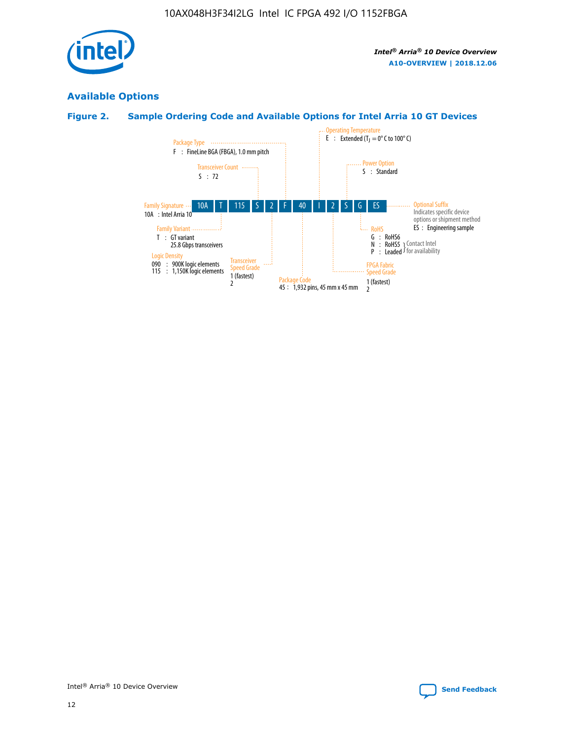## Available Options

### Figure 2. Sample Ordering Code and Available Options for Intel Arria 10 GT Devices

| 10A | T | 115 | S | 2 | F | 40 | I | 2 | S | G | ES |
|---|---|---|---|---|---|---|---|---|---|---|---|

**Family Signature**
10A : Intel Arria 10

**Family Variant**
T : GT variant
25.8 Gbps transceivers

**Logic Density**
090 : 900K logic elements
115 : 1,150K logic elements

**Transceiver Count**
S : 72

**Transceiver Speed Grade**
1 (fastest)
2

**Package Type**
F : FineLine BGA (FBGA), 1.0 mm pitch

**Package Code**
45 : 1,932 pins, 45 mm x 45 mm

**Operating Temperature**
E : Extended ($T_J$ = 0° C to 100° C)

**FPGA Fabric Speed Grade**
1 (fastest)
2

**Power Option**
S : Standard

**RoHS**
G : RoHS6
N : RoHS5 } Contact Intel for availability
P : Leaded } Contact Intel for availability

**Optional Suffix**
Indicates specific device options or shipment method
ES : Engineering sample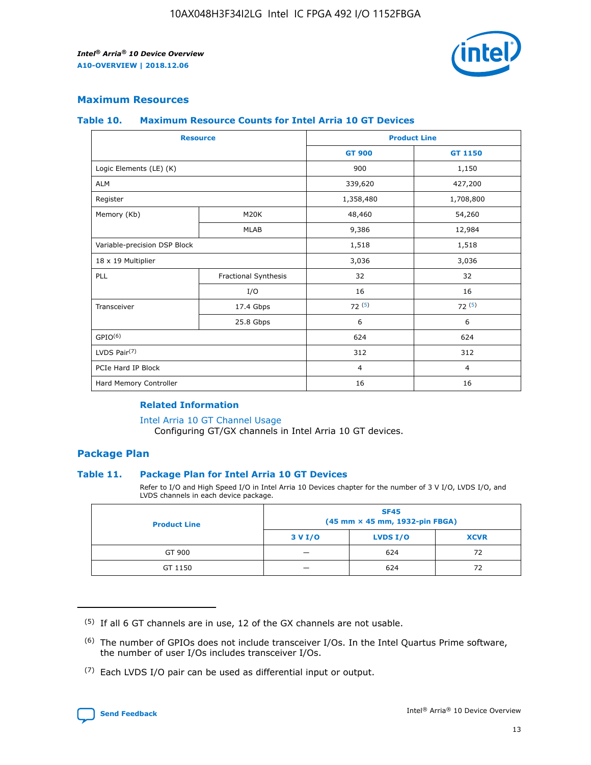## Maximum Resources

### Table 10. Maximum Resource Counts for Intel Arria 10 GT Devices

| Resource | | Product Line | |
|---|---|---|---|
| | | GT 900 | GT 1150 |
| Logic Elements (LE) (K) | | 900 | 1,150 |
| ALM | | 339,620 | 427,200 |
| Register | | 1,358,480 | 1,708,800 |
| Memory (Kb) | M20K | 48,460 | 54,260 |
| | MLAB | 9,386 | 12,984 |
| Variable-precision DSP Block | | 1,518 | 1,518 |
| 18 x 19 Multiplier | | 3,036 | 3,036 |
| PLL | Fractional Synthesis | 32 | 32 |
| | I/O | 16 | 16 |
| Transceiver | 17.4 Gbps | 72 [(5)] | 72 [(5)] |
| | 25.8 Gbps | 6 | 6 |
| GPIO[(6)] | | 624 | 624 |
| LVDS Pair[(7)] | | 312 | 312 |
| PCIe Hard IP Block | | 4 | 4 |
| Hard Memory Controller | | 16 | 16 |

### Related Information

Intel Arria 10 GT Channel Usage

Configuring GT/GX channels in Intel Arria 10 GT devices.

## Package Plan

### Table 11. Package Plan for Intel Arria 10 GT Devices

Refer to I/O and High Speed I/O in Intel Arria 10 Devices chapter for the number of 3 V I/O, LVDS I/O, and LVDS channels in each device package.

| Product Line | SF45 (45 mm × 45 mm, 1932-pin FBGA) | | |
|---|---|---|---|
| | 3 V I/O | LVDS I/O | XCVR |
| GT 900 | — | 624 | 72 |
| GT 1150 | — | 624 | 72 |

(5) If all 6 GT channels are in use, 12 of the GX channels are not usable.

(6) The number of GPIOs does not include transceiver I/Os. In the Intel Quartus Prime software, the number of user I/Os includes transceiver I/Os.

(7) Each LVDS I/O pair can be used as differential input or output.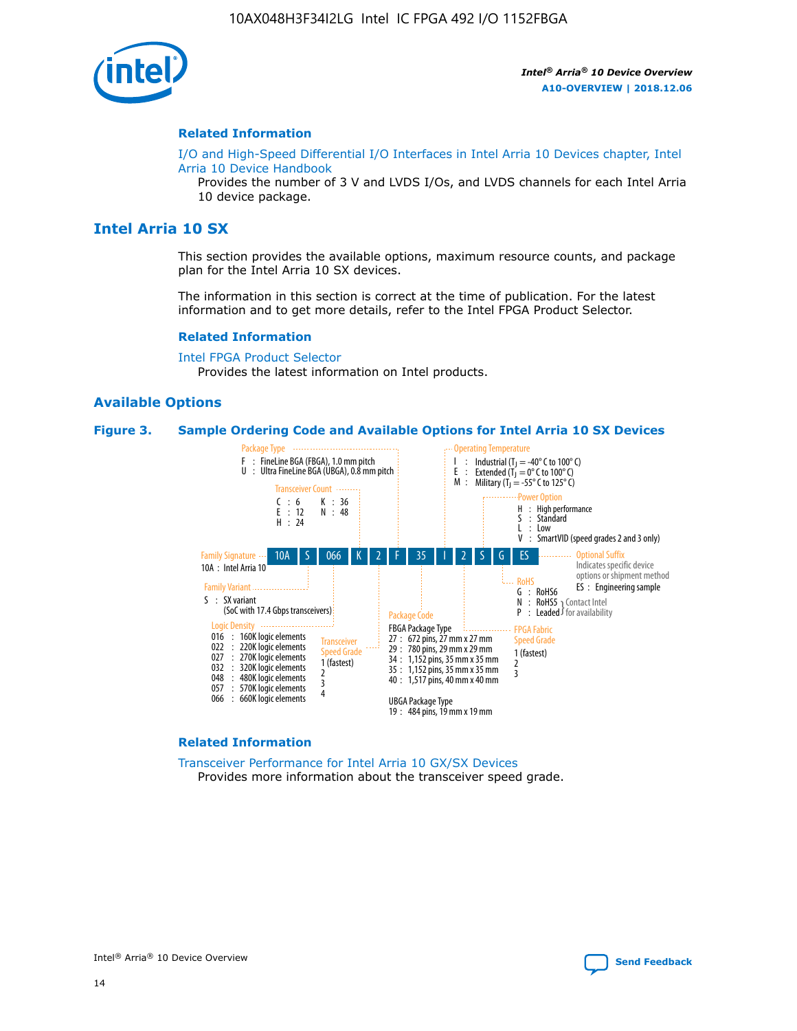## Related Information

I/O and High-Speed Differential I/O Interfaces in Intel Arria 10 Devices chapter, Intel Arria 10 Device Handbook

Provides the number of 3 V and LVDS I/Os, and LVDS channels for each Intel Arria 10 device package.

# Intel Arria 10 SX

This section provides the available options, maximum resource counts, and package plan for the Intel Arria 10 SX devices.

The information in this section is correct at the time of publication. For the latest information and to get more details, refer to the Intel FPGA Product Selector.

## Related Information

Intel FPGA Product Selector

Provides the latest information on Intel products.

## Available Options

**Figure 3. Sample Ordering Code and Available Options for Intel Arria 10 SX Devices**

Sample ordering code: 10A S 066 K 2 F 35 I 2 S G ES

- **Family Signature**
  - 10A : Intel Arria 10
- **Family Variant**
  - S : SX variant (SoC with 17.4 Gbps transceivers)
- **Logic Density**
  - 016 : 160K logic elements
  - 022 : 220K logic elements
  - 027 : 270K logic elements
  - 032 : 320K logic elements
  - 048 : 480K logic elements
  - 057 : 570K logic elements
  - 066 : 660K logic elements
- **Transceiver Count**
  - C : 6
  - E : 12
  - H : 24
  - K : 36
  - N : 48
- **Transceiver Speed Grade**
  - 1 (fastest)
  - 2
  - 3
  - 4
- **Package Type**
  - F : FineLine BGA (FBGA), 1.0 mm pitch
  - U : Ultra FineLine BGA (UBGA), 0.8 mm pitch
- **Package Code**
  - FBGA Package Type
    - 27 : 672 pins, 27 mm x 27 mm
    - 29 : 780 pins, 29 mm x 29 mm
    - 34 : 1,152 pins, 35 mm x 35 mm
    - 35 : 1,152 pins, 35 mm x 35 mm
    - 40 : 1,517 pins, 40 mm x 40 mm
  - UBGA Package Type
    - 19 : 484 pins, 19 mm x 19 mm
- **Operating Temperature**
  - I : Industrial ($T_J$ = -40° C to 100° C)
  - E : Extended ($T_J$ = 0° C to 100° C)
  - M : Military ($T_J$ = -55° C to 125° C)
- **FPGA Fabric Speed Grade**
  - 1 (fastest)
  - 2
  - 3
- **Power Option**
  - H : High performance
  - S : Standard
  - L : Low
  - V : SmartVID (speed grades 2 and 3 only)
- **RoHS**
  - G : RoHS6
  - N : RoHS5 (Contact Intel for availability)
  - P : Leaded (Contact Intel for availability)
- **Optional Suffix**
  - Indicates specific device options or shipment method
  - ES : Engineering sample

## Related Information

Transceiver Performance for Intel Arria 10 GX/SX Devices

Provides more information about the transceiver speed grade.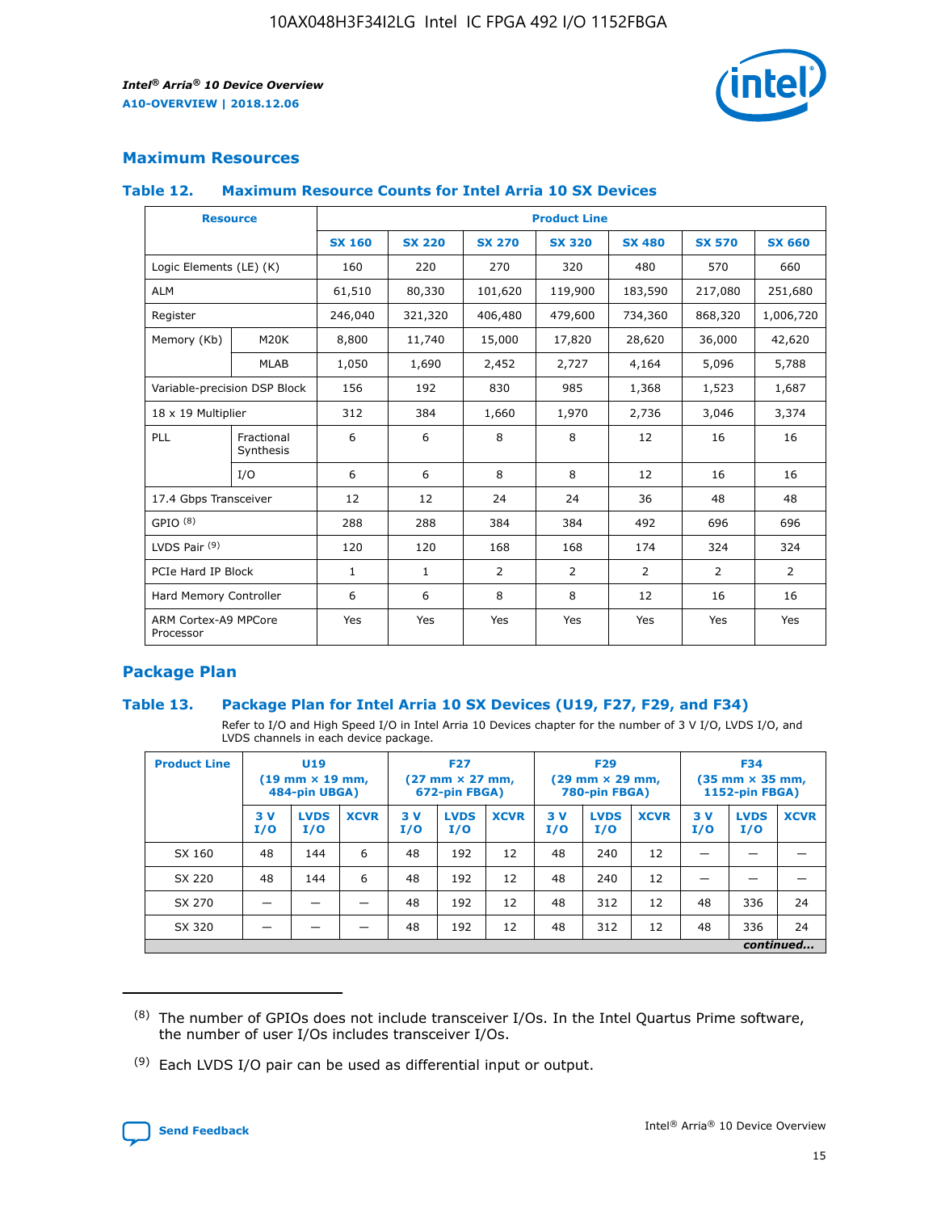## Maximum Resources

### Table 12. Maximum Resource Counts for Intel Arria 10 SX Devices

| Resource | | Product Line | | | | | | |
|---|---|---|---|---|---|---|---|---|
| | | SX 160 | SX 220 | SX 270 | SX 320 | SX 480 | SX 570 | SX 660 |
| Logic Elements (LE) (K) | | 160 | 220 | 270 | 320 | 480 | 570 | 660 |
| ALM | | 61,510 | 80,330 | 101,620 | 119,900 | 183,590 | 217,080 | 251,680 |
| Register | | 246,040 | 321,320 | 406,480 | 479,600 | 734,360 | 868,320 | 1,006,720 |
| Memory (Kb) | M20K | 8,800 | 11,740 | 15,000 | 17,820 | 28,620 | 36,000 | 42,620 |
| | MLAB | 1,050 | 1,690 | 2,452 | 2,727 | 4,164 | 5,096 | 5,788 |
| Variable-precision DSP Block | | 156 | 192 | 830 | 985 | 1,368 | 1,523 | 1,687 |
| 18 x 19 Multiplier | | 312 | 384 | 1,660 | 1,970 | 2,736 | 3,046 | 3,374 |
| PLL | Fractional Synthesis | 6 | 6 | 8 | 8 | 12 | 16 | 16 |
| | I/O | 6 | 6 | 8 | 8 | 12 | 16 | 16 |
| 17.4 Gbps Transceiver | | 12 | 12 | 24 | 24 | 36 | 48 | 48 |
| GPIO [8] | | 288 | 288 | 384 | 384 | 492 | 696 | 696 |
| LVDS Pair [9] | | 120 | 120 | 168 | 168 | 174 | 324 | 324 |
| PCIe Hard IP Block | | 1 | 1 | 2 | 2 | 2 | 2 | 2 |
| Hard Memory Controller | | 6 | 6 | 8 | 8 | 12 | 16 | 16 |
| ARM Cortex-A9 MPCore Processor | | Yes | Yes | Yes | Yes | Yes | Yes | Yes |

## Package Plan

### Table 13. Package Plan for Intel Arria 10 SX Devices (U19, F27, F29, and F34)

Refer to I/O and High Speed I/O in Intel Arria 10 Devices chapter for the number of 3 V I/O, LVDS I/O, and LVDS channels in each device package.

| Product Line | U19 (19 mm × 19 mm, 484-pin UBGA) | | | F27 (27 mm × 27 mm, 672-pin FBGA) | | | F29 (29 mm × 29 mm, 780-pin FBGA) | | | F34 (35 mm × 35 mm, 1152-pin FBGA) | | |
|---|---|---|---|---|---|---|---|---|---|---|---|---|
| | 3 V I/O | LVDS I/O | XCVR | 3 V I/O | LVDS I/O | XCVR | 3 V I/O | LVDS I/O | XCVR | 3 V I/O | LVDS I/O | XCVR |
| SX 160 | 48 | 144 | 6 | 48 | 192 | 12 | 48 | 240 | 12 | — | — | — |
| SX 220 | 48 | 144 | 6 | 48 | 192 | 12 | 48 | 240 | 12 | — | — | — |
| SX 270 | — | — | — | 48 | 192 | 12 | 48 | 312 | 12 | 48 | 336 | 24 |
| SX 320 | — | — | — | 48 | 192 | 12 | 48 | 312 | 12 | 48 | 336 | 24 |

*continued...*

(8) The number of GPIOs does not include transceiver I/Os. In the Intel Quartus Prime software, the number of user I/Os includes transceiver I/Os.

(9) Each LVDS I/O pair can be used as differential input or output.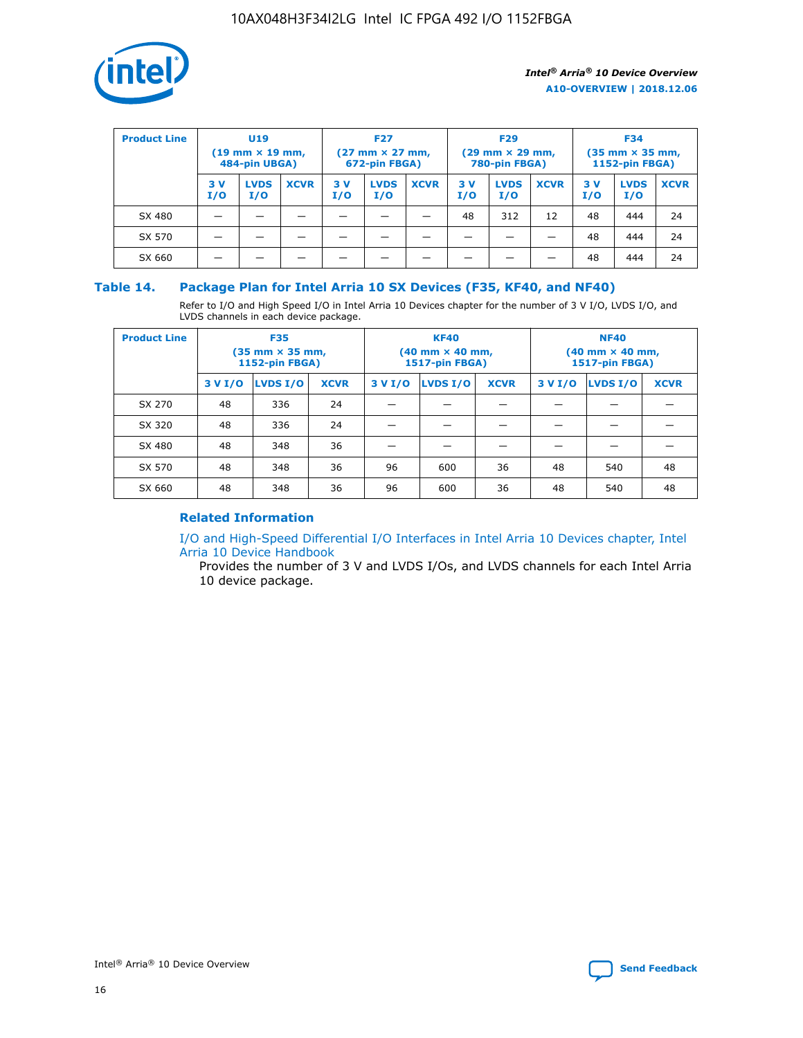| Product Line | U19 (19 mm × 19 mm, 484-pin UBGA) | | | F27 (27 mm × 27 mm, 672-pin FBGA) | | | F29 (29 mm × 29 mm, 780-pin FBGA) | | | F34 (35 mm × 35 mm, 1152-pin FBGA) | | |
|---|---|---|---|---|---|---|---|---|---|---|---|---|
| | 3 V I/O | LVDS I/O | XCVR | 3 V I/O | LVDS I/O | XCVR | 3 V I/O | LVDS I/O | XCVR | 3 V I/O | LVDS I/O | XCVR |
| SX 480 | — | — | — | — | — | — | 48 | 312 | 12 | 48 | 444 | 24 |
| SX 570 | — | — | — | — | — | — | — | — | — | 48 | 444 | 24 |
| SX 660 | — | — | — | — | — | — | — | — | — | 48 | 444 | 24 |

## Table 14. Package Plan for Intel Arria 10 SX Devices (F35, KF40, and NF40)

Refer to I/O and High Speed I/O in Intel Arria 10 Devices chapter for the number of 3 V I/O, LVDS I/O, and LVDS channels in each device package.

| Product Line | F35 (35 mm × 35 mm, 1152-pin FBGA) | | | KF40 (40 mm × 40 mm, 1517-pin FBGA) | | | NF40 (40 mm × 40 mm, 1517-pin FBGA) | | |
|---|---|---|---|---|---|---|---|---|---|
| | 3 V I/O | LVDS I/O | XCVR | 3 V I/O | LVDS I/O | XCVR | 3 V I/O | LVDS I/O | XCVR |
| SX 270 | 48 | 336 | 24 | — | — | — | — | — | — |
| SX 320 | 48 | 336 | 24 | — | — | — | — | — | — |
| SX 480 | 48 | 348 | 36 | — | — | — | — | — | — |
| SX 570 | 48 | 348 | 36 | 96 | 600 | 36 | 48 | 540 | 48 |
| SX 660 | 48 | 348 | 36 | 96 | 600 | 36 | 48 | 540 | 48 |

### Related Information

I/O and High-Speed Differential I/O Interfaces in Intel Arria 10 Devices chapter, Intel Arria 10 Device Handbook

Provides the number of 3 V and LVDS I/Os, and LVDS channels for each Intel Arria 10 device package.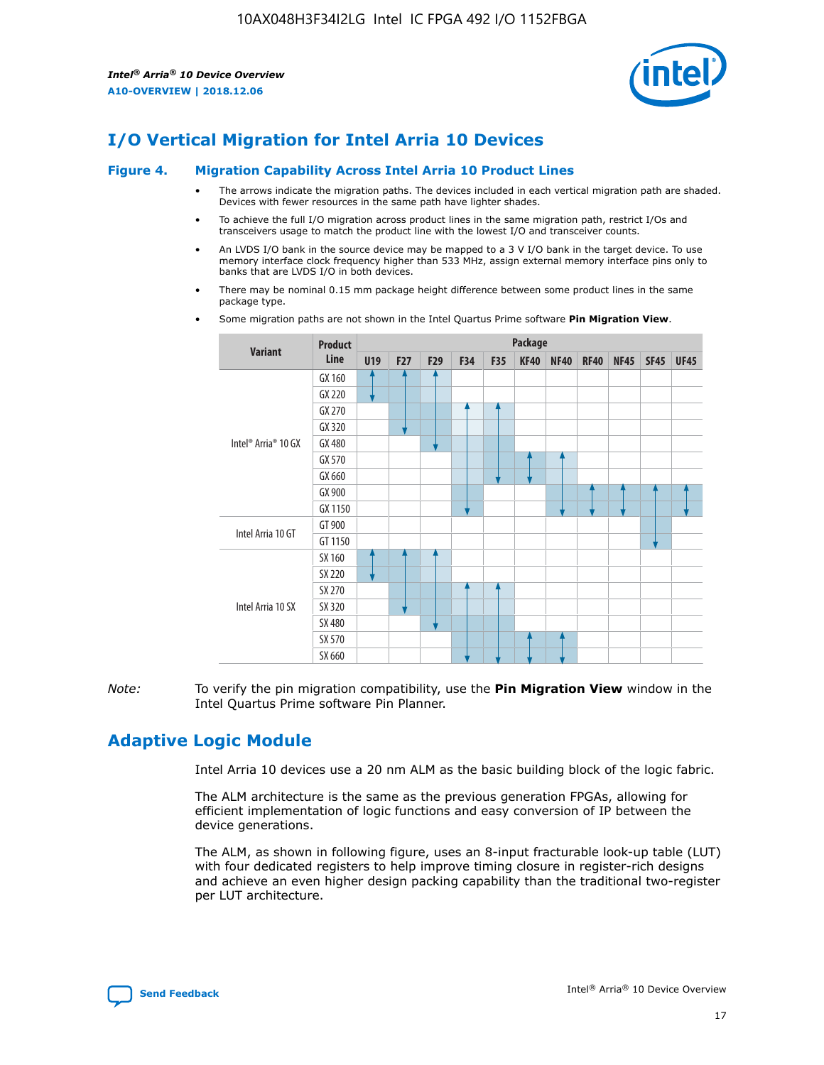# I/O Vertical Migration for Intel Arria 10 Devices

**Figure 4. Migration Capability Across Intel Arria 10 Product Lines**

- The arrows indicate the migration paths. The devices included in each vertical migration path are shaded. Devices with fewer resources in the same path have lighter shades.
- To achieve the full I/O migration across product lines in the same migration path, restrict I/Os and transceivers usage to match the product line with the lowest I/O and transceiver counts.
- An LVDS I/O bank in the source device may be mapped to a 3 V I/O bank in the target device. To use memory interface clock frequency higher than 533 MHz, assign external memory interface pins only to banks that are LVDS I/O in both devices.
- There may be nominal 0.15 mm package height difference between some product lines in the same package type.
- Some migration paths are not shown in the Intel Quartus Prime software **Pin Migration View**.

| Variant | Product Line | Package | | | | | | | | | | |
|---|---|---|---|---|---|---|---|---|---|---|---|---|
| | | U19 | F27 | F29 | F34 | F35 | KF40 | NF40 | RF40 | NF45 | SF45 | UF45 |
| Intel® Arria® 10 GX | GX 160 | | | | | | | | | | | |
| | GX 220 | | | | | | | | | | | |
| | GX 270 | | | | | | | | | | | |
| | GX 320 | | | | | | | | | | | |
| | GX 480 | | | | | | | | | | | |
| | GX 570 | | | | | | | | | | | |
| | GX 660 | | | | | | | | | | | |
| | GX 900 | | | | | | | | | | | |
| | GX 1150 | | | | | | | | | | | |
| Intel Arria 10 GT | GT 900 | | | | | | | | | | | |
| | GT 1150 | | | | | | | | | | | |
| Intel Arria 10 SX | SX 160 | | | | | | | | | | | |
| | SX 220 | | | | | | | | | | | |
| | SX 270 | | | | | | | | | | | |
| | SX 320 | | | | | | | | | | | |
| | SX 480 | | | | | | | | | | | |
| | SX 570 | | | | | | | | | | | |
| | SX 660 | | | | | | | | | | | |

*Note:* To verify the pin migration compatibility, use the **Pin Migration View** window in the Intel Quartus Prime software Pin Planner.

# Adaptive Logic Module

Intel Arria 10 devices use a 20 nm ALM as the basic building block of the logic fabric.

The ALM architecture is the same as the previous generation FPGAs, allowing for efficient implementation of logic functions and easy conversion of IP between the device generations.

The ALM, as shown in following figure, uses an 8-input fracturable look-up table (LUT) with four dedicated registers to help improve timing closure in register-rich designs and achieve an even higher design packing capability than the traditional two-register per LUT architecture.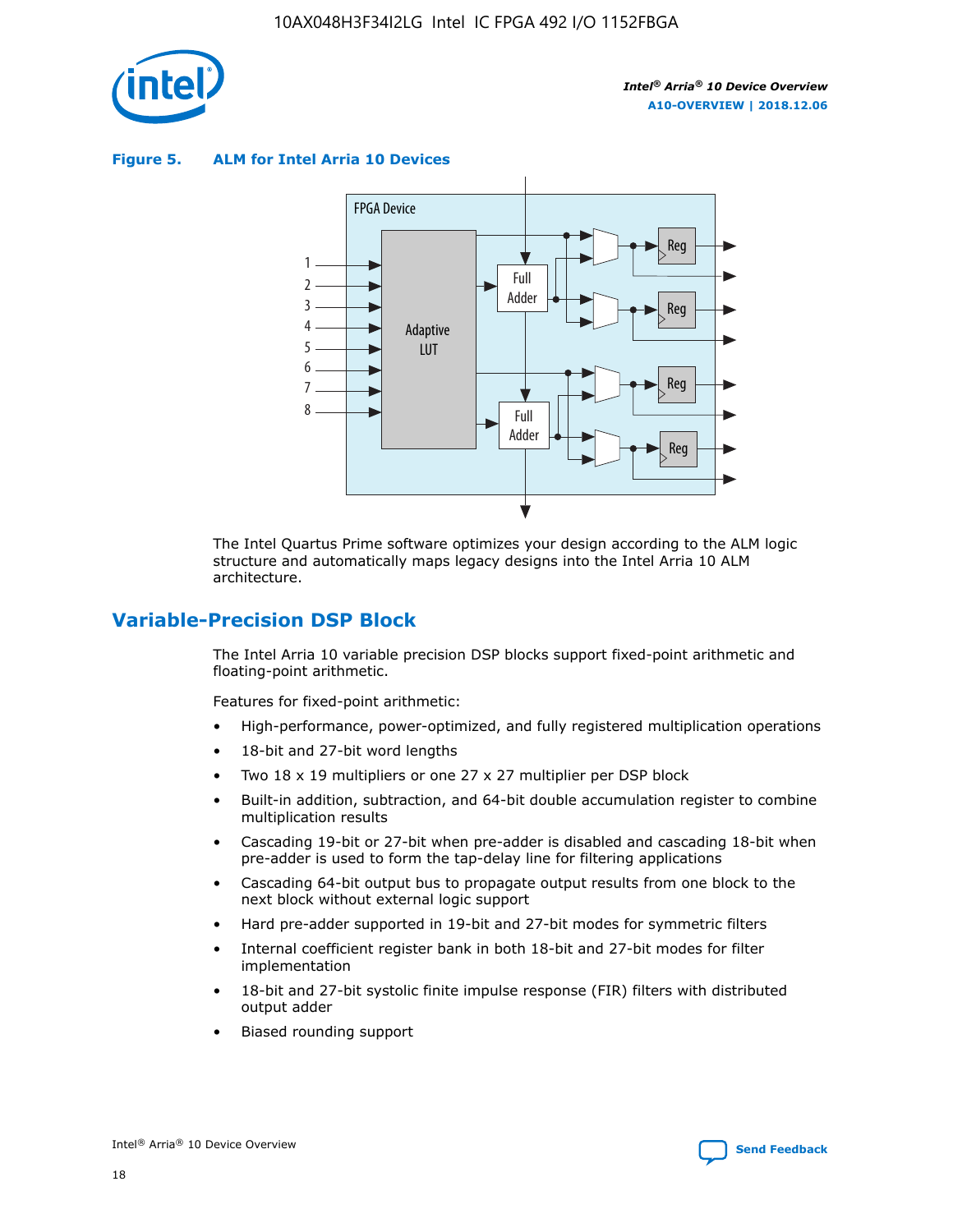**Figure 5. ALM for Intel Arria 10 Devices**

The Intel Quartus Prime software optimizes your design according to the ALM logic structure and automatically maps legacy designs into the Intel Arria 10 ALM architecture.

## Variable-Precision DSP Block

The Intel Arria 10 variable precision DSP blocks support fixed-point arithmetic and floating-point arithmetic.

Features for fixed-point arithmetic:

- High-performance, power-optimized, and fully registered multiplication operations
- 18-bit and 27-bit word lengths
- Two 18 x 19 multipliers or one 27 x 27 multiplier per DSP block
- Built-in addition, subtraction, and 64-bit double accumulation register to combine multiplication results
- Cascading 19-bit or 27-bit when pre-adder is disabled and cascading 18-bit when pre-adder is used to form the tap-delay line for filtering applications
- Cascading 64-bit output bus to propagate output results from one block to the next block without external logic support
- Hard pre-adder supported in 19-bit and 27-bit modes for symmetric filters
- Internal coefficient register bank in both 18-bit and 27-bit modes for filter implementation
- 18-bit and 27-bit systolic finite impulse response (FIR) filters with distributed output adder
- Biased rounding support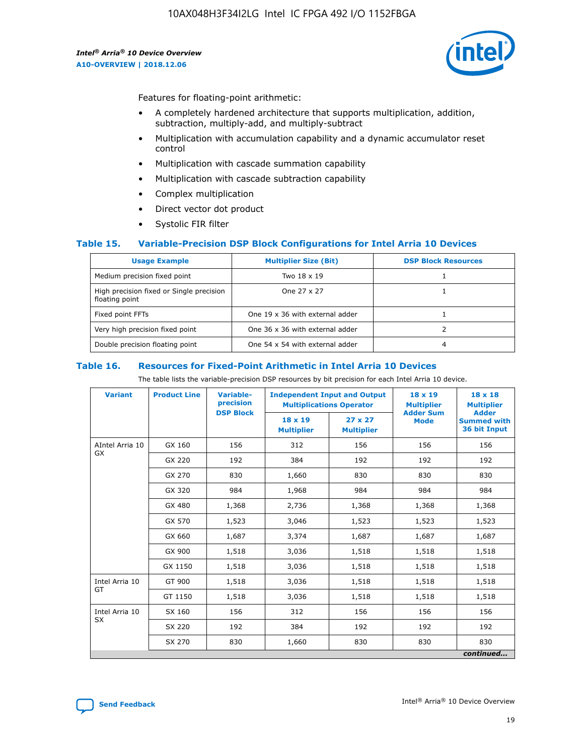Features for floating-point arithmetic:

- A completely hardened architecture that supports multiplication, addition, subtraction, multiply-add, and multiply-subtract
- Multiplication with accumulation capability and a dynamic accumulator reset control
- Multiplication with cascade summation capability
- Multiplication with cascade subtraction capability
- Complex multiplication
- Direct vector dot product
- Systolic FIR filter

## Table 15. Variable-Precision DSP Block Configurations for Intel Arria 10 Devices

| Usage Example | Multiplier Size (Bit) | DSP Block Resources |
|---|---|---|
| Medium precision fixed point | Two 18 x 19 | 1 |
| High precision fixed or Single precision floating point | One 27 x 27 | 1 |
| Fixed point FFTs | One 19 x 36 with external adder | 1 |
| Very high precision fixed point | One 36 x 36 with external adder | 2 |
| Double precision floating point | One 54 x 54 with external adder | 4 |

## Table 16. Resources for Fixed-Point Arithmetic in Intel Arria 10 Devices

The table lists the variable-precision DSP resources by bit precision for each Intel Arria 10 device.

| Variant | Product Line | Variable-precision DSP Block | Independent Input and Output Multiplications Operator | | 18 x 19 Multiplier Adder Sum Mode | 18 x 18 Multiplier Adder Summed with 36 bit Input |
|---|---|---|---|---|---|---|
| | | | 18 x 19 Multiplier | 27 x 27 Multiplier | | |
| AIntel Arria 10 GX | GX 160 | 156 | 312 | 156 | 156 | 156 |
| | GX 220 | 192 | 384 | 192 | 192 | 192 |
| | GX 270 | 830 | 1,660 | 830 | 830 | 830 |
| | GX 320 | 984 | 1,968 | 984 | 984 | 984 |
| | GX 480 | 1,368 | 2,736 | 1,368 | 1,368 | 1,368 |
| | GX 570 | 1,523 | 3,046 | 1,523 | 1,523 | 1,523 |
| | GX 660 | 1,687 | 3,374 | 1,687 | 1,687 | 1,687 |
| | GX 900 | 1,518 | 3,036 | 1,518 | 1,518 | 1,518 |
| | GX 1150 | 1,518 | 3,036 | 1,518 | 1,518 | 1,518 |
| Intel Arria 10 GT | GT 900 | 1,518 | 3,036 | 1,518 | 1,518 | 1,518 |
| | GT 1150 | 1,518 | 3,036 | 1,518 | 1,518 | 1,518 |
| Intel Arria 10 SX | SX 160 | 156 | 312 | 156 | 156 | 156 |
| | SX 220 | 192 | 384 | 192 | 192 | 192 |
| | SX 270 | 830 | 1,660 | 830 | 830 | 830 |

*continued...*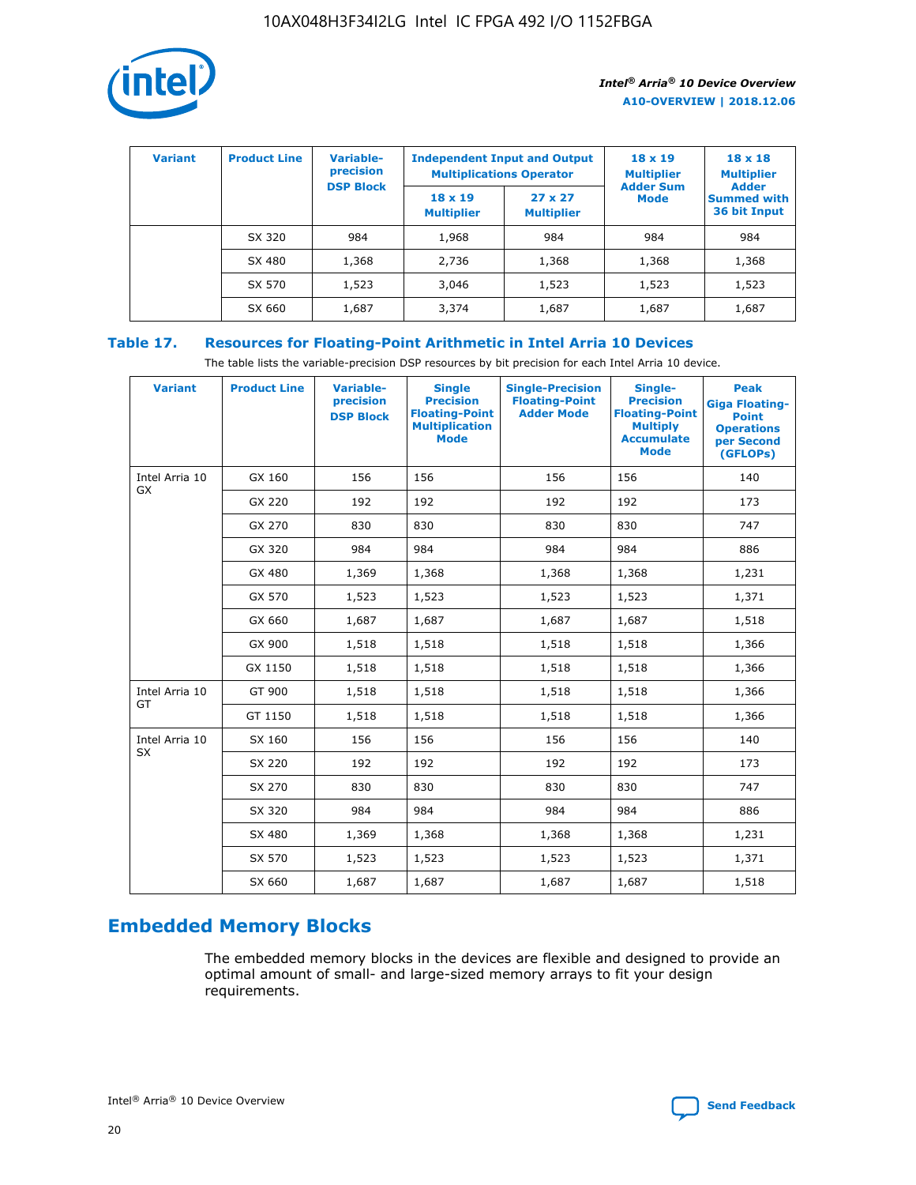| Variant | Product Line | Variable-precision DSP Block | Independent Input and Output Multiplications Operator | | 18 x 19 Multiplier Adder Sum Mode | 18 x 18 Multiplier Adder Summed with 36 bit Input |
|---|---|---|---|---|---|---|
| | | | 18 x 19 Multiplier | 27 x 27 Multiplier | | |
| | SX 320 | 984 | 1,968 | 984 | 984 | 984 |
| | SX 480 | 1,368 | 2,736 | 1,368 | 1,368 | 1,368 |
| | SX 570 | 1,523 | 3,046 | 1,523 | 1,523 | 1,523 |
| | SX 660 | 1,687 | 3,374 | 1,687 | 1,687 | 1,687 |

**Table 17. Resources for Floating-Point Arithmetic in Intel Arria 10 Devices**

The table lists the variable-precision DSP resources by bit precision for each Intel Arria 10 device.

| Variant | Product Line | Variable-precision DSP Block | Single Precision Floating-Point Multiplication Mode | Single-Precision Floating-Point Adder Mode | Single-Precision Floating-Point Multiply Accumulate Mode | Peak Giga Floating-Point Operations per Second (GFLOPs) |
|---|---|---|---|---|---|---|
| Intel Arria 10 GX | GX 160 | 156 | 156 | 156 | 156 | 140 |
| | GX 220 | 192 | 192 | 192 | 192 | 173 |
| | GX 270 | 830 | 830 | 830 | 830 | 747 |
| | GX 320 | 984 | 984 | 984 | 984 | 886 |
| | GX 480 | 1,369 | 1,368 | 1,368 | 1,368 | 1,231 |
| | GX 570 | 1,523 | 1,523 | 1,523 | 1,523 | 1,371 |
| | GX 660 | 1,687 | 1,687 | 1,687 | 1,687 | 1,518 |
| | GX 900 | 1,518 | 1,518 | 1,518 | 1,518 | 1,366 |
| | GX 1150 | 1,518 | 1,518 | 1,518 | 1,518 | 1,366 |
| Intel Arria 10 GT | GT 900 | 1,518 | 1,518 | 1,518 | 1,518 | 1,366 |
| | GT 1150 | 1,518 | 1,518 | 1,518 | 1,518 | 1,366 |
| Intel Arria 10 SX | SX 160 | 156 | 156 | 156 | 156 | 140 |
| | SX 220 | 192 | 192 | 192 | 192 | 173 |
| | SX 270 | 830 | 830 | 830 | 830 | 747 |
| | SX 320 | 984 | 984 | 984 | 984 | 886 |
| | SX 480 | 1,369 | 1,368 | 1,368 | 1,368 | 1,231 |
| | SX 570 | 1,523 | 1,523 | 1,523 | 1,523 | 1,371 |
| | SX 660 | 1,687 | 1,687 | 1,687 | 1,687 | 1,518 |

## Embedded Memory Blocks

The embedded memory blocks in the devices are flexible and designed to provide an optimal amount of small- and large-sized memory arrays to fit your design requirements.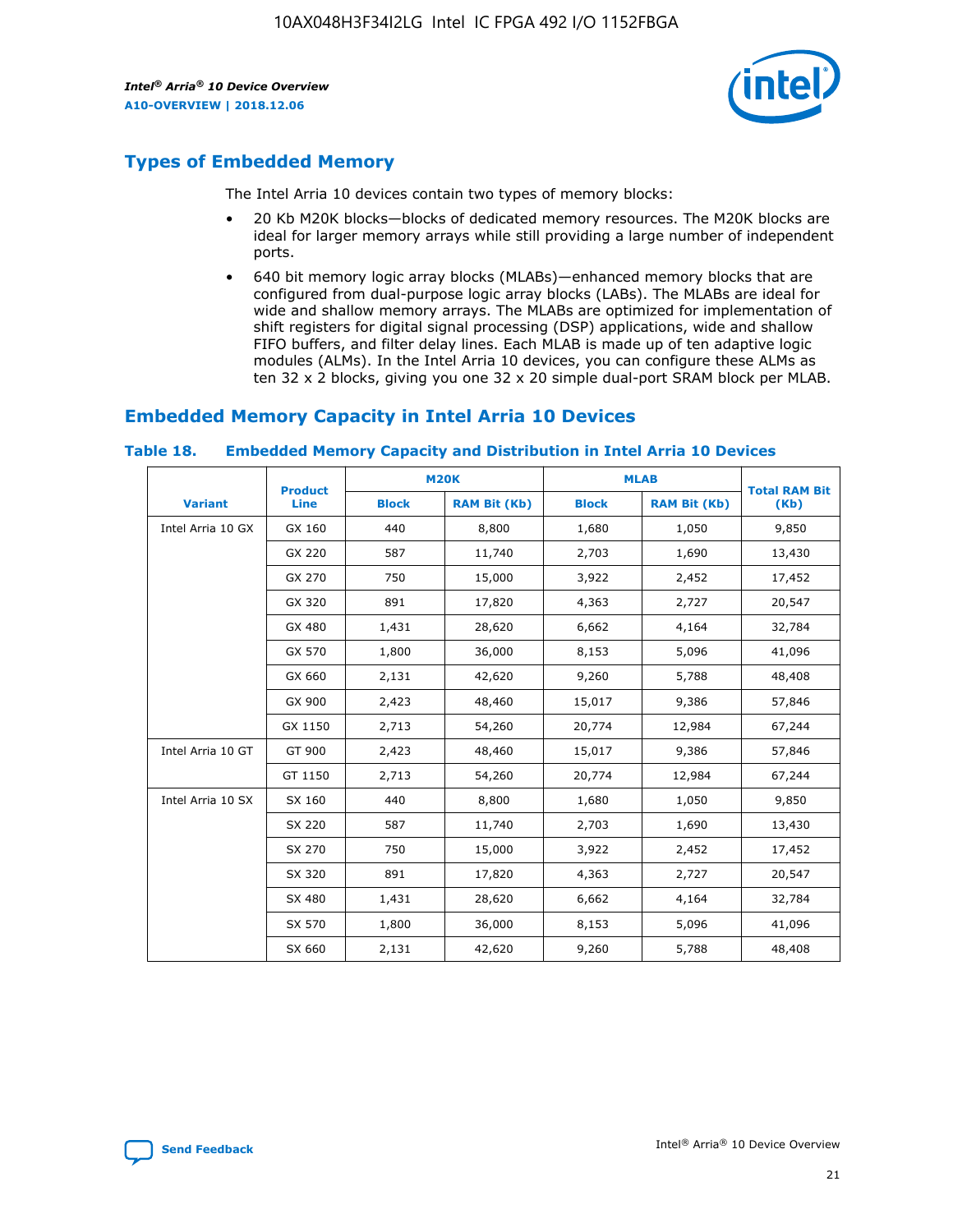## Types of Embedded Memory

The Intel Arria 10 devices contain two types of memory blocks:

- 20 Kb M20K blocks—blocks of dedicated memory resources. The M20K blocks are ideal for larger memory arrays while still providing a large number of independent ports.
- 640 bit memory logic array blocks (MLABs)—enhanced memory blocks that are configured from dual-purpose logic array blocks (LABs). The MLABs are ideal for wide and shallow memory arrays. The MLABs are optimized for implementation of shift registers for digital signal processing (DSP) applications, wide and shallow FIFO buffers, and filter delay lines. Each MLAB is made up of ten adaptive logic modules (ALMs). In the Intel Arria 10 devices, you can configure these ALMs as ten 32 x 2 blocks, giving you one 32 x 20 simple dual-port SRAM block per MLAB.

## Embedded Memory Capacity in Intel Arria 10 Devices

**Table 18. Embedded Memory Capacity and Distribution in Intel Arria 10 Devices**

| Variant | Product Line | M20K | | MLAB | | Total RAM Bit (Kb) |
|---|---|---|---|---|---|---|
| | | Block | RAM Bit (Kb) | Block | RAM Bit (Kb) | |
| Intel Arria 10 GX | GX 160 | 440 | 8,800 | 1,680 | 1,050 | 9,850 |
| | GX 220 | 587 | 11,740 | 2,703 | 1,690 | 13,430 |
| | GX 270 | 750 | 15,000 | 3,922 | 2,452 | 17,452 |
| | GX 320 | 891 | 17,820 | 4,363 | 2,727 | 20,547 |
| | GX 480 | 1,431 | 28,620 | 6,662 | 4,164 | 32,784 |
| | GX 570 | 1,800 | 36,000 | 8,153 | 5,096 | 41,096 |
| | GX 660 | 2,131 | 42,620 | 9,260 | 5,788 | 48,408 |
| | GX 900 | 2,423 | 48,460 | 15,017 | 9,386 | 57,846 |
| | GX 1150 | 2,713 | 54,260 | 20,774 | 12,984 | 67,244 |
| Intel Arria 10 GT | GT 900 | 2,423 | 48,460 | 15,017 | 9,386 | 57,846 |
| | GT 1150 | 2,713 | 54,260 | 20,774 | 12,984 | 67,244 |
| Intel Arria 10 SX | SX 160 | 440 | 8,800 | 1,680 | 1,050 | 9,850 |
| | SX 220 | 587 | 11,740 | 2,703 | 1,690 | 13,430 |
| | SX 270 | 750 | 15,000 | 3,922 | 2,452 | 17,452 |
| | SX 320 | 891 | 17,820 | 4,363 | 2,727 | 20,547 |
| | SX 480 | 1,431 | 28,620 | 6,662 | 4,164 | 32,784 |
| | SX 570 | 1,800 | 36,000 | 8,153 | 5,096 | 41,096 |
| | SX 660 | 2,131 | 42,620 | 9,260 | 5,788 | 48,408 |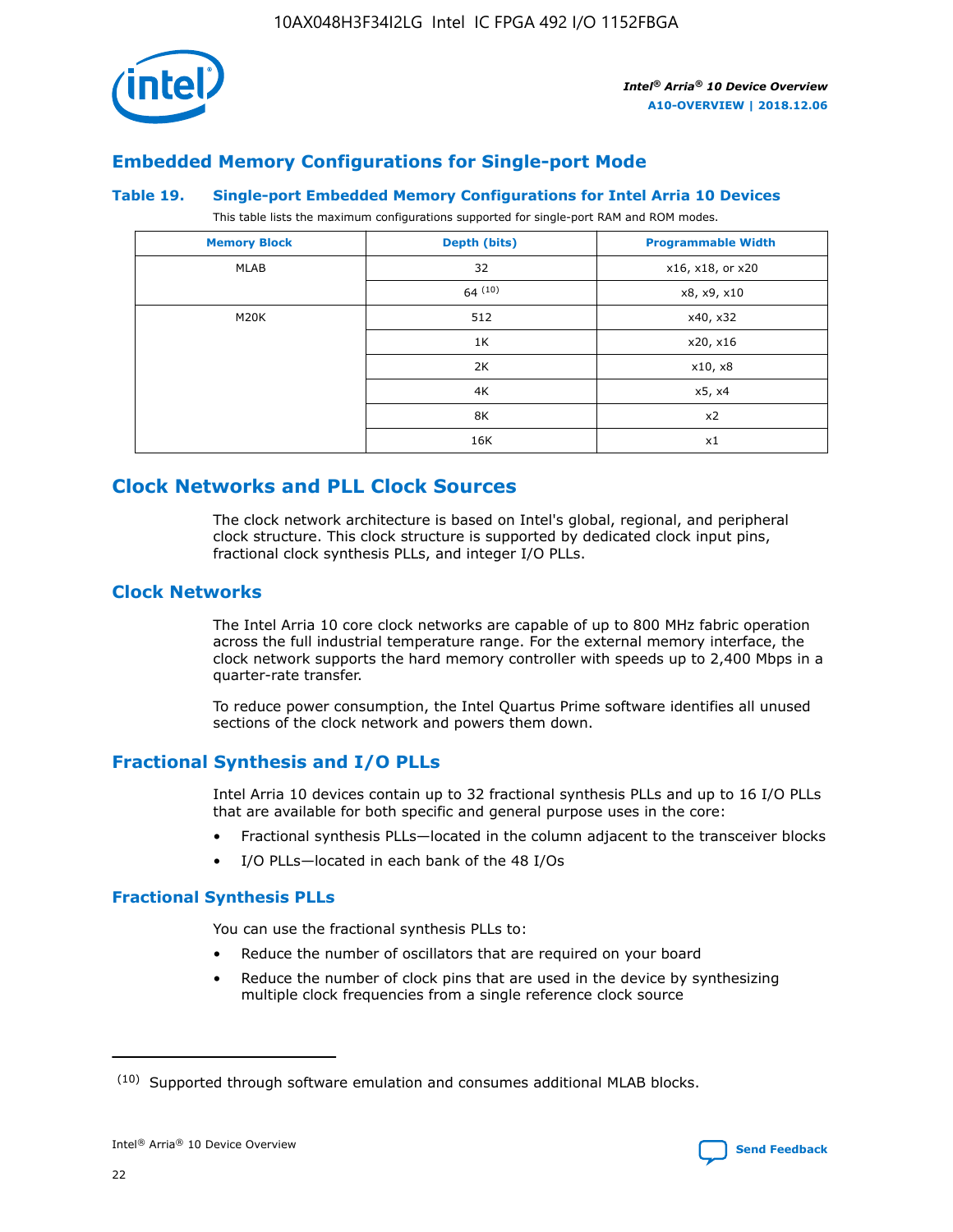## Embedded Memory Configurations for Single-port Mode

### Table 19. Single-port Embedded Memory Configurations for Intel Arria 10 Devices

This table lists the maximum configurations supported for single-port RAM and ROM modes.

| Memory Block | Depth (bits) | Programmable Width |
|---|---|---|
| MLAB | 32 | x16, x18, or x20 |
| | 64 (10) | x8, x9, x10 |
| M20K | 512 | x40, x32 |
| | 1K | x20, x16 |
| | 2K | x10, x8 |
| | 4K | x5, x4 |
| | 8K | x2 |
| | 16K | x1 |

## Clock Networks and PLL Clock Sources

The clock network architecture is based on Intel's global, regional, and peripheral clock structure. This clock structure is supported by dedicated clock input pins, fractional clock synthesis PLLs, and integer I/O PLLs.

## Clock Networks

The Intel Arria 10 core clock networks are capable of up to 800 MHz fabric operation across the full industrial temperature range. For the external memory interface, the clock network supports the hard memory controller with speeds up to 2,400 Mbps in a quarter-rate transfer.

To reduce power consumption, the Intel Quartus Prime software identifies all unused sections of the clock network and powers them down.

## Fractional Synthesis and I/O PLLs

Intel Arria 10 devices contain up to 32 fractional synthesis PLLs and up to 16 I/O PLLs that are available for both specific and general purpose uses in the core:

- Fractional synthesis PLLs—located in the column adjacent to the transceiver blocks
- I/O PLLs—located in each bank of the 48 I/Os

### Fractional Synthesis PLLs

You can use the fractional synthesis PLLs to:

- Reduce the number of oscillators that are required on your board
- Reduce the number of clock pins that are used in the device by synthesizing multiple clock frequencies from a single reference clock source

(10) Supported through software emulation and consumes additional MLAB blocks.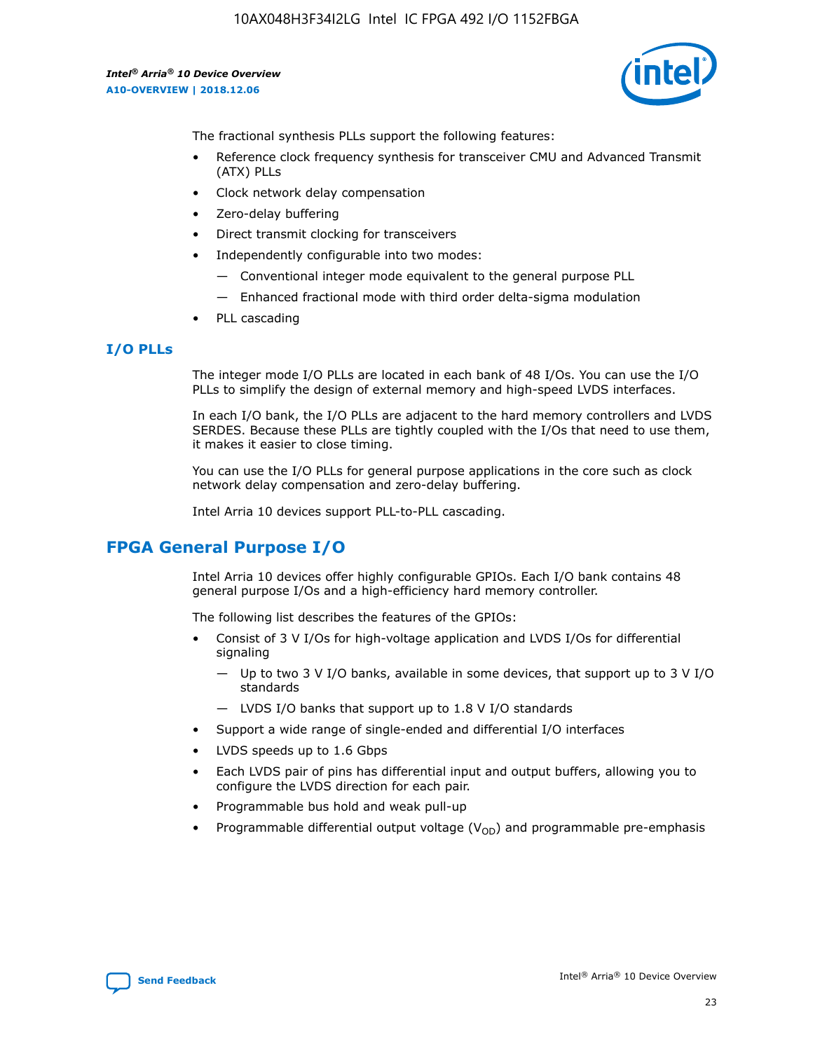The fractional synthesis PLLs support the following features:

- Reference clock frequency synthesis for transceiver CMU and Advanced Transmit (ATX) PLLs
- Clock network delay compensation
- Zero-delay buffering
- Direct transmit clocking for transceivers
- Independently configurable into two modes:
  - — Conventional integer mode equivalent to the general purpose PLL
  - — Enhanced fractional mode with third order delta-sigma modulation
- PLL cascading

### I/O PLLs

The integer mode I/O PLLs are located in each bank of 48 I/Os. You can use the I/O PLLs to simplify the design of external memory and high-speed LVDS interfaces.

In each I/O bank, the I/O PLLs are adjacent to the hard memory controllers and LVDS SERDES. Because these PLLs are tightly coupled with the I/Os that need to use them, it makes it easier to close timing.

You can use the I/O PLLs for general purpose applications in the core such as clock network delay compensation and zero-delay buffering.

Intel Arria 10 devices support PLL-to-PLL cascading.

## FPGA General Purpose I/O

Intel Arria 10 devices offer highly configurable GPIOs. Each I/O bank contains 48 general purpose I/Os and a high-efficiency hard memory controller.

The following list describes the features of the GPIOs:

- Consist of 3 V I/Os for high-voltage application and LVDS I/Os for differential signaling
  - — Up to two 3 V I/O banks, available in some devices, that support up to 3 V I/O standards
  - — LVDS I/O banks that support up to 1.8 V I/O standards
- Support a wide range of single-ended and differential I/O interfaces
- LVDS speeds up to 1.6 Gbps
- Each LVDS pair of pins has differential input and output buffers, allowing you to configure the LVDS direction for each pair.
- Programmable bus hold and weak pull-up
- Programmable differential output voltage ($V_{OD}$) and programmable pre-emphasis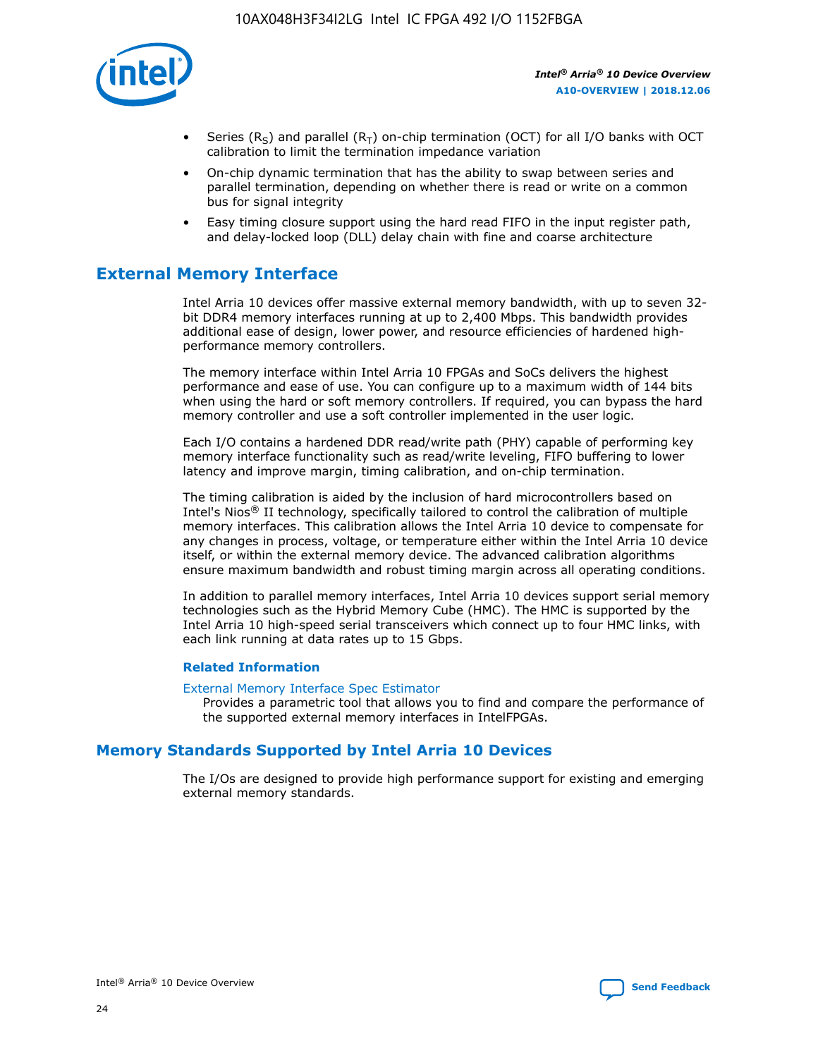- Series ($R_S$) and parallel ($R_T$) on-chip termination (OCT) for all I/O banks with OCT calibration to limit the termination impedance variation
- On-chip dynamic termination that has the ability to swap between series and parallel termination, depending on whether there is read or write on a common bus for signal integrity
- Easy timing closure support using the hard read FIFO in the input register path, and delay-locked loop (DLL) delay chain with fine and coarse architecture

## External Memory Interface

Intel Arria 10 devices offer massive external memory bandwidth, with up to seven 32-bit DDR4 memory interfaces running at up to 2,400 Mbps. This bandwidth provides additional ease of design, lower power, and resource efficiencies of hardened high-performance memory controllers.

The memory interface within Intel Arria 10 FPGAs and SoCs delivers the highest performance and ease of use. You can configure up to a maximum width of 144 bits when using the hard or soft memory controllers. If required, you can bypass the hard memory controller and use a soft controller implemented in the user logic.

Each I/O contains a hardened DDR read/write path (PHY) capable of performing key memory interface functionality such as read/write leveling, FIFO buffering to lower latency and improve margin, timing calibration, and on-chip termination.

The timing calibration is aided by the inclusion of hard microcontrollers based on Intel's Nios® II technology, specifically tailored to control the calibration of multiple memory interfaces. This calibration allows the Intel Arria 10 device to compensate for any changes in process, voltage, or temperature either within the Intel Arria 10 device itself, or within the external memory device. The advanced calibration algorithms ensure maximum bandwidth and robust timing margin across all operating conditions.

In addition to parallel memory interfaces, Intel Arria 10 devices support serial memory technologies such as the Hybrid Memory Cube (HMC). The HMC is supported by the Intel Arria 10 high-speed serial transceivers which connect up to four HMC links, with each link running at data rates up to 15 Gbps.

### Related Information

External Memory Interface Spec Estimator
Provides a parametric tool that allows you to find and compare the performance of the supported external memory interfaces in IntelFPGAs.

## Memory Standards Supported by Intel Arria 10 Devices

The I/Os are designed to provide high performance support for existing and emerging external memory standards.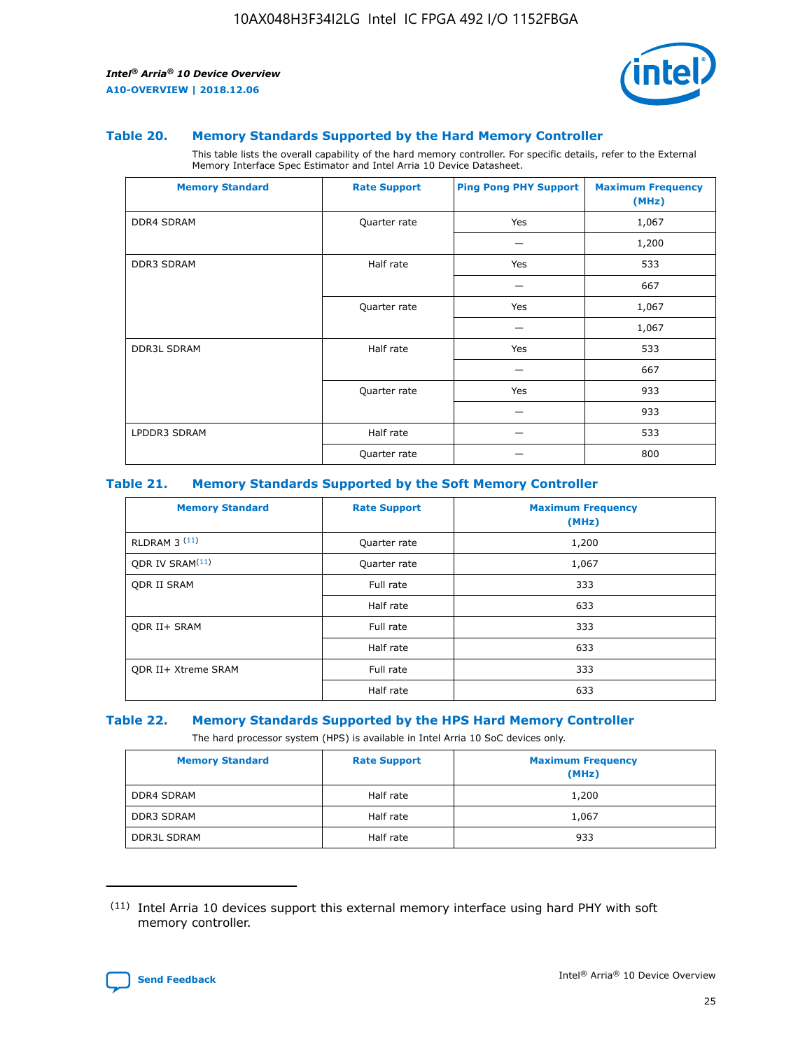### Table 20. Memory Standards Supported by the Hard Memory Controller

This table lists the overall capability of the hard memory controller. For specific details, refer to the External Memory Interface Spec Estimator and Intel Arria 10 Device Datasheet.

| Memory Standard | Rate Support | Ping Pong PHY Support | Maximum Frequency (MHz) |
|---|---|---|---|
| DDR4 SDRAM | Quarter rate | Yes | 1,067 |
| | | — | 1,200 |
| DDR3 SDRAM | Half rate | Yes | 533 |
| | | — | 667 |
| | Quarter rate | Yes | 1,067 |
| | | — | 1,067 |
| DDR3L SDRAM | Half rate | Yes | 533 |
| | | — | 667 |
| | Quarter rate | Yes | 933 |
| | | — | 933 |
| LPDDR3 SDRAM | Half rate | — | 533 |
| | Quarter rate | — | 800 |

### Table 21. Memory Standards Supported by the Soft Memory Controller

| Memory Standard | Rate Support | Maximum Frequency (MHz) |
|---|---|---|
| RLDRAM 3 (11) | Quarter rate | 1,200 |
| QDR IV SRAM(11) | Quarter rate | 1,067 |
| QDR II SRAM | Full rate | 333 |
| | Half rate | 633 |
| QDR II+ SRAM | Full rate | 333 |
| | Half rate | 633 |
| QDR II+ Xtreme SRAM | Full rate | 333 |
| | Half rate | 633 |

### Table 22. Memory Standards Supported by the HPS Hard Memory Controller

The hard processor system (HPS) is available in Intel Arria 10 SoC devices only.

| Memory Standard | Rate Support | Maximum Frequency (MHz) |
|---|---|---|
| DDR4 SDRAM | Half rate | 1,200 |
| DDR3 SDRAM | Half rate | 1,067 |
| DDR3L SDRAM | Half rate | 933 |

(11) Intel Arria 10 devices support this external memory interface using hard PHY with soft memory controller.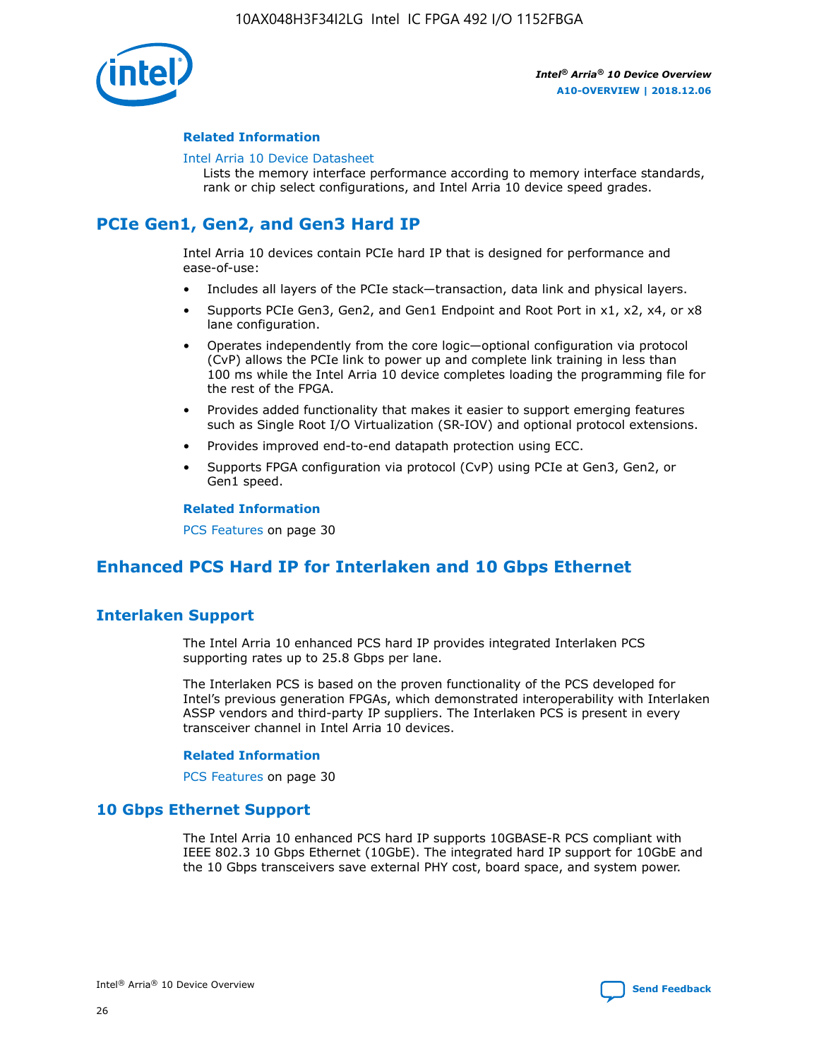#### Related Information

Intel Arria 10 Device Datasheet

Lists the memory interface performance according to memory interface standards, rank or chip select configurations, and Intel Arria 10 device speed grades.

## PCIe Gen1, Gen2, and Gen3 Hard IP

Intel Arria 10 devices contain PCIe hard IP that is designed for performance and ease-of-use:

- Includes all layers of the PCIe stack—transaction, data link and physical layers.
- Supports PCIe Gen3, Gen2, and Gen1 Endpoint and Root Port in x1, x2, x4, or x8 lane configuration.
- Operates independently from the core logic—optional configuration via protocol (CvP) allows the PCIe link to power up and complete link training in less than 100 ms while the Intel Arria 10 device completes loading the programming file for the rest of the FPGA.
- Provides added functionality that makes it easier to support emerging features such as Single Root I/O Virtualization (SR-IOV) and optional protocol extensions.
- Provides improved end-to-end datapath protection using ECC.
- Supports FPGA configuration via protocol (CvP) using PCIe at Gen3, Gen2, or Gen1 speed.

#### Related Information

PCS Features on page 30

## Enhanced PCS Hard IP for Interlaken and 10 Gbps Ethernet

### Interlaken Support

The Intel Arria 10 enhanced PCS hard IP provides integrated Interlaken PCS supporting rates up to 25.8 Gbps per lane.

The Interlaken PCS is based on the proven functionality of the PCS developed for Intel's previous generation FPGAs, which demonstrated interoperability with Interlaken ASSP vendors and third-party IP suppliers. The Interlaken PCS is present in every transceiver channel in Intel Arria 10 devices.

#### Related Information

PCS Features on page 30

### 10 Gbps Ethernet Support

The Intel Arria 10 enhanced PCS hard IP supports 10GBASE-R PCS compliant with IEEE 802.3 10 Gbps Ethernet (10GbE). The integrated hard IP support for 10GbE and the 10 Gbps transceivers save external PHY cost, board space, and system power.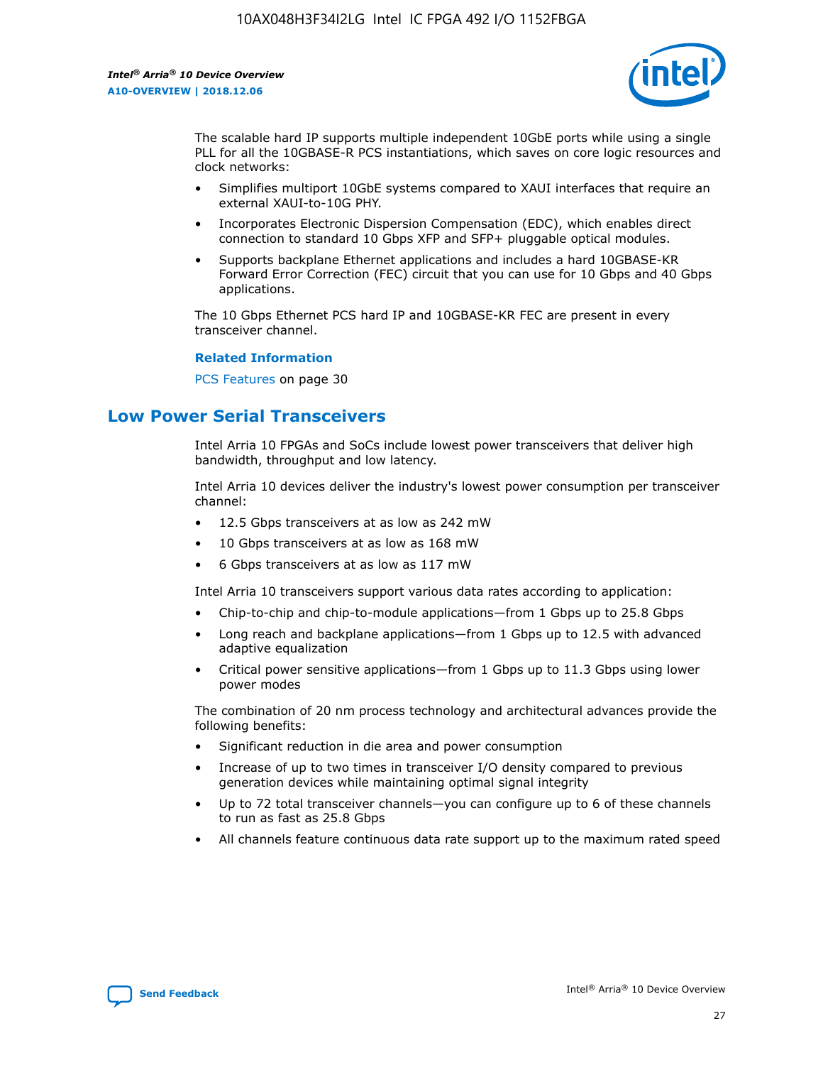The scalable hard IP supports multiple independent 10GbE ports while using a single PLL for all the 10GBASE-R PCS instantiations, which saves on core logic resources and clock networks:

- Simplifies multiport 10GbE systems compared to XAUI interfaces that require an external XAUI-to-10G PHY.
- Incorporates Electronic Dispersion Compensation (EDC), which enables direct connection to standard 10 Gbps XFP and SFP+ pluggable optical modules.
- Supports backplane Ethernet applications and includes a hard 10GBASE-KR Forward Error Correction (FEC) circuit that you can use for 10 Gbps and 40 Gbps applications.

The 10 Gbps Ethernet PCS hard IP and 10GBASE-KR FEC are present in every transceiver channel.

**Related Information**

PCS Features on page 30

## Low Power Serial Transceivers

Intel Arria 10 FPGAs and SoCs include lowest power transceivers that deliver high bandwidth, throughput and low latency.

Intel Arria 10 devices deliver the industry's lowest power consumption per transceiver channel:

- 12.5 Gbps transceivers at as low as 242 mW
- 10 Gbps transceivers at as low as 168 mW
- 6 Gbps transceivers at as low as 117 mW

Intel Arria 10 transceivers support various data rates according to application:

- Chip-to-chip and chip-to-module applications—from 1 Gbps up to 25.8 Gbps
- Long reach and backplane applications—from 1 Gbps up to 12.5 with advanced adaptive equalization
- Critical power sensitive applications—from 1 Gbps up to 11.3 Gbps using lower power modes

The combination of 20 nm process technology and architectural advances provide the following benefits:

- Significant reduction in die area and power consumption
- Increase of up to two times in transceiver I/O density compared to previous generation devices while maintaining optimal signal integrity
- Up to 72 total transceiver channels—you can configure up to 6 of these channels to run as fast as 25.8 Gbps
- All channels feature continuous data rate support up to the maximum rated speed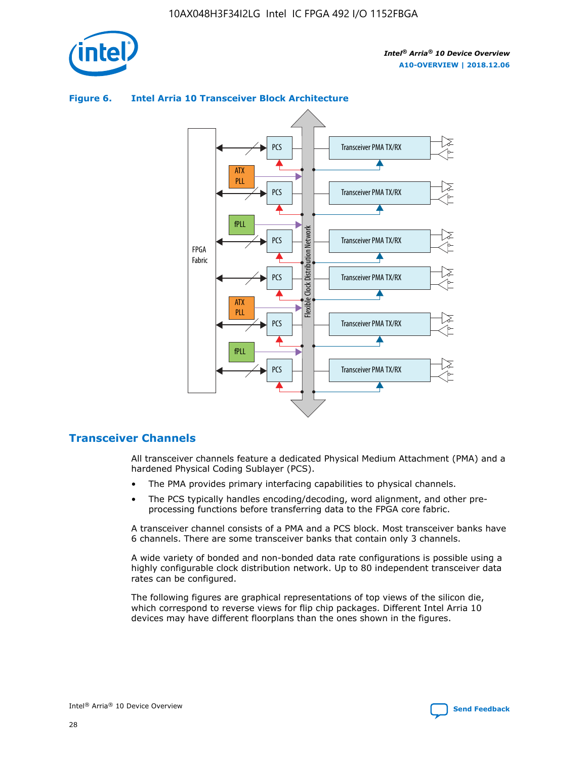**Figure 6. Intel Arria 10 Transceiver Block Architecture**

## Transceiver Channels

All transceiver channels feature a dedicated Physical Medium Attachment (PMA) and a hardened Physical Coding Sublayer (PCS).

- The PMA provides primary interfacing capabilities to physical channels.
- The PCS typically handles encoding/decoding, word alignment, and other pre-processing functions before transferring data to the FPGA core fabric.

A transceiver channel consists of a PMA and a PCS block. Most transceiver banks have 6 channels. There are some transceiver banks that contain only 3 channels.

A wide variety of bonded and non-bonded data rate configurations is possible using a highly configurable clock distribution network. Up to 80 independent transceiver data rates can be configured.

The following figures are graphical representations of top views of the silicon die, which correspond to reverse views for flip chip packages. Different Intel Arria 10 devices may have different floorplans than the ones shown in the figures.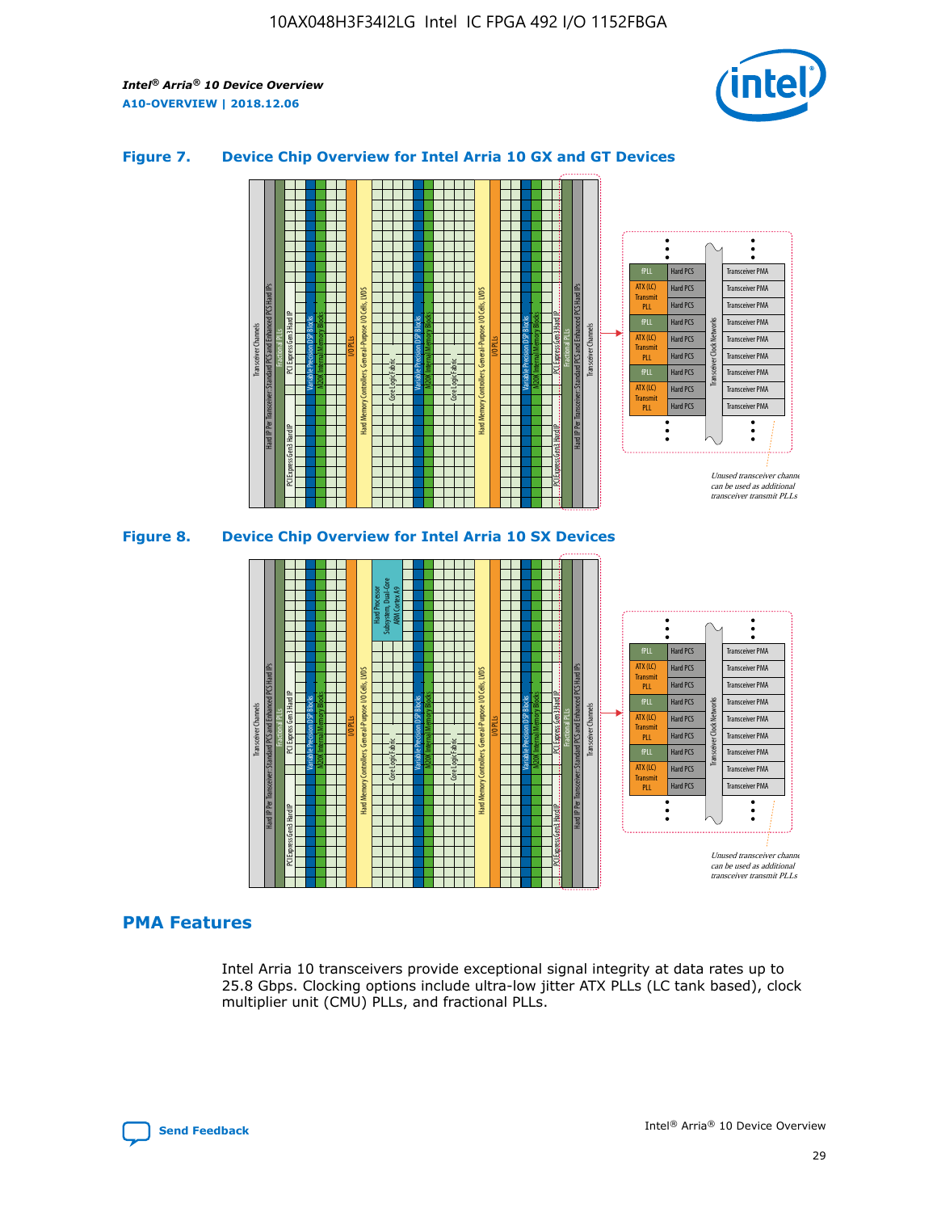## Figure 7. Device Chip Overview for Intel Arria 10 GX and GT Devices

## Figure 8. Device Chip Overview for Intel Arria 10 SX Devices

## PMA Features

Intel Arria 10 transceivers provide exceptional signal integrity at data rates up to 25.8 Gbps. Clocking options include ultra-low jitter ATX PLLs (LC tank based), clock multiplier unit (CMU) PLLs, and fractional PLLs.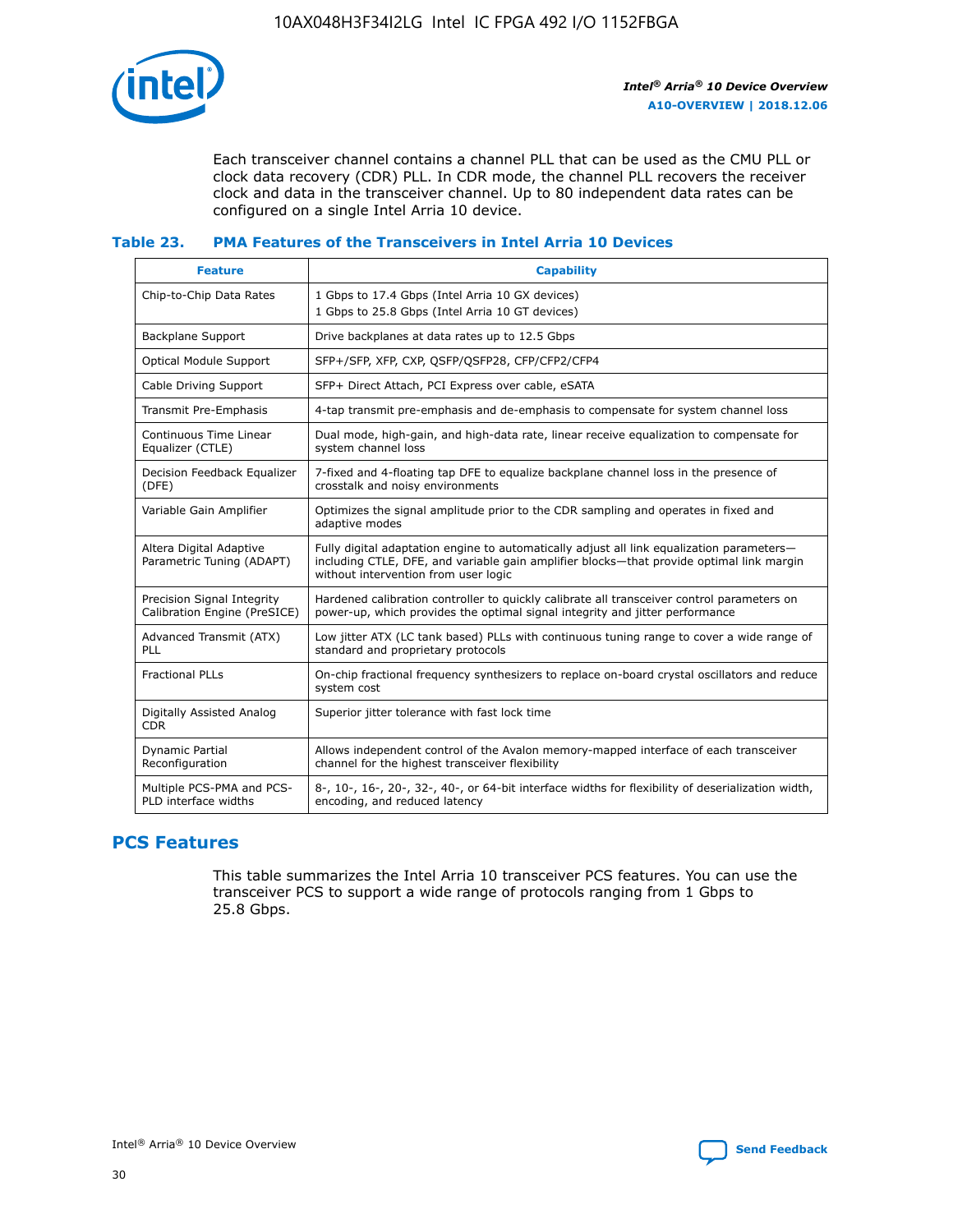Each transceiver channel contains a channel PLL that can be used as the CMU PLL or clock data recovery (CDR) PLL. In CDR mode, the channel PLL recovers the receiver clock and data in the transceiver channel. Up to 80 independent data rates can be configured on a single Intel Arria 10 device.

### Table 23. PMA Features of the Transceivers in Intel Arria 10 Devices

| Feature | Capability |
| --- | --- |
| Chip-to-Chip Data Rates | 1 Gbps to 17.4 Gbps (Intel Arria 10 GX devices)<br>1 Gbps to 25.8 Gbps (Intel Arria 10 GT devices) |
| Backplane Support | Drive backplanes at data rates up to 12.5 Gbps |
| Optical Module Support | SFP+/SFP, XFP, CXP, QSFP/QSFP28, CFP/CFP2/CFP4 |
| Cable Driving Support | SFP+ Direct Attach, PCI Express over cable, eSATA |
| Transmit Pre-Emphasis | 4-tap transmit pre-emphasis and de-emphasis to compensate for system channel loss |
| Continuous Time Linear Equalizer (CTLE) | Dual mode, high-gain, and high-data rate, linear receive equalization to compensate for system channel loss |
| Decision Feedback Equalizer (DFE) | 7-fixed and 4-floating tap DFE to equalize backplane channel loss in the presence of crosstalk and noisy environments |
| Variable Gain Amplifier | Optimizes the signal amplitude prior to the CDR sampling and operates in fixed and adaptive modes |
| Altera Digital Adaptive Parametric Tuning (ADAPT) | Fully digital adaptation engine to automatically adjust all link equalization parameters—including CTLE, DFE, and variable gain amplifier blocks—that provide optimal link margin without intervention from user logic |
| Precision Signal Integrity Calibration Engine (PreSICE) | Hardened calibration controller to quickly calibrate all transceiver control parameters on power-up, which provides the optimal signal integrity and jitter performance |
| Advanced Transmit (ATX) PLL | Low jitter ATX (LC tank based) PLLs with continuous tuning range to cover a wide range of standard and proprietary protocols |
| Fractional PLLs | On-chip fractional frequency synthesizers to replace on-board crystal oscillators and reduce system cost |
| Digitally Assisted Analog CDR | Superior jitter tolerance with fast lock time |
| Dynamic Partial Reconfiguration | Allows independent control of the Avalon memory-mapped interface of each transceiver channel for the highest transceiver flexibility |
| Multiple PCS-PMA and PCS-PLD interface widths | 8-, 10-, 16-, 20-, 32-, 40-, or 64-bit interface widths for flexibility of deserialization width, encoding, and reduced latency |

## PCS Features

This table summarizes the Intel Arria 10 transceiver PCS features. You can use the transceiver PCS to support a wide range of protocols ranging from 1 Gbps to 25.8 Gbps.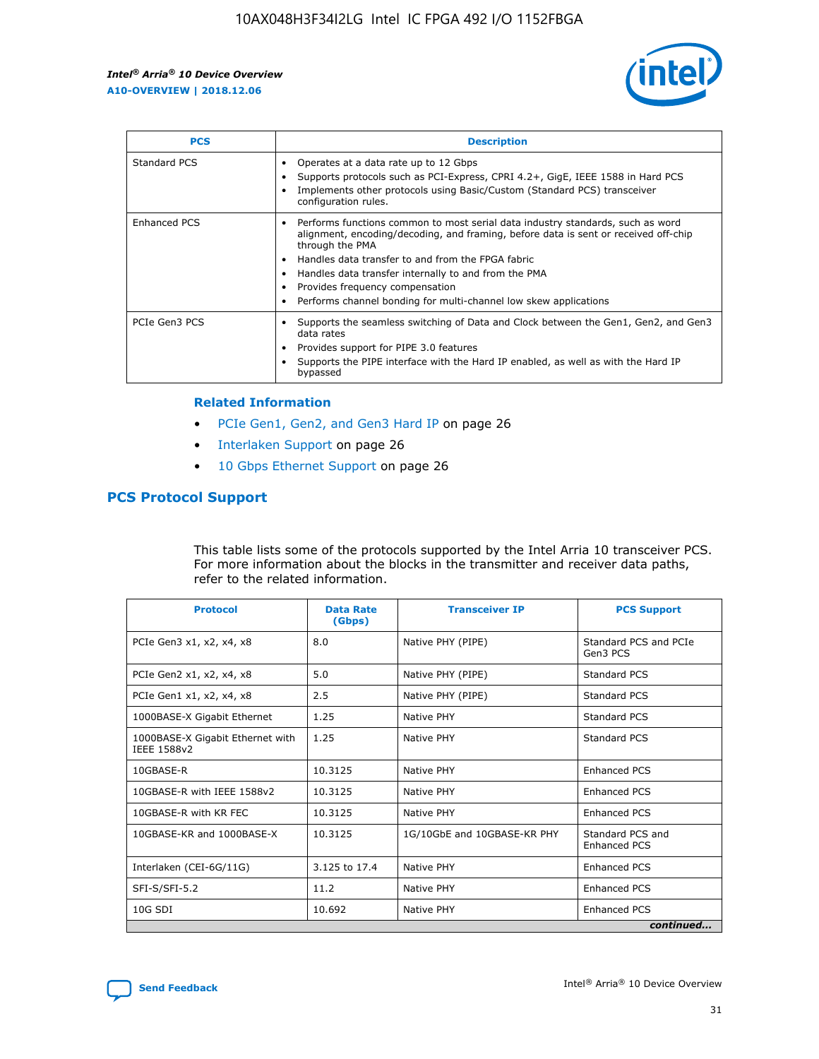| PCS | Description |
| --- | --- |
| Standard PCS | • Operates at a data rate up to 12 Gbps<br>• Supports protocols such as PCI-Express, CPRI 4.2+, GigE, IEEE 1588 in Hard PCS<br>• Implements other protocols using Basic/Custom (Standard PCS) transceiver configuration rules. |
| Enhanced PCS | • Performs functions common to most serial data industry standards, such as word alignment, encoding/decoding, and framing, before data is sent or received off-chip through the PMA<br>• Handles data transfer to and from the FPGA fabric<br>• Handles data transfer internally to and from the PMA<br>• Provides frequency compensation<br>• Performs channel bonding for multi-channel low skew applications |
| PCIe Gen3 PCS | • Supports the seamless switching of Data and Clock between the Gen1, Gen2, and Gen3 data rates<br>• Provides support for PIPE 3.0 features<br>• Supports the PIPE interface with the Hard IP enabled, as well as with the Hard IP bypassed |

#### Related Information

- PCIe Gen1, Gen2, and Gen3 Hard IP on page 26
- Interlaken Support on page 26
- 10 Gbps Ethernet Support on page 26

## PCS Protocol Support

This table lists some of the protocols supported by the Intel Arria 10 transceiver PCS. For more information about the blocks in the transmitter and receiver data paths, refer to the related information.

| Protocol | Data Rate (Gbps) | Transceiver IP | PCS Support |
| --- | --- | --- | --- |
| PCIe Gen3 x1, x2, x4, x8 | 8.0 | Native PHY (PIPE) | Standard PCS and PCIe Gen3 PCS |
| PCIe Gen2 x1, x2, x4, x8 | 5.0 | Native PHY (PIPE) | Standard PCS |
| PCIe Gen1 x1, x2, x4, x8 | 2.5 | Native PHY (PIPE) | Standard PCS |
| 1000BASE-X Gigabit Ethernet | 1.25 | Native PHY | Standard PCS |
| 1000BASE-X Gigabit Ethernet with IEEE 1588v2 | 1.25 | Native PHY | Standard PCS |
| 10GBASE-R | 10.3125 | Native PHY | Enhanced PCS |
| 10GBASE-R with IEEE 1588v2 | 10.3125 | Native PHY | Enhanced PCS |
| 10GBASE-R with KR FEC | 10.3125 | Native PHY | Enhanced PCS |
| 10GBASE-KR and 1000BASE-X | 10.3125 | 1G/10GbE and 10GBASE-KR PHY | Standard PCS and Enhanced PCS |
| Interlaken (CEI-6G/11G) | 3.125 to 17.4 | Native PHY | Enhanced PCS |
| SFI-S/SFI-5.2 | 11.2 | Native PHY | Enhanced PCS |
| 10G SDI | 10.692 | Native PHY | Enhanced PCS |

*continued...*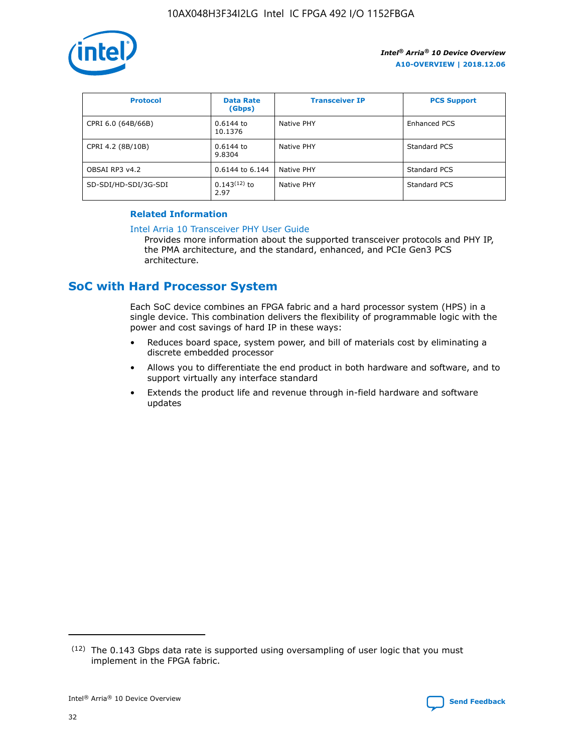| Protocol | Data Rate (Gbps) | Transceiver IP | PCS Support |
| --- | --- | --- | --- |
| CPRI 6.0 (64B/66B) | 0.6144 to 10.1376 | Native PHY | Enhanced PCS |
| CPRI 4.2 (8B/10B) | 0.6144 to 9.8304 | Native PHY | Standard PCS |
| OBSAI RP3 v4.2 | 0.6144 to 6.144 | Native PHY | Standard PCS |
| SD-SDI/HD-SDI/3G-SDI | 0.143[12] to 2.97 | Native PHY | Standard PCS |

### Related Information

Intel Arria 10 Transceiver PHY User Guide

Provides more information about the supported transceiver protocols and PHY IP, the PMA architecture, and the standard, enhanced, and PCIe Gen3 PCS architecture.

## SoC with Hard Processor System

Each SoC device combines an FPGA fabric and a hard processor system (HPS) in a single device. This combination delivers the flexibility of programmable logic with the power and cost savings of hard IP in these ways:

- Reduces board space, system power, and bill of materials cost by eliminating a discrete embedded processor
- Allows you to differentiate the end product in both hardware and software, and to support virtually any interface standard
- Extends the product life and revenue through in-field hardware and software updates

(12) The 0.143 Gbps data rate is supported using oversampling of user logic that you must implement in the FPGA fabric.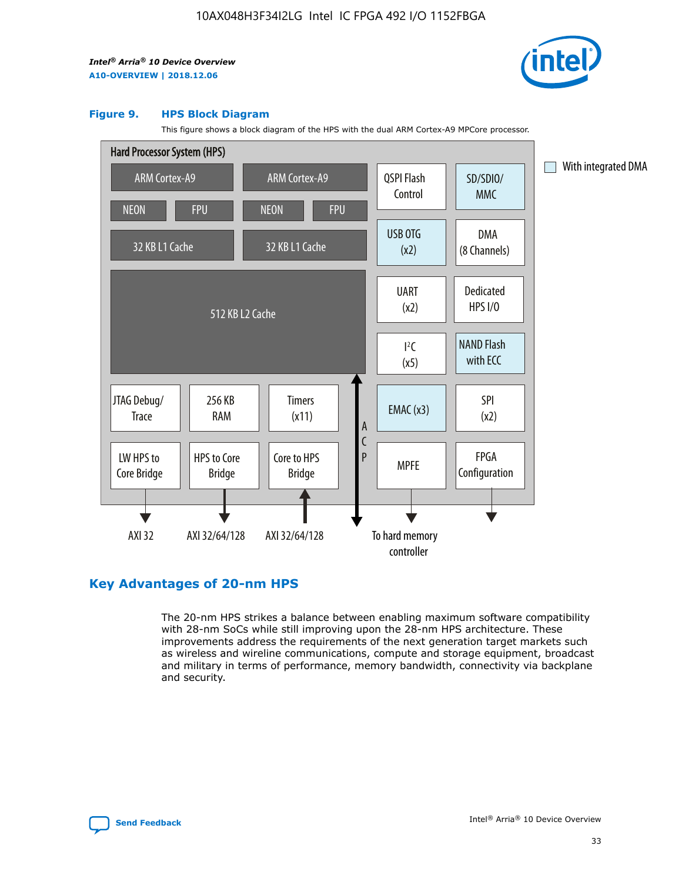**Figure 9. HPS Block Diagram**

This figure shows a block diagram of the HPS with the dual ARM Cortex-A9 MPCore processor.

Hard Processor System (HPS)

ARM Cortex-A9 | ARM Cortex-A9
NEON | FPU | NEON | FPU
32 KB L1 Cache | 32 KB L1 Cache
512 KB L2 Cache

QSPI Flash Control, SD/SDIO/MMC, USB OTG (x2), DMA (8 Channels), UART (x2), Dedicated HPS I/O, I²C (x5), NAND Flash with ECC, EMAC (x3), SPI (x2), MPFE, FPGA Configuration

JTAG Debug/Trace, 256 KB RAM, Timers (x11), LW HPS to Core Bridge, HPS to Core Bridge, Core to HPS Bridge, ACP

AXI 32 | AXI 32/64/128 | AXI 32/64/128 | To hard memory controller

With integrated DMA

## Key Advantages of 20-nm HPS

The 20-nm HPS strikes a balance between enabling maximum software compatibility with 28-nm SoCs while still improving upon the 28-nm HPS architecture. These improvements address the requirements of the next generation target markets such as wireless and wireline communications, compute and storage equipment, broadcast and military in terms of performance, memory bandwidth, connectivity via backplane and security.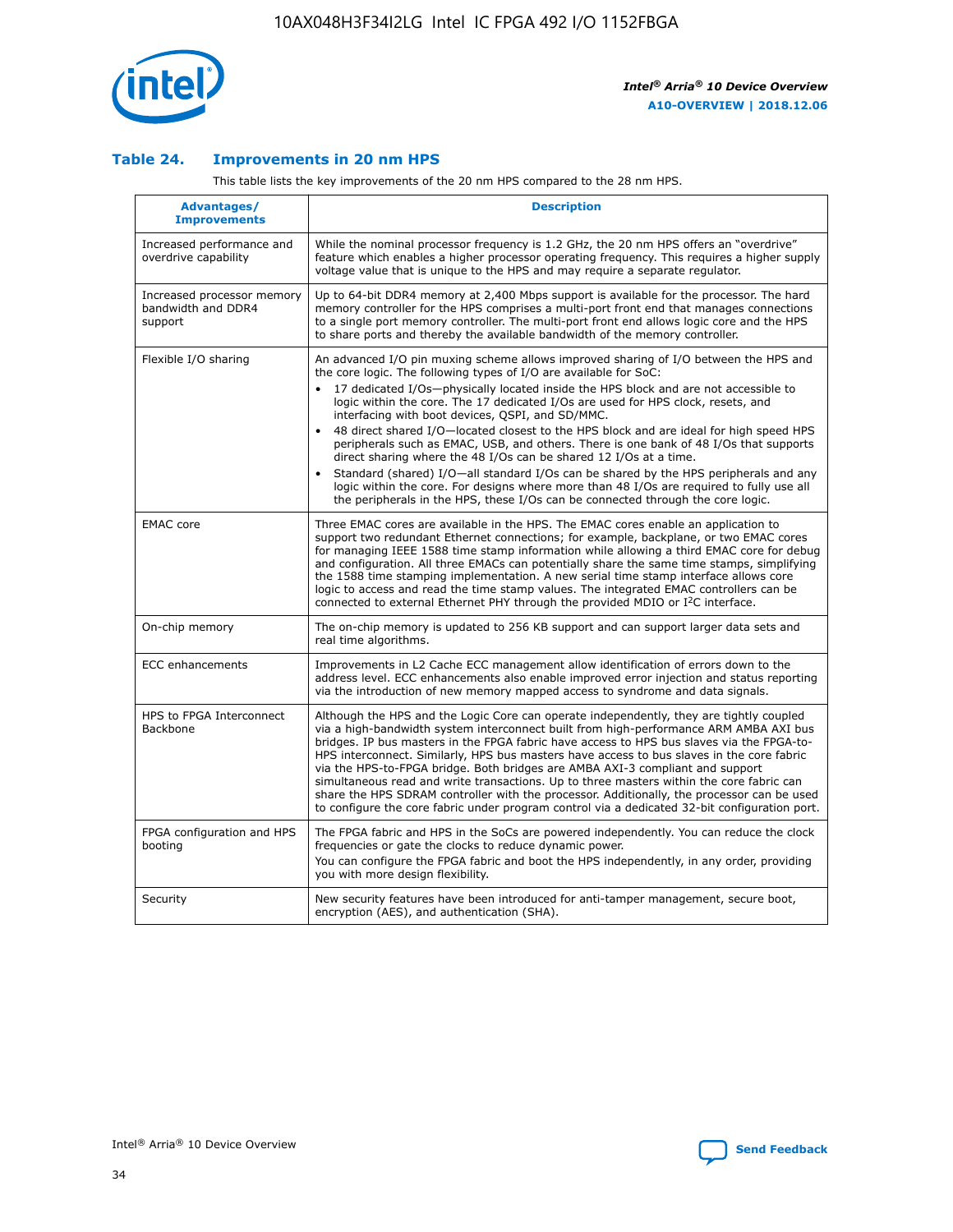## Table 24. Improvements in 20 nm HPS

This table lists the key improvements of the 20 nm HPS compared to the 28 nm HPS.

| Advantages/ Improvements | Description |
|---|---|
| Increased performance and overdrive capability | While the nominal processor frequency is 1.2 GHz, the 20 nm HPS offers an "overdrive" feature which enables a higher processor operating frequency. This requires a higher supply voltage value that is unique to the HPS and may require a separate regulator. |
| Increased processor memory bandwidth and DDR4 support | Up to 64-bit DDR4 memory at 2,400 Mbps support is available for the processor. The hard memory controller for the HPS comprises a multi-port front end that manages connections to a single port memory controller. The multi-port front end allows logic core and the HPS to share ports and thereby the available bandwidth of the memory controller. |
| Flexible I/O sharing | An advanced I/O pin muxing scheme allows improved sharing of I/O between the HPS and the core logic. The following types of I/O are available for SoC:<br>• 17 dedicated I/Os—physically located inside the HPS block and are not accessible to logic within the core. The 17 dedicated I/Os are used for HPS clock, resets, and interfacing with boot devices, QSPI, and SD/MMC.<br>• 48 direct shared I/O—located closest to the HPS block and are ideal for high speed HPS peripherals such as EMAC, USB, and others. There is one bank of 48 I/Os that supports direct sharing where the 48 I/Os can be shared 12 I/Os at a time.<br>• Standard (shared) I/O—all standard I/Os can be shared by the HPS peripherals and any logic within the core. For designs where more than 48 I/Os are required to fully use all the peripherals in the HPS, these I/Os can be connected through the core logic. |
| EMAC core | Three EMAC cores are available in the HPS. The EMAC cores enable an application to support two redundant Ethernet connections; for example, backplane, or two EMAC cores for managing IEEE 1588 time stamp information while allowing a third EMAC core for debug and configuration. All three EMACs can potentially share the same time stamps, simplifying the 1588 time stamping implementation. A new serial time stamp interface allows core logic to access and read the time stamp values. The integrated EMAC controllers can be connected to external Ethernet PHY through the provided MDIO or I²C interface. |
| On-chip memory | The on-chip memory is updated to 256 KB support and can support larger data sets and real time algorithms. |
| ECC enhancements | Improvements in L2 Cache ECC management allow identification of errors down to the address level. ECC enhancements also enable improved error injection and status reporting via the introduction of new memory mapped access to syndrome and data signals. |
| HPS to FPGA Interconnect Backbone | Although the HPS and the Logic Core can operate independently, they are tightly coupled via a high-bandwidth system interconnect built from high-performance ARM AMBA AXI bus bridges. IP bus masters in the FPGA fabric have access to HPS bus slaves via the FPGA-to-HPS interconnect. Similarly, HPS bus masters have access to bus slaves in the core fabric via the HPS-to-FPGA bridge. Both bridges are AMBA AXI-3 compliant and support simultaneous read and write transactions. Up to three masters within the core fabric can share the HPS SDRAM controller with the processor. Additionally, the processor can be used to configure the core fabric under program control via a dedicated 32-bit configuration port. |
| FPGA configuration and HPS booting | The FPGA fabric and HPS in the SoCs are powered independently. You can reduce the clock frequencies or gate the clocks to reduce dynamic power.<br>You can configure the FPGA fabric and boot the HPS independently, in any order, providing you with more design flexibility. |
| Security | New security features have been introduced for anti-tamper management, secure boot, encryption (AES), and authentication (SHA). |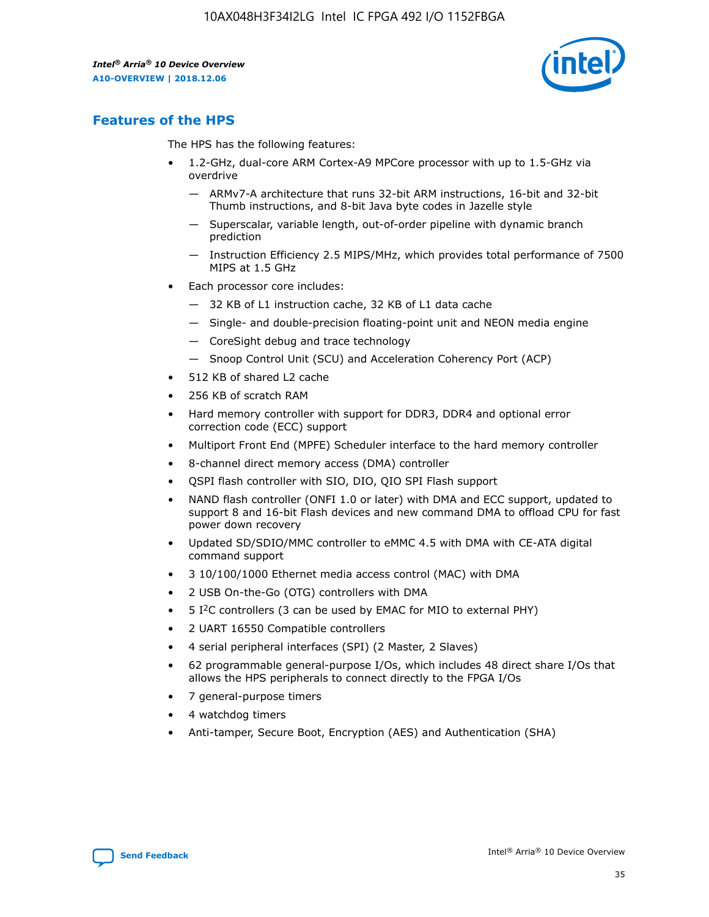## Features of the HPS

The HPS has the following features:

- 1.2-GHz, dual-core ARM Cortex-A9 MPCore processor with up to 1.5-GHz via overdrive
  - — ARMv7-A architecture that runs 32-bit ARM instructions, 16-bit and 32-bit Thumb instructions, and 8-bit Java byte codes in Jazelle style
  - — Superscalar, variable length, out-of-order pipeline with dynamic branch prediction
  - — Instruction Efficiency 2.5 MIPS/MHz, which provides total performance of 7500 MIPS at 1.5 GHz
- Each processor core includes:
  - — 32 KB of L1 instruction cache, 32 KB of L1 data cache
  - — Single- and double-precision floating-point unit and NEON media engine
  - — CoreSight debug and trace technology
  - — Snoop Control Unit (SCU) and Acceleration Coherency Port (ACP)
- 512 KB of shared L2 cache
- 256 KB of scratch RAM
- Hard memory controller with support for DDR3, DDR4 and optional error correction code (ECC) support
- Multiport Front End (MPFE) Scheduler interface to the hard memory controller
- 8-channel direct memory access (DMA) controller
- QSPI flash controller with SIO, DIO, QIO SPI Flash support
- NAND flash controller (ONFI 1.0 or later) with DMA and ECC support, updated to support 8 and 16-bit Flash devices and new command DMA to offload CPU for fast power down recovery
- Updated SD/SDIO/MMC controller to eMMC 4.5 with DMA with CE-ATA digital command support
- 3 10/100/1000 Ethernet media access control (MAC) with DMA
- 2 USB On-the-Go (OTG) controllers with DMA
- 5 I$^2$C controllers (3 can be used by EMAC for MIO to external PHY)
- 2 UART 16550 Compatible controllers
- 4 serial peripheral interfaces (SPI) (2 Master, 2 Slaves)
- 62 programmable general-purpose I/Os, which includes 48 direct share I/Os that allows the HPS peripherals to connect directly to the FPGA I/Os
- 7 general-purpose timers
- 4 watchdog timers
- Anti-tamper, Secure Boot, Encryption (AES) and Authentication (SHA)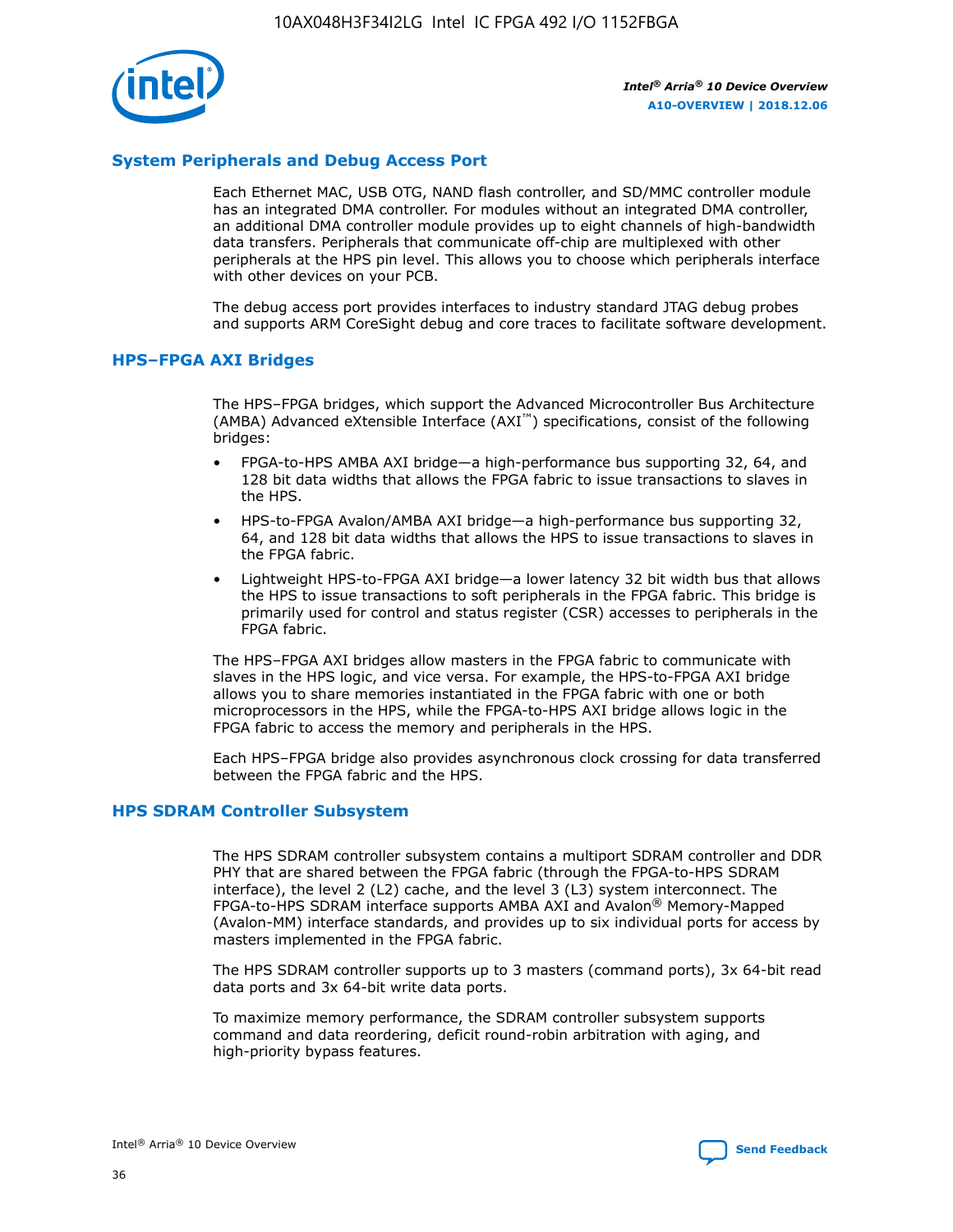## System Peripherals and Debug Access Port

Each Ethernet MAC, USB OTG, NAND flash controller, and SD/MMC controller module has an integrated DMA controller. For modules without an integrated DMA controller, an additional DMA controller module provides up to eight channels of high-bandwidth data transfers. Peripherals that communicate off-chip are multiplexed with other peripherals at the HPS pin level. This allows you to choose which peripherals interface with other devices on your PCB.

The debug access port provides interfaces to industry standard JTAG debug probes and supports ARM CoreSight debug and core traces to facilitate software development.

## HPS–FPGA AXI Bridges

The HPS–FPGA bridges, which support the Advanced Microcontroller Bus Architecture (AMBA) Advanced eXtensible Interface (AXI™) specifications, consist of the following bridges:

- FPGA-to-HPS AMBA AXI bridge—a high-performance bus supporting 32, 64, and 128 bit data widths that allows the FPGA fabric to issue transactions to slaves in the HPS.
- HPS-to-FPGA Avalon/AMBA AXI bridge—a high-performance bus supporting 32, 64, and 128 bit data widths that allows the HPS to issue transactions to slaves in the FPGA fabric.
- Lightweight HPS-to-FPGA AXI bridge—a lower latency 32 bit width bus that allows the HPS to issue transactions to soft peripherals in the FPGA fabric. This bridge is primarily used for control and status register (CSR) accesses to peripherals in the FPGA fabric.

The HPS–FPGA AXI bridges allow masters in the FPGA fabric to communicate with slaves in the HPS logic, and vice versa. For example, the HPS-to-FPGA AXI bridge allows you to share memories instantiated in the FPGA fabric with one or both microprocessors in the HPS, while the FPGA-to-HPS AXI bridge allows logic in the FPGA fabric to access the memory and peripherals in the HPS.

Each HPS–FPGA bridge also provides asynchronous clock crossing for data transferred between the FPGA fabric and the HPS.

## HPS SDRAM Controller Subsystem

The HPS SDRAM controller subsystem contains a multiport SDRAM controller and DDR PHY that are shared between the FPGA fabric (through the FPGA-to-HPS SDRAM interface), the level 2 (L2) cache, and the level 3 (L3) system interconnect. The FPGA-to-HPS SDRAM interface supports AMBA AXI and Avalon® Memory-Mapped (Avalon-MM) interface standards, and provides up to six individual ports for access by masters implemented in the FPGA fabric.

The HPS SDRAM controller supports up to 3 masters (command ports), 3x 64-bit read data ports and 3x 64-bit write data ports.

To maximize memory performance, the SDRAM controller subsystem supports command and data reordering, deficit round-robin arbitration with aging, and high-priority bypass features.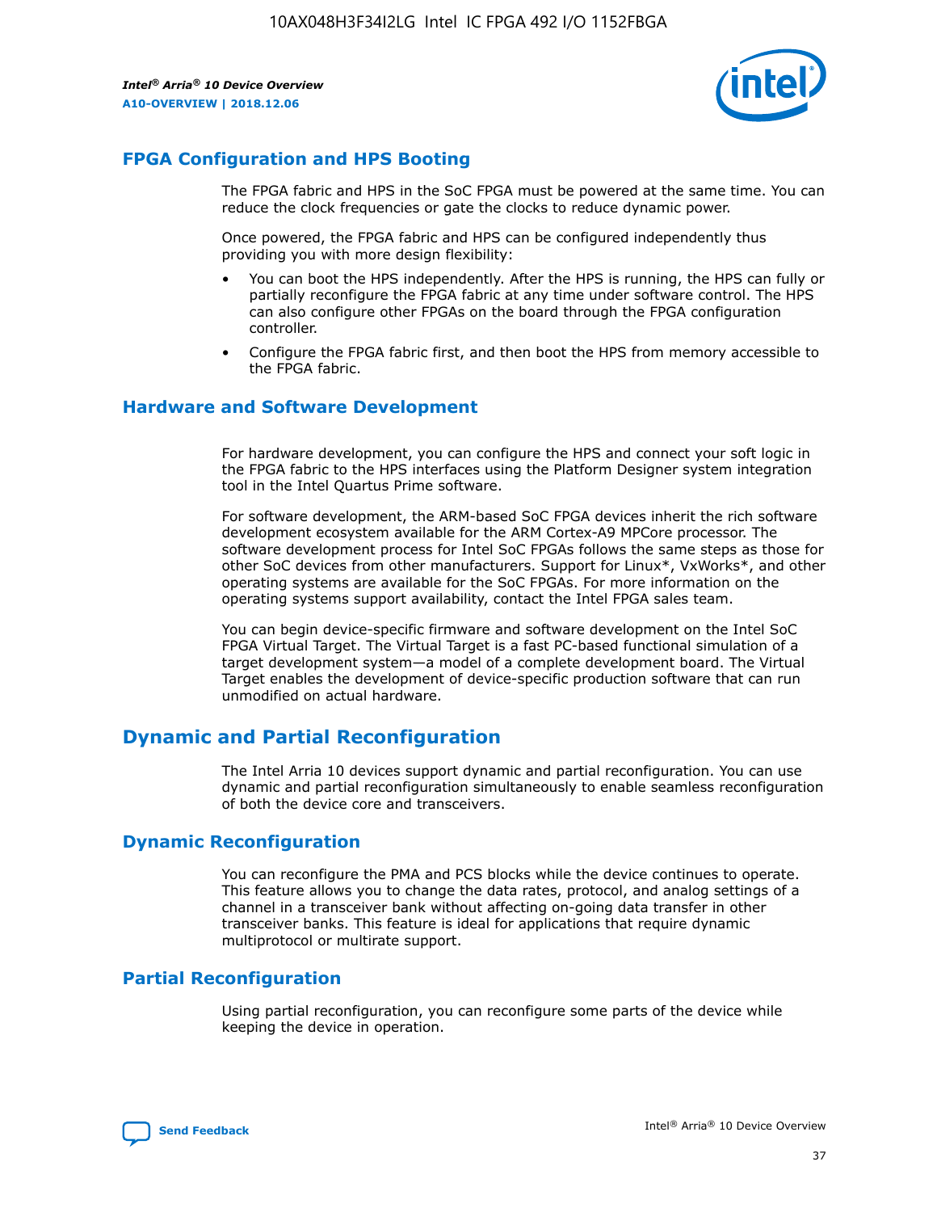## FPGA Configuration and HPS Booting

The FPGA fabric and HPS in the SoC FPGA must be powered at the same time. You can reduce the clock frequencies or gate the clocks to reduce dynamic power.

Once powered, the FPGA fabric and HPS can be configured independently thus providing you with more design flexibility:

- You can boot the HPS independently. After the HPS is running, the HPS can fully or partially reconfigure the FPGA fabric at any time under software control. The HPS can also configure other FPGAs on the board through the FPGA configuration controller.
- Configure the FPGA fabric first, and then boot the HPS from memory accessible to the FPGA fabric.

## Hardware and Software Development

For hardware development, you can configure the HPS and connect your soft logic in the FPGA fabric to the HPS interfaces using the Platform Designer system integration tool in the Intel Quartus Prime software.

For software development, the ARM-based SoC FPGA devices inherit the rich software development ecosystem available for the ARM Cortex-A9 MPCore processor. The software development process for Intel SoC FPGAs follows the same steps as those for other SoC devices from other manufacturers. Support for Linux*, VxWorks*, and other operating systems are available for the SoC FPGAs. For more information on the operating systems support availability, contact the Intel FPGA sales team.

You can begin device-specific firmware and software development on the Intel SoC FPGA Virtual Target. The Virtual Target is a fast PC-based functional simulation of a target development system—a model of a complete development board. The Virtual Target enables the development of device-specific production software that can run unmodified on actual hardware.

# Dynamic and Partial Reconfiguration

The Intel Arria 10 devices support dynamic and partial reconfiguration. You can use dynamic and partial reconfiguration simultaneously to enable seamless reconfiguration of both the device core and transceivers.

## Dynamic Reconfiguration

You can reconfigure the PMA and PCS blocks while the device continues to operate. This feature allows you to change the data rates, protocol, and analog settings of a channel in a transceiver bank without affecting on-going data transfer in other transceiver banks. This feature is ideal for applications that require dynamic multiprotocol or multirate support.

## Partial Reconfiguration

Using partial reconfiguration, you can reconfigure some parts of the device while keeping the device in operation.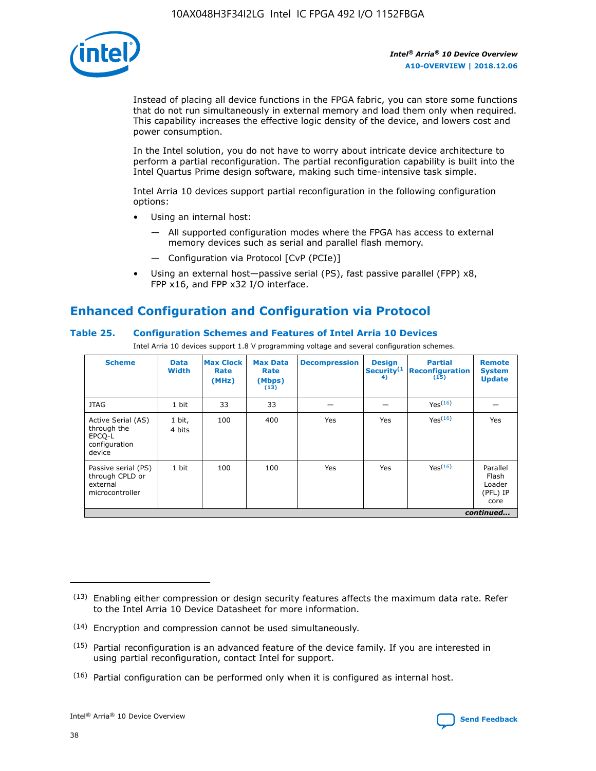Instead of placing all device functions in the FPGA fabric, you can store some functions that do not run simultaneously in external memory and load them only when required. This capability increases the effective logic density of the device, and lowers cost and power consumption.

In the Intel solution, you do not have to worry about intricate device architecture to perform a partial reconfiguration. The partial reconfiguration capability is built into the Intel Quartus Prime design software, making such time-intensive task simple.

Intel Arria 10 devices support partial reconfiguration in the following configuration options:

- Using an internal host:
  - — All supported configuration modes where the FPGA has access to external memory devices such as serial and parallel flash memory.
  - — Configuration via Protocol [CvP (PCIe)]
- Using an external host—passive serial (PS), fast passive parallel (FPP) x8, FPP x16, and FPP x32 I/O interface.

## Enhanced Configuration and Configuration via Protocol

### Table 25. Configuration Schemes and Features of Intel Arria 10 Devices

Intel Arria 10 devices support 1.8 V programming voltage and several configuration schemes.

| Scheme | Data Width | Max Clock Rate (MHz) | Max Data Rate (Mbps) (13) | Decompression | Design Security(14) | Partial Reconfiguration (15) | Remote System Update |
|---|---|---|---|---|---|---|---|
| JTAG | 1 bit | 33 | 33 | — | — | Yes(16) | — |
| Active Serial (AS) through the EPCQ-L configuration device | 1 bit, 4 bits | 100 | 400 | Yes | Yes | Yes(16) | Yes |
| Passive serial (PS) through CPLD or external microcontroller | 1 bit | 100 | 100 | Yes | Yes | Yes(16) | Parallel Flash Loader (PFL) IP core |

*continued...*

(13) Enabling either compression or design security features affects the maximum data rate. Refer to the Intel Arria 10 Device Datasheet for more information.

(14) Encryption and compression cannot be used simultaneously.

(15) Partial reconfiguration is an advanced feature of the device family. If you are interested in using partial reconfiguration, contact Intel for support.

(16) Partial configuration can be performed only when it is configured as internal host.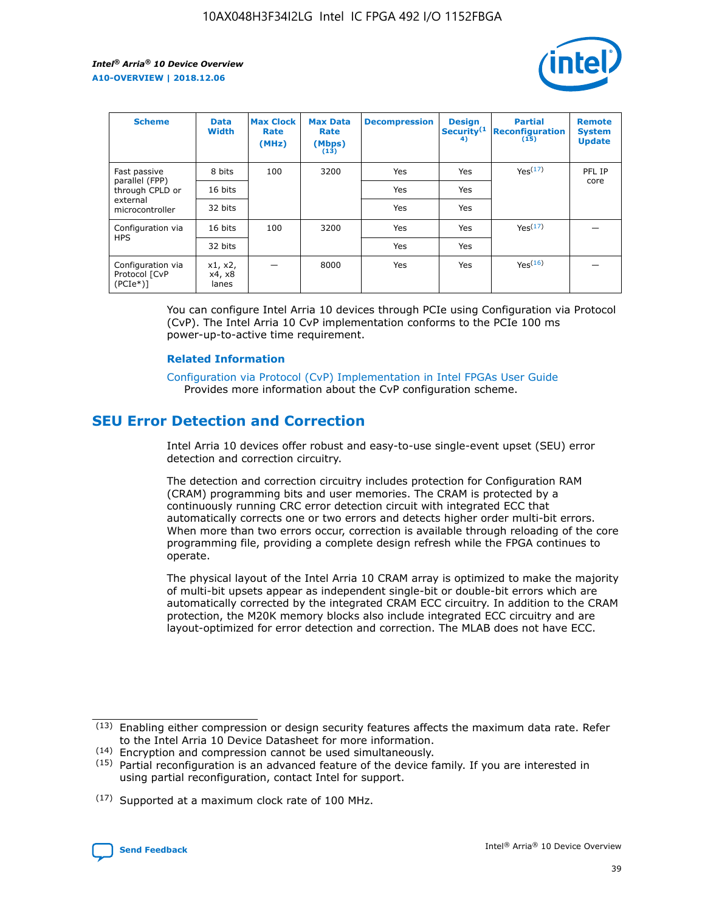| Scheme | Data Width | Max Clock Rate (MHz) | Max Data Rate (Mbps) (13) | Decompression | Design Security (14) | Partial Reconfiguration (15) | Remote System Update |
|---|---|---|---|---|---|---|---|
| Fast passive parallel (FPP) through CPLD or external microcontroller | 8 bits | 100 | 3200 | Yes | Yes | Yes[17] | PFL IP core |
| | 16 bits | | | Yes | Yes | | |
| | 32 bits | | | Yes | Yes | | |
| Configuration via HPS | 16 bits | 100 | 3200 | Yes | Yes | Yes[17] | — |
| | 32 bits | | | Yes | Yes | | |
| Configuration via Protocol [CvP (PCIe*)] | x1, x2, x4, x8 lanes | — | 8000 | Yes | Yes | Yes[16] | — |

You can configure Intel Arria 10 devices through PCIe using Configuration via Protocol (CvP). The Intel Arria 10 CvP implementation conforms to the PCIe 100 ms power-up-to-active time requirement.

### Related Information

Configuration via Protocol (CvP) Implementation in Intel FPGAs User Guide
Provides more information about the CvP configuration scheme.

## SEU Error Detection and Correction

Intel Arria 10 devices offer robust and easy-to-use single-event upset (SEU) error detection and correction circuitry.

The detection and correction circuitry includes protection for Configuration RAM (CRAM) programming bits and user memories. The CRAM is protected by a continuously running CRC error detection circuit with integrated ECC that automatically corrects one or two errors and detects higher order multi-bit errors. When more than two errors occur, correction is available through reloading of the core programming file, providing a complete design refresh while the FPGA continues to operate.

The physical layout of the Intel Arria 10 CRAM array is optimized to make the majority of multi-bit upsets appear as independent single-bit or double-bit errors which are automatically corrected by the integrated CRAM ECC circuitry. In addition to the CRAM protection, the M20K memory blocks also include integrated ECC circuitry and are layout-optimized for error detection and correction. The MLAB does not have ECC.

(13) Enabling either compression or design security features affects the maximum data rate. Refer to the Intel Arria 10 Device Datasheet for more information.

(14) Encryption and compression cannot be used simultaneously.

(15) Partial reconfiguration is an advanced feature of the device family. If you are interested in using partial reconfiguration, contact Intel for support.

(17) Supported at a maximum clock rate of 100 MHz.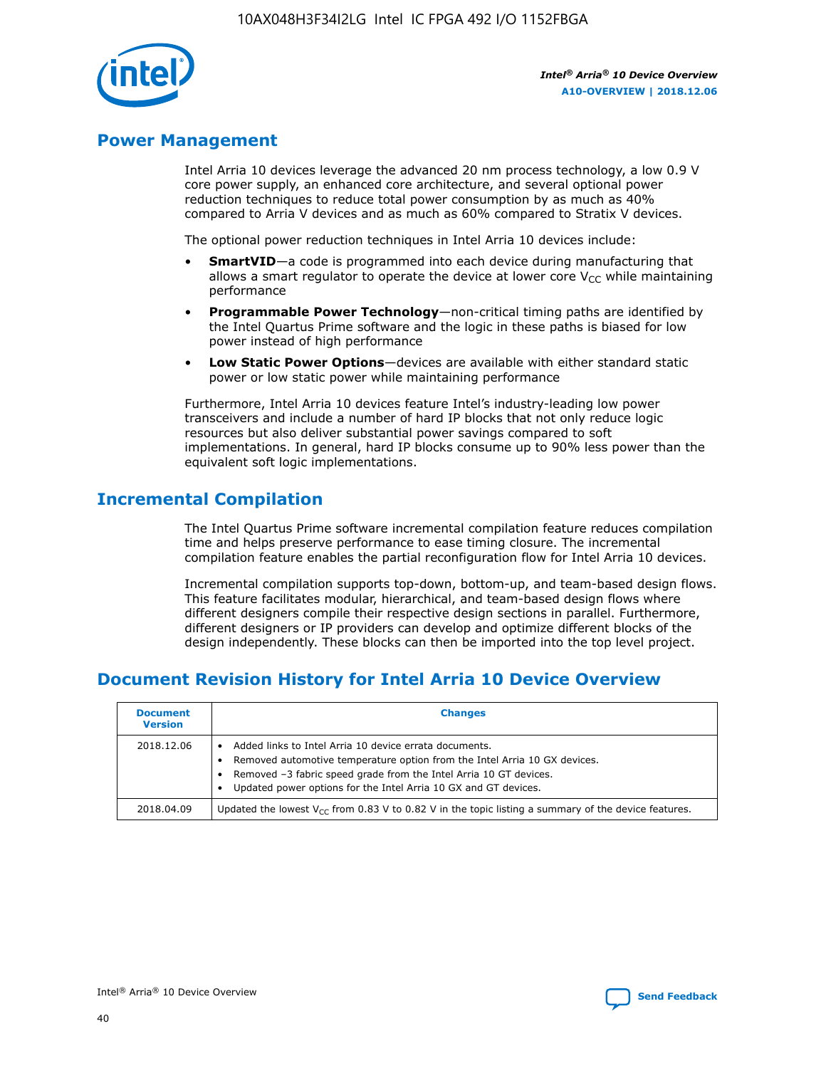## Power Management

Intel Arria 10 devices leverage the advanced 20 nm process technology, a low 0.9 V core power supply, an enhanced core architecture, and several optional power reduction techniques to reduce total power consumption by as much as 40% compared to Arria V devices and as much as 60% compared to Stratix V devices.

The optional power reduction techniques in Intel Arria 10 devices include:

- **SmartVID**—a code is programmed into each device during manufacturing that allows a smart regulator to operate the device at lower core $V_{CC}$ while maintaining performance
- **Programmable Power Technology**—non-critical timing paths are identified by the Intel Quartus Prime software and the logic in these paths is biased for low power instead of high performance
- **Low Static Power Options**—devices are available with either standard static power or low static power while maintaining performance

Furthermore, Intel Arria 10 devices feature Intel's industry-leading low power transceivers and include a number of hard IP blocks that not only reduce logic resources but also deliver substantial power savings compared to soft implementations. In general, hard IP blocks consume up to 90% less power than the equivalent soft logic implementations.

## Incremental Compilation

The Intel Quartus Prime software incremental compilation feature reduces compilation time and helps preserve performance to ease timing closure. The incremental compilation feature enables the partial reconfiguration flow for Intel Arria 10 devices.

Incremental compilation supports top-down, bottom-up, and team-based design flows. This feature facilitates modular, hierarchical, and team-based design flows where different designers compile their respective design sections in parallel. Furthermore, different designers or IP providers can develop and optimize different blocks of the design independently. These blocks can then be imported into the top level project.

## Document Revision History for Intel Arria 10 Device Overview

| Document Version | Changes |
| --- | --- |
| 2018.12.06 | • Added links to Intel Arria 10 device errata documents.<br>• Removed automotive temperature option from the Intel Arria 10 GX devices.<br>• Removed –3 fabric speed grade from the Intel Arria 10 GT devices.<br>• Updated power options for the Intel Arria 10 GX and GT devices. |
| 2018.04.09 | Updated the lowest $V_{CC}$ from 0.83 V to 0.82 V in the topic listing a summary of the device features. |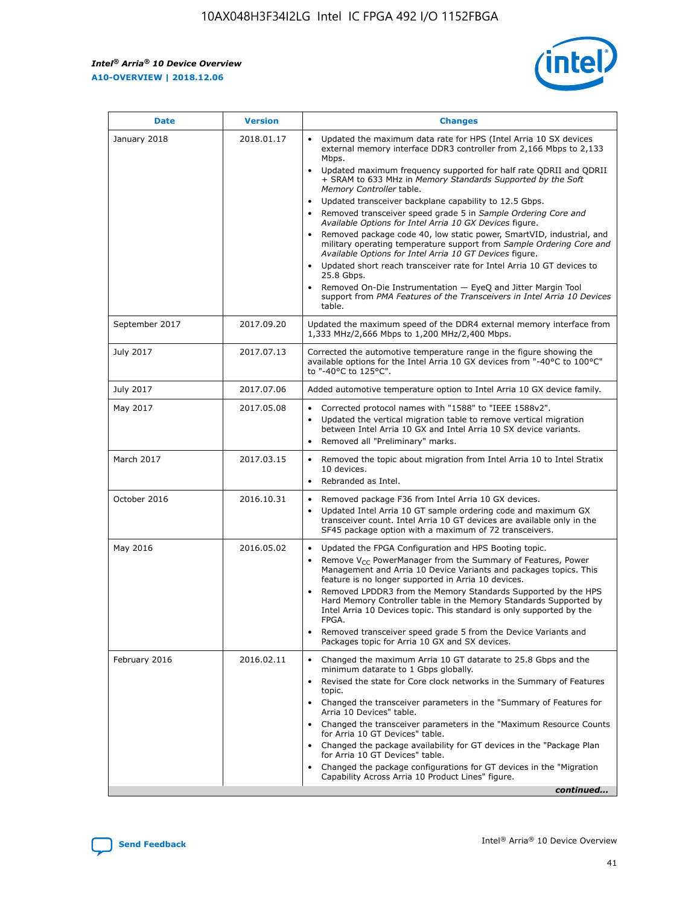| Date | Version | Changes |
| --- | --- | --- |
| January 2018 | 2018.01.17 | • Updated the maximum data rate for HPS (Intel Arria 10 SX devices external memory interface DDR3 controller from 2,166 Mbps to 2,133 Mbps.<br>• Updated maximum frequency supported for half rate QDRII and QDRII + SRAM to 633 MHz in *Memory Standards Supported by the Soft Memory Controller* table.<br>• Updated transceiver backplane capability to 12.5 Gbps.<br>• Removed transceiver speed grade 5 in *Sample Ordering Core and Available Options for Intel Arria 10 GX Devices* figure.<br>• Removed package code 40, low static power, SmartVID, industrial, and military operating temperature support from *Sample Ordering Core and Available Options for Intel Arria 10 GT Devices* figure.<br>• Updated short reach transceiver rate for Intel Arria 10 GT devices to 25.8 Gbps.<br>• Removed On-Die Instrumentation — EyeQ and Jitter Margin Tool support from *PMA Features of the Transceivers in Intel Arria 10 Devices* table. |
| September 2017 | 2017.09.20 | Updated the maximum speed of the DDR4 external memory interface from 1,333 MHz/2,666 Mbps to 1,200 MHz/2,400 Mbps. |
| July 2017 | 2017.07.13 | Corrected the automotive temperature range in the figure showing the available options for the Intel Arria 10 GX devices from "-40°C to 100°C" to "-40°C to 125°C". |
| July 2017 | 2017.07.06 | Added automotive temperature option to Intel Arria 10 GX device family. |
| May 2017 | 2017.05.08 | • Corrected protocol names with "1588" to "IEEE 1588v2".<br>• Updated the vertical migration table to remove vertical migration between Intel Arria 10 GX and Intel Arria 10 SX device variants.<br>• Removed all "Preliminary" marks. |
| March 2017 | 2017.03.15 | • Removed the topic about migration from Intel Arria 10 to Intel Stratix 10 devices.<br>• Rebranded as Intel. |
| October 2016 | 2016.10.31 | • Removed package F36 from Intel Arria 10 GX devices.<br>• Updated Intel Arria 10 GT sample ordering code and maximum GX transceiver count. Intel Arria 10 GT devices are available only in the SF45 package option with a maximum of 72 transceivers. |
| May 2016 | 2016.05.02 | • Updated the FPGA Configuration and HPS Booting topic.<br>• Remove $V_{CC}$ PowerManager from the Summary of Features, Power Management and Arria 10 Device Variants and packages topics. This feature is no longer supported in Arria 10 devices.<br>• Removed LPDDR3 from the Memory Standards Supported by the HPS Hard Memory Controller table in the Memory Standards Supported by Intel Arria 10 Devices topic. This standard is only supported by the FPGA.<br>• Removed transceiver speed grade 5 from the Device Variants and Packages topic for Arria 10 GX and SX devices. |
| February 2016 | 2016.02.11 | • Changed the maximum Arria 10 GT datarate to 25.8 Gbps and the minimum datarate to 1 Gbps globally.<br>• Revised the state for Core clock networks in the Summary of Features topic.<br>• Changed the transceiver parameters in the "Summary of Features for Arria 10 Devices" table.<br>• Changed the transceiver parameters in the "Maximum Resource Counts for Arria 10 GT Devices" table.<br>• Changed the package availability for GT devices in the "Package Plan for Arria 10 GT Devices" table.<br>• Changed the package configurations for GT devices in the "Migration Capability Across Arria 10 Product Lines" figure. |

*continued...*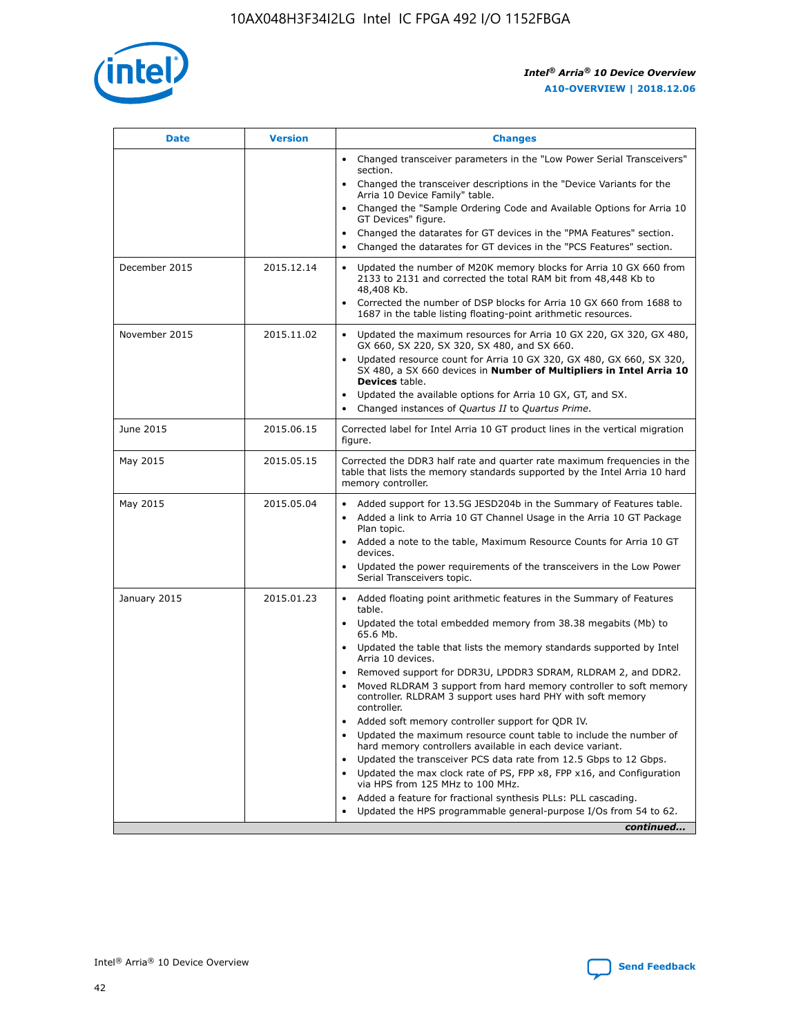| Date | Version | Changes |
| --- | --- | --- |
| | | • Changed transceiver parameters in the "Low Power Serial Transceivers" section.<br>• Changed the transceiver descriptions in the "Device Variants for the Arria 10 Device Family" table.<br>• Changed the "Sample Ordering Code and Available Options for Arria 10 GT Devices" figure.<br>• Changed the datarates for GT devices in the "PMA Features" section.<br>• Changed the datarates for GT devices in the "PCS Features" section. |
| December 2015 | 2015.12.14 | • Updated the number of M20K memory blocks for Arria 10 GX 660 from 2133 to 2131 and corrected the total RAM bit from 48,448 Kb to 48,408 Kb.<br>• Corrected the number of DSP blocks for Arria 10 GX 660 from 1688 to 1687 in the table listing floating-point arithmetic resources. |
| November 2015 | 2015.11.02 | • Updated the maximum resources for Arria 10 GX 220, GX 320, GX 480, GX 660, SX 220, SX 320, SX 480, and SX 660.<br>• Updated resource count for Arria 10 GX 320, GX 480, GX 660, SX 320, SX 480, a SX 660 devices in **Number of Multipliers in Intel Arria 10 Devices** table.<br>• Updated the available options for Arria 10 GX, GT, and SX.<br>• Changed instances of *Quartus II* to *Quartus Prime*. |
| June 2015 | 2015.06.15 | Corrected label for Intel Arria 10 GT product lines in the vertical migration figure. |
| May 2015 | 2015.05.15 | Corrected the DDR3 half rate and quarter rate maximum frequencies in the table that lists the memory standards supported by the Intel Arria 10 hard memory controller. |
| May 2015 | 2015.05.04 | • Added support for 13.5G JESD204b in the Summary of Features table.<br>• Added a link to Arria 10 GT Channel Usage in the Arria 10 GT Package Plan topic.<br>• Added a note to the table, Maximum Resource Counts for Arria 10 GT devices.<br>• Updated the power requirements of the transceivers in the Low Power Serial Transceivers topic. |
| January 2015 | 2015.01.23 | • Added floating point arithmetic features in the Summary of Features table.<br>• Updated the total embedded memory from 38.38 megabits (Mb) to 65.6 Mb.<br>• Updated the table that lists the memory standards supported by Intel Arria 10 devices.<br>• Removed support for DDR3U, LPDDR3 SDRAM, RLDRAM 2, and DDR2.<br>• Moved RLDRAM 3 support from hard memory controller to soft memory controller. RLDRAM 3 support uses hard PHY with soft memory controller.<br>• Added soft memory controller support for QDR IV.<br>• Updated the maximum resource count table to include the number of hard memory controllers available in each device variant.<br>• Updated the transceiver PCS data rate from 12.5 Gbps to 12 Gbps.<br>• Updated the max clock rate of PS, FPP x8, FPP x16, and Configuration via HPS from 125 MHz to 100 MHz.<br>• Added a feature for fractional synthesis PLLs: PLL cascading.<br>• Updated the HPS programmable general-purpose I/Os from 54 to 62. |

*continued...*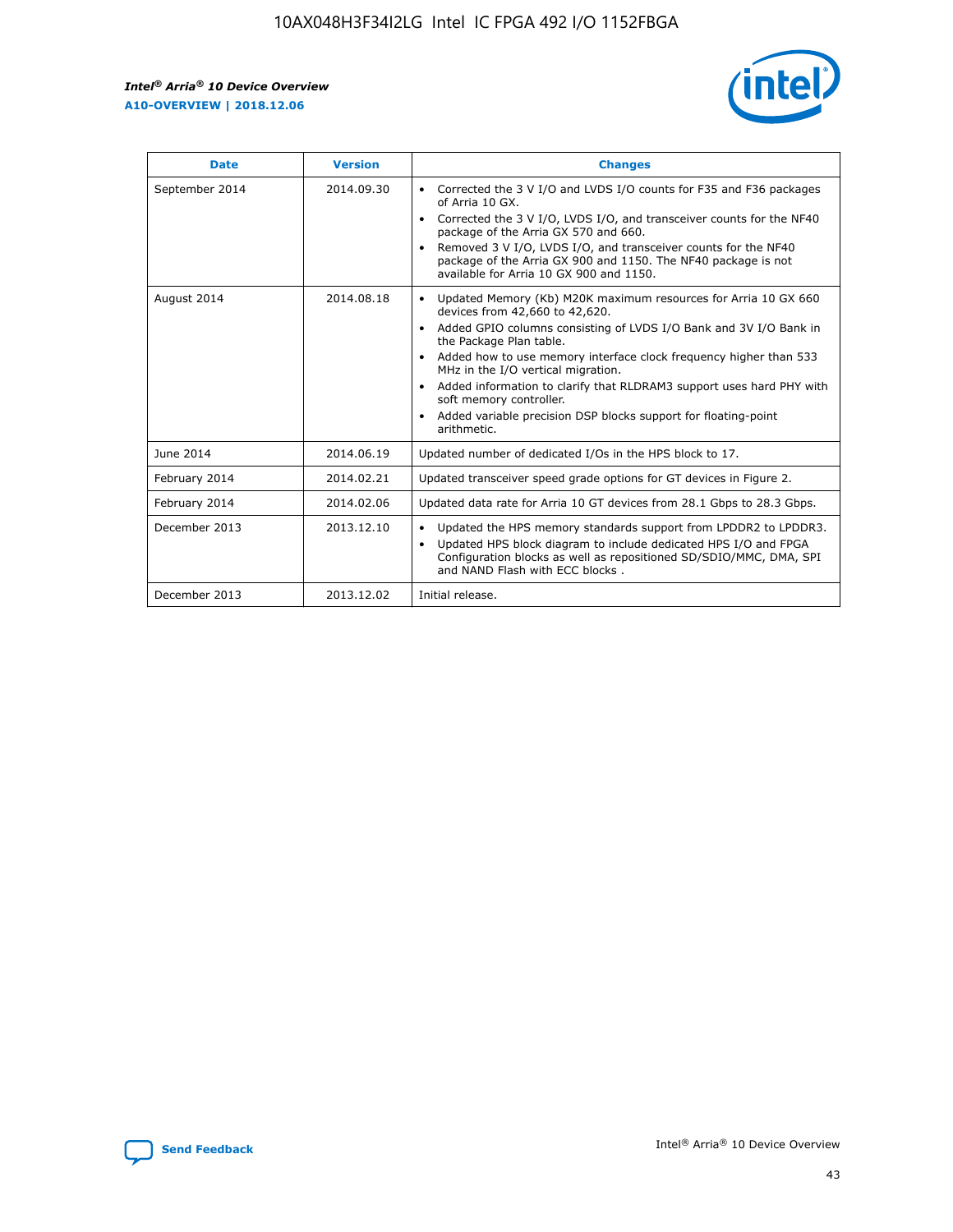| Date | Version | Changes |
| --- | --- | --- |
| September 2014 | 2014.09.30 | • Corrected the 3 V I/O and LVDS I/O counts for F35 and F36 packages of Arria 10 GX.<br>• Corrected the 3 V I/O, LVDS I/O, and transceiver counts for the NF40 package of the Arria GX 570 and 660.<br>• Removed 3 V I/O, LVDS I/O, and transceiver counts for the NF40 package of the Arria GX 900 and 1150. The NF40 package is not available for Arria 10 GX 900 and 1150. |
| August 2014 | 2014.08.18 | • Updated Memory (Kb) M20K maximum resources for Arria 10 GX 660 devices from 42,660 to 42,620.<br>• Added GPIO columns consisting of LVDS I/O Bank and 3V I/O Bank in the Package Plan table.<br>• Added how to use memory interface clock frequency higher than 533 MHz in the I/O vertical migration.<br>• Added information to clarify that RLDRAM3 support uses hard PHY with soft memory controller.<br>• Added variable precision DSP blocks support for floating-point arithmetic. |
| June 2014 | 2014.06.19 | Updated number of dedicated I/Os in the HPS block to 17. |
| February 2014 | 2014.02.21 | Updated transceiver speed grade options for GT devices in Figure 2. |
| February 2014 | 2014.02.06 | Updated data rate for Arria 10 GT devices from 28.1 Gbps to 28.3 Gbps. |
| December 2013 | 2013.12.10 | • Updated the HPS memory standards support from LPDDR2 to LPDDR3.<br>• Updated HPS block diagram to include dedicated HPS I/O and FPGA Configuration blocks as well as repositioned SD/SDIO/MMC, DMA, SPI and NAND Flash with ECC blocks . |
| December 2013 | 2013.12.02 | Initial release. |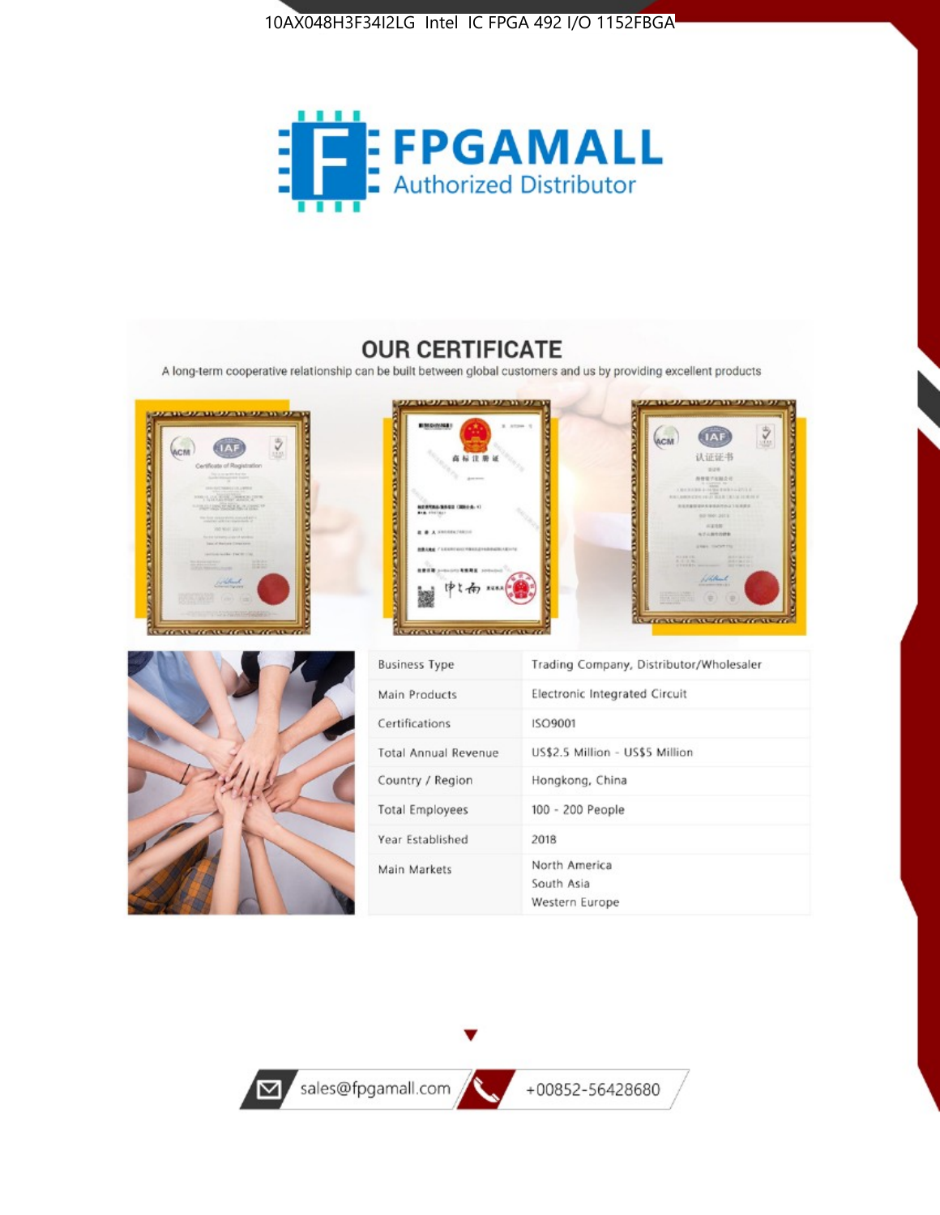FPGAMALL

Authorized Distributor

## OUR CERTIFICATE

A long-term cooperative relationship can be built between global customers and us by providing excellent products

| | |
|---|---|
| Business Type | Trading Company, Distributor/Wholesaler |
| Main Products | Electronic Integrated Circuit |
| Certifications | ISO9001 |
| Total Annual Revenue | US$2.5 Million - US$5 Million |
| Country / Region | Hongkong, China |
| Total Employees | 100 - 200 People |
| Year Established | 2018 |
| Main Markets | North America<br>South Asia<br>Western Europe |

sales@fpgamall.com

+00852-56428680